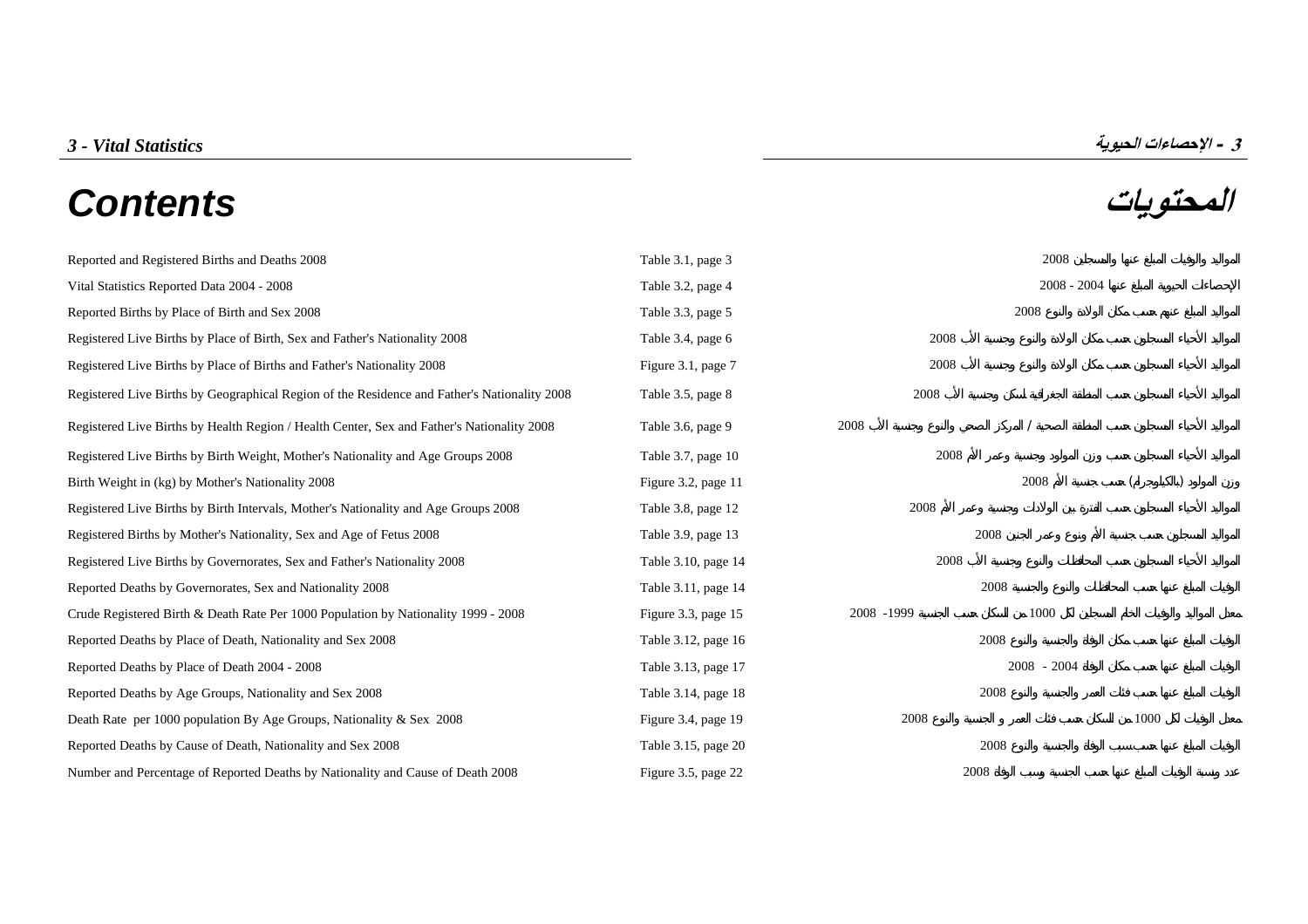*3 - Vital Statistics* | **3 - الإحصاءات الحيوية**

# Contents

# المحتويات

| Contents | Page | المحتويات |
|---|---|---|
| Reported and Registered Births and Deaths 2008 | Table 3.1, page 3 | المواليد والوفيات المبلغ عنها والمسجلين 2008 |
| Vital Statistics Reported Data 2004 - 2008 | Table 3.2, page 4 | الإحصاءات الحيوية المبلغ عنها 2004 - 2008 |
| Reported Births by Place of Birth and Sex 2008 | Table 3.3, page 5 | المواليد المبلغ عنهم حسب مكان الولادة والنوع 2008 |
| Registered Live Births by Place of Birth, Sex and Father's Nationality 2008 | Table 3.4, page 6 | المواليد الأحياء المسجلين حسب مكان الولادة والنوع وجنسية الأب 2008 |
| Registered Live Births by Place of Births and Father's Nationality 2008 | Figure 3.1, page 7 | المواليد الأحياء المسجلين حسب مكان الولادة والنوع وجنسية الأب 2008 |
| Registered Live Births by Geographical Region of the Residence and Father's Nationality 2008 | Table 3.5, page 8 | المواليد الأحياء المسجلين حسب المنطقة الجغرافية للسكن وجنسية الأب 2008 |
| Registered Live Births by Health Region / Health Center, Sex and Father's Nationality 2008 | Table 3.6, page 9 | المواليد الأحياء المسجلين حسب المنطقة الصحية / المركز الصحي والنوع وجنسية الأب 2008 |
| Registered Live Births by Birth Weight, Mother's Nationality and Age Groups 2008 | Table 3.7, page 10 | المواليد الأحياء المسجلين حسب وزن المولود وجنسية وعمر الأم 2008 |
| Birth Weight in (kg) by Mother's Nationality 2008 | Figure 3.2, page 11 | وزن المولود (بالكيلوجرام) حسب جنسية الأم 2008 |
| Registered Live Births by Birth Intervals, Mother's Nationality and Age Groups 2008 | Table 3.8, page 12 | المواليد الأحياء المسجلين حسب الفترة بين الولادات وجنسية وعمر الأم 2008 |
| Registered Births by Mother's Nationality, Sex and Age of Fetus 2008 | Table 3.9, page 13 | المواليد المسجلين حسب جنسية الأم ونوع وعمر الجنين 2008 |
| Registered Live Births by Governorates, Sex and Father's Nationality 2008 | Table 3.10, page 14 | المواليد الأحياء المسجلين حسب المحافظات والنوع وجنسية الأب 2008 |
| Reported Deaths by Governorates, Sex and Nationality 2008 | Table 3.11, page 14 | الوفيات المبلغ عنها حسب المحافظات والنوع والجنسية 2008 |
| Crude Registered Birth & Death Rate Per 1000 Population by Nationality 1999 - 2008 | Figure 3.3, page 15 | معدل المواليد والوفيات الخام المسجلين لكل 1000 من السكان حسب الجنسية 1999- 2008 |
| Reported Deaths by Place of Death, Nationality and Sex 2008 | Table 3.12, page 16 | الوفيات المبلغ عنها حسب مكان الوفاة والجنسية والنوع 2008 |
| Reported Deaths by Place of Death 2004 - 2008 | Table 3.13, page 17 | الوفيات المبلغ عنها حسب مكان الوفاة 2004 - 2008 |
| Reported Deaths by Age Groups, Nationality and Sex 2008 | Table 3.14, page 18 | الوفيات المبلغ عنها حسب فئات العمر والجنسية والنوع 2008 |
| Death Rate per 1000 population By Age Groups, Nationality & Sex 2008 | Figure 3.4, page 19 | معدل الوفيات لكل 1000 من السكان حسب فئات العمر و الجنسية والنوع 2008 |
| Reported Deaths by Cause of Death, Nationality and Sex 2008 | Table 3.15, page 20 | الوفيات المبلغ عنها حسب سبب الوفاة والجنسية والنوع 2008 |
| Number and Percentage of Reported Deaths by Nationality and Cause of Death 2008 | Figure 3.5, page 22 | عدد ونسبة الوفيات المبلغ عنها حسب الجنسية وسبب الوفاة 2008 |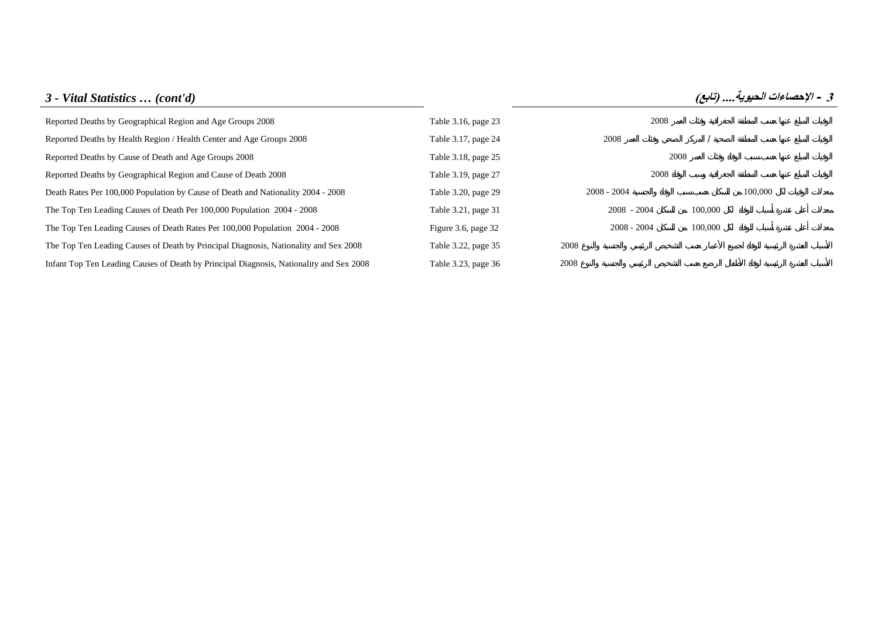## *3 - Vital Statistics … (cont'd)* | 3 - الإحصاءات الحيوية .... (تابع)

| English | Reference | العربية |
|---|---|---|
| Reported Deaths by Geographical Region and Age Groups 2008 | Table 3.16, page 23 | الوفيات المبلغ عنها حسب المنطقة الجغرافية وفئات العمر 2008 |
| Reported Deaths by Health Region / Health Center and Age Groups 2008 | Table 3.17, page 24 | الوفيات المبلغ عنها حسب المنطقة الصحية / المركز الصحي وفئات العمر 2008 |
| Reported Deaths by Cause of Death and Age Groups 2008 | Table 3.18, page 25 | الوفيات المبلغ عنها حسب سبب الوفاة وفئات العمر 2008 |
| Reported Deaths by Geographical Region and Cause of Death 2008 | Table 3.19, page 27 | الوفيات المبلغ عنها حسب المنطقة الجغرافية وسبب الوفاة 2008 |
| Death Rates Per 100,000 Population by Cause of Death and Nationality 2004 - 2008 | Table 3.20, page 29 | معدلات الوفيات لكل 100,000 من السكان حسب سبب الوفاة والجنسية 2004 - 2008 |
| The Top Ten Leading Causes of Death Per 100,000 Population 2004 - 2008 | Table 3.21, page 31 | معدلات أعلى عشرة أسباب للوفاة لكل 100,000 من السكان 2004 - 2008 |
| The Top Ten Leading Causes of Death Rates Per 100,000 Population 2004 - 2008 | Figure 3.6, page 32 | معدلات أعلى عشرة أسباب للوفاة لكل 100,000 من السكان 2004 - 2008 |
| The Top Ten Leading Causes of Death by Principal Diagnosis, Nationality and Sex 2008 | Table 3.22, page 35 | الأسباب العشرة الرئيسية للوفاة لجميع الأعمار حسب التشخيص الرئيسي والجنسية والنوع 2008 |
| Infant Top Ten Leading Causes of Death by Principal Diagnosis, Nationality and Sex 2008 | Table 3.23, page 36 | الأسباب العشرة الرئيسية لوفاة الأطفال الرضع حسب التشخيص الرئيسي والجنسية والنوع 2008 |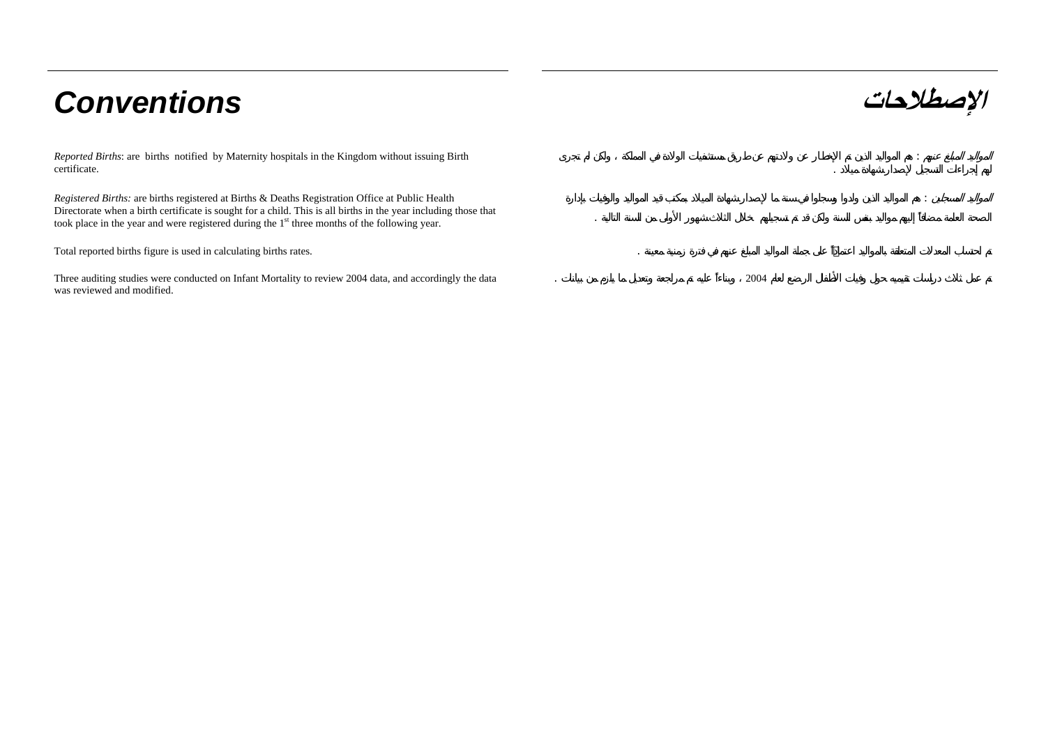# Conventions

*Reported Births*: are births notified by Maternity hospitals in the Kingdom without issuing Birth certificate.

*Registered Births:* are births registered at Births & Deaths Registration Office at Public Health Directorate when a birth certificate is sought for a child. This is all births in the year including those that took place in the year and were registered during the 1st three months of the following year.

Total reported births figure is used in calculating births rates.

Three auditing studies were conducted on Infant Mortality to review 2004 data, and accordingly the data was reviewed and modified.

# الإصطلاحات

*المواليد المبلغ عنهم* : هم المواليد الذين تم الإخطار عن ولادتهم عن طريق مستشفيات الولادة في المملكة ، ولكن لم تجرى لهم إجراءات التسجيل لإصدار شهادة ميلاد .

*المواليد المسجلين* : هم المواليد الذين ولدوا وسجلوا في سنة ما لإصدار شهادة الميلاد بمكتب قيد المواليد والوفيات بإدارة الصحة العامة مضافاً إليهم مواليد بنفس السنة ولكن قد تم تسجيلهم خلال الثلاث شهور الأولى من السنة التالية .

تم احتساب المعدلات المتعلقة بالمواليد اعتماداً على جملة المواليد المبلغ عنهم في فترة زمنية معينة .

تم عمل ثلاث دراسات تقييميه حول وفيات الأطفال الرضع لعام 2004 ، وبناءاً عليه تم مراجعة وتعديل ما يلزم من بيانات .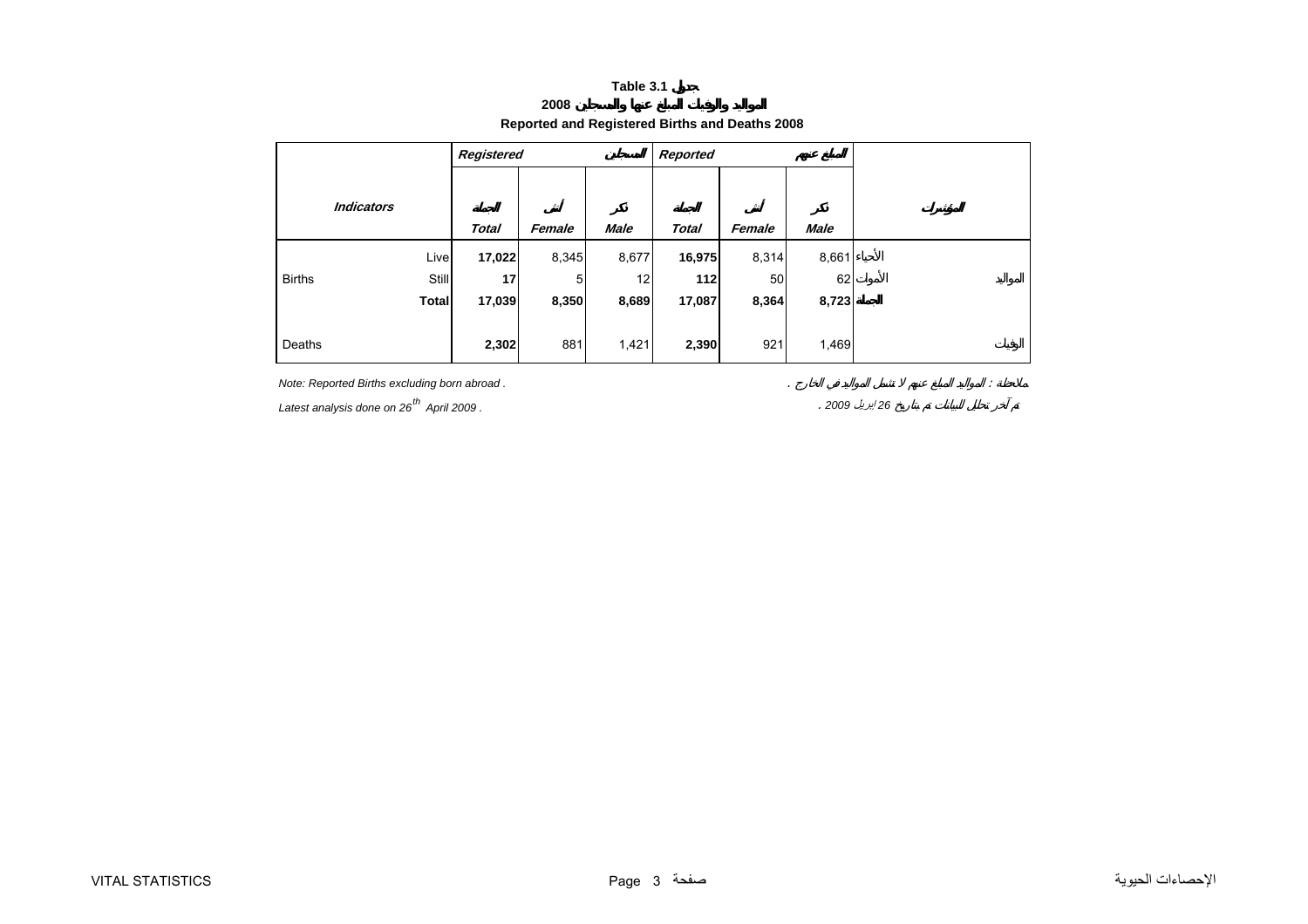**Table 3.1 جدول**

**2008 المواليد والوفيات المبلغ عنها والمسجلين**

**Reported and Registered Births and Deaths 2008**

| *Indicators* | | *Registered* المسجلين | | | *Reported* المبلغ عنهم | | | المؤشرات | |
|---|---|---|---|---|---|---|---|---|---|
| | | الجملة *Total* | أنثى *Female* | ذكر *Male* | الجملة *Total* | أنثى *Female* | ذكر *Male* | | |
| Births | Live | **17,022** | 8,345 | 8,677 | **16,975** | 8,314 | 8,661 | الأحياء | المواليد |
| | Still | **17** | 5 | 12 | **112** | 50 | 62 | الأموات | |
| | **Total** | **17,039** | **8,350** | **8,689** | **17,087** | **8,364** | **8,723** | **الجملة** | |
| Deaths | | **2,302** | 881 | 1,421 | **2,390** | 921 | 1,469 | | الوفيات |

*Note: Reported Births excluding born abroad .* | *ملاحظة : المواليد المبلغ عنهم لا تشمل المواليد في الخارج .*

*Latest analysis done on 26th April 2009 .* | *تم آخر تحليل للبيانات تم بتاريخ 26 إبريل 2009 .*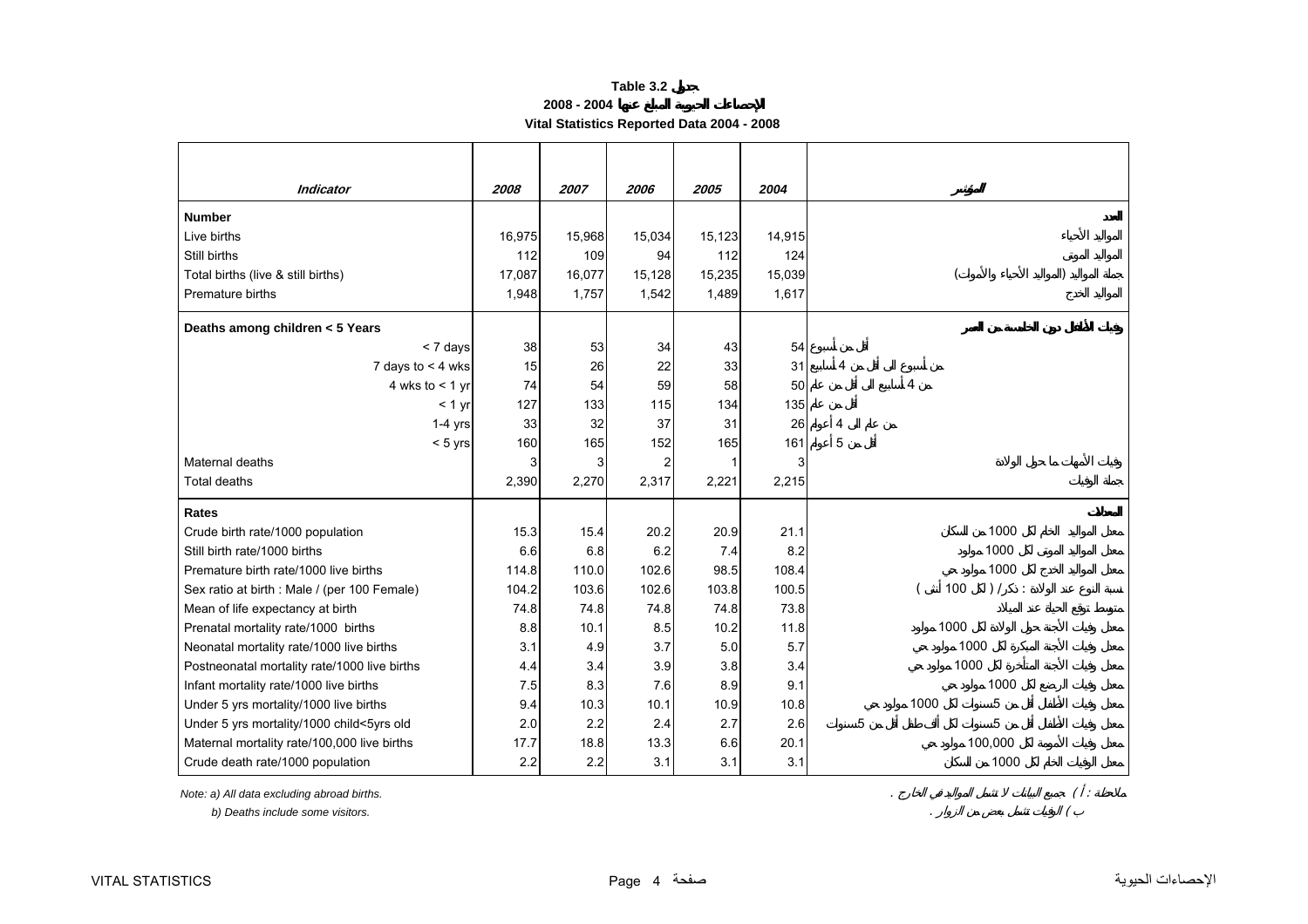# Table 3.2 جدول

## 2008 - 2004 الإحصاءات الحيوية المبلغ عنها

## Vital Statistics Reported Data 2004 - 2008

| Indicator | 2008 | 2007 | 2006 | 2005 | 2004 | المؤشر |
|---|---|---|---|---|---|---|
| **Number** | | | | | | **العدد** |
| Live births | 16,975 | 15,968 | 15,034 | 15,123 | 14,915 | المواليد الأحياء |
| Still births | 112 | 109 | 94 | 112 | 124 | المواليد الموتى |
| Total births (live & still births) | 17,087 | 16,077 | 15,128 | 15,235 | 15,039 | جملة المواليد (المواليد الأحياء والأموات) |
| Premature births | 1,948 | 1,757 | 1,542 | 1,489 | 1,617 | المواليد الخدج |
| **Deaths among children < 5 Years** | | | | | | **وفيات الأطفال دون الخامسة من العمر** |
| < 7 days | 38 | 53 | 34 | 43 | 54 | أقل من أسبوع |
| 7 days to < 4 wks | 15 | 26 | 22 | 33 | 31 | من أسبوع الى أقل من 4 أسابيع |
| 4 wks to < 1 yr | 74 | 54 | 59 | 58 | 50 | من 4 أسابيع الى أقل من عام |
| < 1 yr | 127 | 133 | 115 | 134 | 135 | أقل من عام |
| 1-4 yrs | 33 | 32 | 37 | 31 | 26 | من عام الى 4 أعوام |
| < 5 yrs | 160 | 165 | 152 | 165 | 161 | أقل من 5 أعوام |
| Maternal deaths | 3 | 3 | 2 | 1 | 3 | وفيات الأمهات ما حول الولادة |
| Total deaths | 2,390 | 2,270 | 2,317 | 2,221 | 2,215 | جملة الوفيات |
| **Rates** | | | | | | **المعدلات** |
| Crude birth rate/1000 population | 15.3 | 15.4 | 20.2 | 20.9 | 21.1 | معدل المواليد الخام لكل 1000 من السكان |
| Still birth rate/1000 births | 6.6 | 6.8 | 6.2 | 7.4 | 8.2 | معدل المواليد الموتى لكل 1000 مولود |
| Premature birth rate/1000 live births | 114.8 | 110.0 | 102.6 | 98.5 | 108.4 | معدل المواليد الخدج لكل 1000 مولود حي |
| Sex ratio at birth : Male / (per 100 Female) | 104.2 | 103.6 | 102.6 | 103.8 | 100.5 | نسبة النوع عند الولادة : ذكر/ ( لكل 100 أنثى ) |
| Mean of life expectancy at birth | 74.8 | 74.8 | 74.8 | 74.8 | 73.8 | متوسط توقع الحياة عند الميلاد |
| Prenatal mortality rate/1000 births | 8.8 | 10.1 | 8.5 | 10.2 | 11.8 | معدل وفيات الأجنة حول الولادة لكل 1000 مولود |
| Neonatal mortality rate/1000 live births | 3.1 | 4.9 | 3.7 | 5.0 | 5.7 | معدل وفيات الأجنة المبكرة لكل 1000 مولود حي |
| Postneonatal mortality rate/1000 live births | 4.4 | 3.4 | 3.9 | 3.8 | 3.4 | معدل وفيات الأجنة المتأخرة لكل 1000 مولود حي |
| Infant mortality rate/1000 live births | 7.5 | 8.3 | 7.6 | 8.9 | 9.1 | معدل وفيات الرضع لكل 1000 مولود حي |
| Under 5 yrs mortality/1000 live births | 9.4 | 10.3 | 10.1 | 10.9 | 10.8 | معدل وفيات الأطفال أقل من 5سنوات لكل 1000 مولود حي |
| Under 5 yrs mortality/1000 child<5yrs old | 2.0 | 2.2 | 2.4 | 2.7 | 2.6 | معدل وفيات الأطفال أقل من 5سنوات لكل ألف طفل أقل من 5سنوات |
| Maternal mortality rate/100,000 live births | 17.7 | 18.8 | 13.3 | 6.6 | 20.1 | معدل وفيات الأمومة لكل 100,000 مولود حي |
| Crude death rate/1000 population | 2.2 | 2.2 | 3.1 | 3.1 | 3.1 | معدل الوفيات الخام لكل 1000 من السكان |

*Note: a) All data excluding abroad births.*

*b) Deaths include some visitors.*

ملاحظة : ( أ ) جميع البيانات لا تشمل المواليد في الخارج .

( ب ) الوفيات تشمل بعض من الزوار .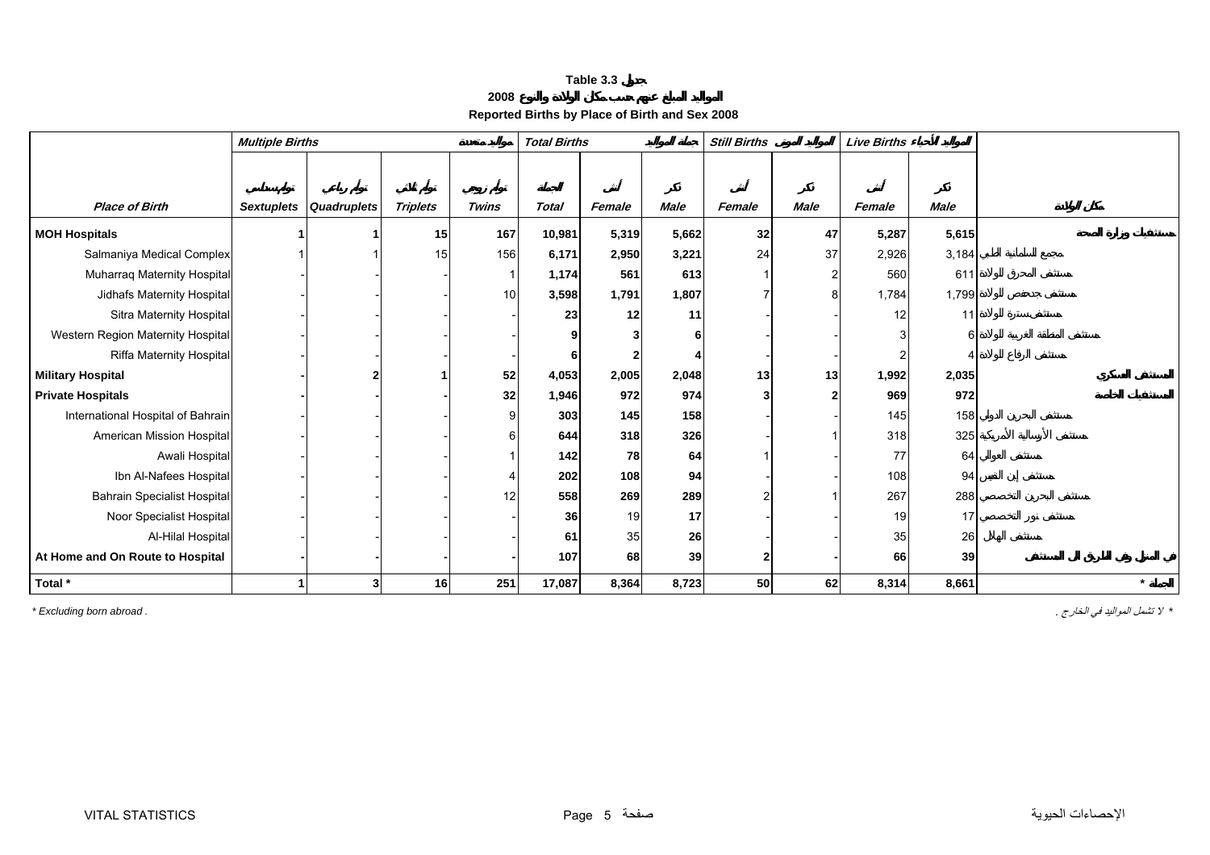**Table 3.3 جدول**

**2008 المواليد المبلغ عنهم حسب مكان الولادة والنوع**

**Reported Births by Place of Birth and Sex 2008**

| Place of Birth | Multiple Births المواليد المتعددة | | | | Total Births جملة المواليد | | | Still Births المواليد الموتى | | Live Births المواليد الأحياء | | مكان الولادة |
|---|---|---|---|---|---|---|---|---|---|---|---|---|
| | Sextuplets توائم سداسي | Quadruplets توائم رباعي | Triplets توائم ثلاثي | Twins توائم زوجي | Total الجملة | Female أنثى | Male ذكر | Female أنثى | Male ذكر | Female أنثى | Male ذكر | |
| **MOH Hospitals** | 1 | 1 | 15 | 167 | 10,981 | 5,319 | 5,662 | 32 | 47 | 5,287 | 5,615 | **مستشفيات وزارة الصحة** |
| Salmaniya Medical Complex | 1 | 1 | 15 | 156 | 6,171 | 2,950 | 3,221 | 24 | 37 | 2,926 | 3,184 | مجمع السلمانية الطبي |
| Muharraq Maternity Hospital | - | - | - | 1 | 1,174 | 561 | 613 | 1 | 2 | 560 | 611 | مستشفى المحرق للولادة |
| Jidhafs Maternity Hospital | - | - | - | 10 | 3,598 | 1,791 | 1,807 | 7 | 8 | 1,784 | 1,799 | مستشفى جدحفص للولادة |
| Sitra Maternity Hospital | - | - | - | - | 23 | 12 | 11 | - | - | 12 | 11 | مستشفى سترة للولادة |
| Western Region Maternity Hospital | - | - | - | - | 9 | 3 | 6 | - | - | 3 | 6 | مستشفى المنطقة الغربية للولادة |
| Riffa Maternity Hospital | - | - | - | - | 6 | 2 | 4 | - | - | 2 | 4 | مستشفى الرفاع للولادة |
| **Military Hospital** | - | 2 | 1 | 52 | 4,053 | 2,005 | 2,048 | 13 | 13 | 1,992 | 2,035 | **المستشفى العسكري** |
| **Private Hospitals** | - | - | - | 32 | 1,946 | 972 | 974 | 3 | 2 | 969 | 972 | **المستشفيات الخاصة** |
| International Hospital of Bahrain | - | - | - | 9 | 303 | 145 | 158 | - | - | 145 | 158 | مستشفى البحرين الدولي |
| American Mission Hospital | - | - | - | 6 | 644 | 318 | 326 | - | 1 | 318 | 325 | مستشفى الإرسالية الأمريكية |
| Awali Hospital | - | - | - | 1 | 142 | 78 | 64 | 1 | - | 77 | 64 | مستشفى العوالي |
| Ibn Al-Nafees Hospital | - | - | - | 4 | 202 | 108 | 94 | - | - | 108 | 94 | مستشفى إبن النفيس |
| Bahrain Specialist Hospital | - | - | - | 12 | 558 | 269 | 289 | 2 | 1 | 267 | 288 | مستشفى البحرين التخصصي |
| Noor Specialist Hospital | - | - | - | - | 36 | 19 | 17 | - | - | 19 | 17 | مستشفى نور التخصصي |
| Al-Hilal Hospital | - | - | - | - | 61 | 35 | 26 | - | - | 35 | 26 | مستشفى الهلال |
| **At Home and On Route to Hospital** | - | - | - | - | 107 | 68 | 39 | 2 | - | 66 | 39 | **في المنزل وفي الطريق إلى المستشفى** |
| **Total *** | 1 | 3 | 16 | 251 | 17,087 | 8,364 | 8,723 | 50 | 62 | 8,314 | 8,661 | **الجملة *** |

*\* Excluding born abroad .*

*\* لا تشمل المواليد في الخارج .*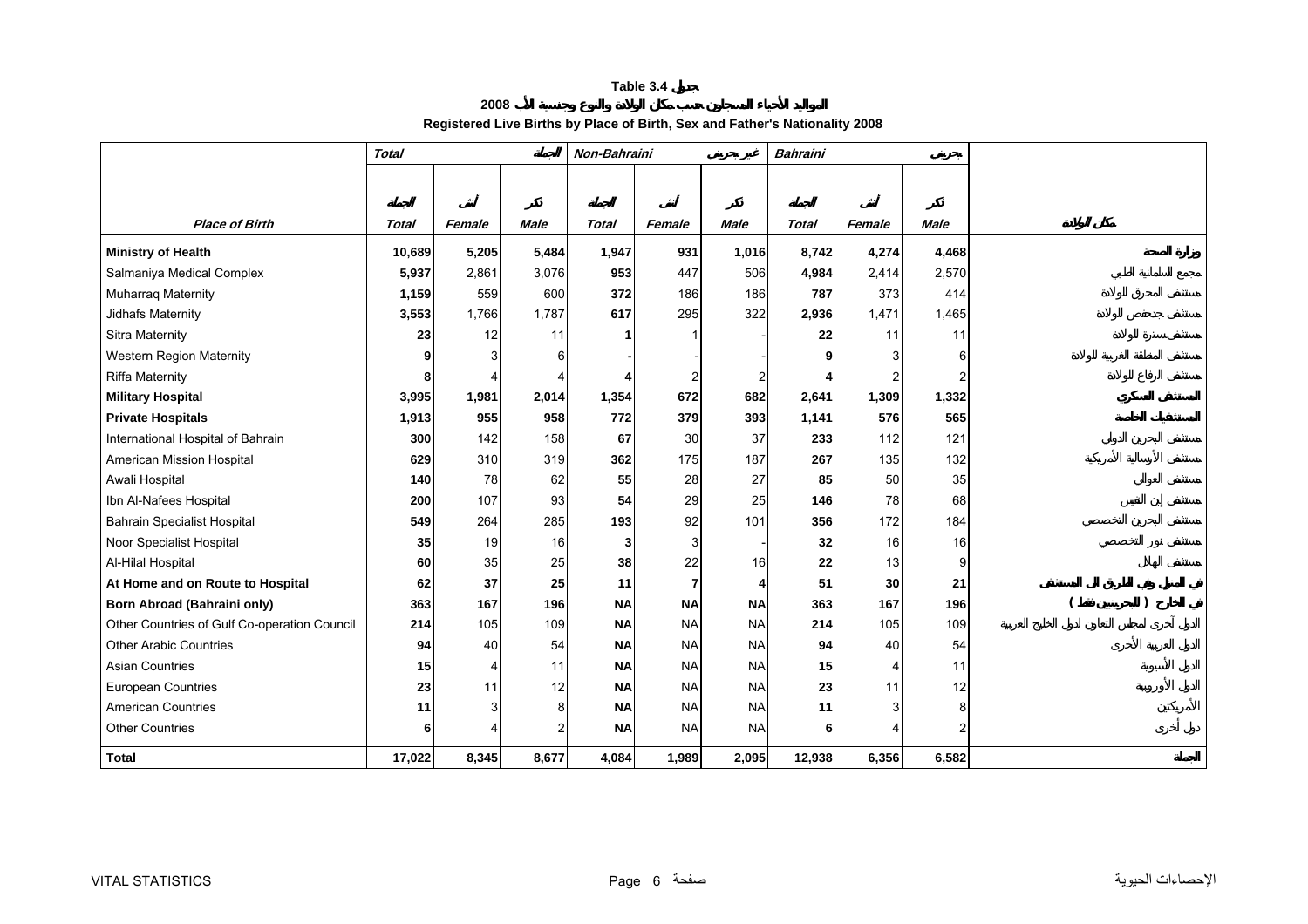# Table 3.4 جدول

## المواليد الأحياء المسجلون حسب مكان الولادة والنوع وجنسية الأب 2008

## Registered Live Births by Place of Birth, Sex and Father's Nationality 2008

| | Total | | الجملة | Non-Bahraini | | غير بحريني | Bahraini | | بحريني | |
|---|---|---|---|---|---|---|---|---|---|---|
| | الجملة | أنثى | ذكر | الجملة | أنثى | ذكر | الجملة | أنثى | ذكر | |
| **Place of Birth** | **Total** | **Female** | **Male** | **Total** | **Female** | **Male** | **Total** | **Female** | **Male** | **مكان الولادة** |
| **Ministry of Health** | **10,689** | **5,205** | **5,484** | **1,947** | **931** | **1,016** | **8,742** | **4,274** | **4,468** | **وزارة الصحة** |
| Salmaniya Medical Complex | **5,937** | 2,861 | 3,076 | **953** | 447 | 506 | **4,984** | 2,414 | 2,570 | مجمع السلمانية الطبي |
| Muharraq Maternity | **1,159** | 559 | 600 | **372** | 186 | 186 | **787** | 373 | 414 | مستشفى المحرق للولادة |
| Jidhafs Maternity | **3,553** | 1,766 | 1,787 | **617** | 295 | 322 | **2,936** | 1,471 | 1,465 | مستشفى جدحفص للولادة |
| Sitra Maternity | **23** | 12 | 11 | **1** | 1 | - | **22** | 11 | 11 | مستشفى سترة للولادة |
| Western Region Maternity | **9** | 3 | 6 | **-** | - | - | **9** | 3 | 6 | مستشفى المنطقة الغربية للولادة |
| Riffa Maternity | **8** | 4 | 4 | **4** | 2 | 2 | **4** | 2 | 2 | مستشفى الرفاع للولادة |
| **Military Hospital** | **3,995** | **1,981** | **2,014** | **1,354** | **672** | **682** | **2,641** | **1,309** | **1,332** | **المستشفى العسكري** |
| **Private Hospitals** | **1,913** | **955** | **958** | **772** | **379** | **393** | **1,141** | **576** | **565** | **المستشفيات الخاصة** |
| International Hospital of Bahrain | **300** | 142 | 158 | **67** | 30 | 37 | **233** | 112 | 121 | مستشفى البحرين الدولي |
| American Mission Hospital | **629** | 310 | 319 | **362** | 175 | 187 | **267** | 135 | 132 | مستشفى الإرسالية الأمريكية |
| Awali Hospital | **140** | 78 | 62 | **55** | 28 | 27 | **85** | 50 | 35 | مستشفى العوالي |
| Ibn Al-Nafees Hospital | **200** | 107 | 93 | **54** | 29 | 25 | **146** | 78 | 68 | مستشفى إبن النفيس |
| Bahrain Specialist Hospital | **549** | 264 | 285 | **193** | 92 | 101 | **356** | 172 | 184 | مستشفى البحرين التخصصي |
| Noor Specialist Hospital | **35** | 19 | 16 | **3** | 3 | - | **32** | 16 | 16 | مستشفى نور التخصصي |
| Al-Hilal Hospital | **60** | 35 | 25 | **38** | 22 | 16 | **22** | 13 | 9 | مستشفى الهلال |
| **At Home and on Route to Hospital** | **62** | **37** | **25** | **11** | **7** | **4** | **51** | **30** | **21** | **في المنزل وفي الطريق الى المستشفى** |
| **Born Abroad (Bahraini only)** | **363** | **167** | **196** | **NA** | **NA** | **NA** | **363** | **167** | **196** | **في الخارج ( البحرينيين فقط )** |
| Other Countries of Gulf Co-operation Council | **214** | 105 | 109 | **NA** | NA | NA | **214** | 105 | 109 | الدول الأخرى لمجلس التعاون لدول الخليج العربية |
| Other Arabic Countries | **94** | 40 | 54 | **NA** | NA | NA | **94** | 40 | 54 | الدول العربية الأخرى |
| Asian Countries | **15** | 4 | 11 | **NA** | NA | NA | **15** | 4 | 11 | الدول الآسيوية |
| European Countries | **23** | 11 | 12 | **NA** | NA | NA | **23** | 11 | 12 | الدول الأوروبية |
| American Countries | **11** | 3 | 8 | **NA** | NA | NA | **11** | 3 | 8 | الأمريكتين |
| Other Countries | **6** | 4 | 2 | **NA** | NA | NA | **6** | 4 | 2 | دول أخرى |
| **Total** | **17,022** | **8,345** | **8,677** | **4,084** | **1,989** | **2,095** | **12,938** | **6,356** | **6,582** | **الجملة** |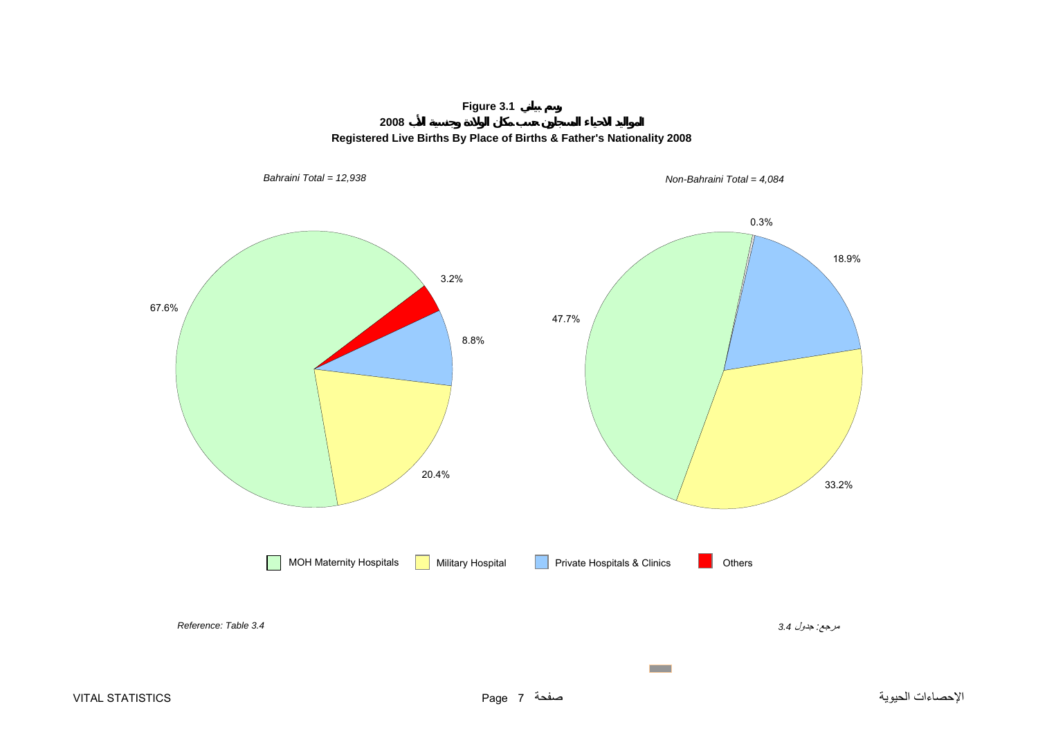**Figure 3.1 رسم بياني**

**المواليد الاحياء المسجلون حسب مكان الولادة وجنسية الأب 2008**

**Registered Live Births By Place of Births & Father's Nationality 2008**

*Bahraini Total = 12,938*

| Place of Birth | % |
|---|---|
| MOH Maternity Hospitals | 67.6% |
| Military Hospital | 20.4% |
| Private Hospitals & Clinics | 8.8% |
| Others | 3.2% |

*Non-Bahraini Total = 4,084*

| Place of Birth | % |
|---|---|
| MOH Maternity Hospitals | 47.7% |
| Military Hospital | 33.2% |
| Private Hospitals & Clinics | 18.9% |
| Others | 0.3% |

*Reference: Table 3.4*

*مرجع: جدول 3.4*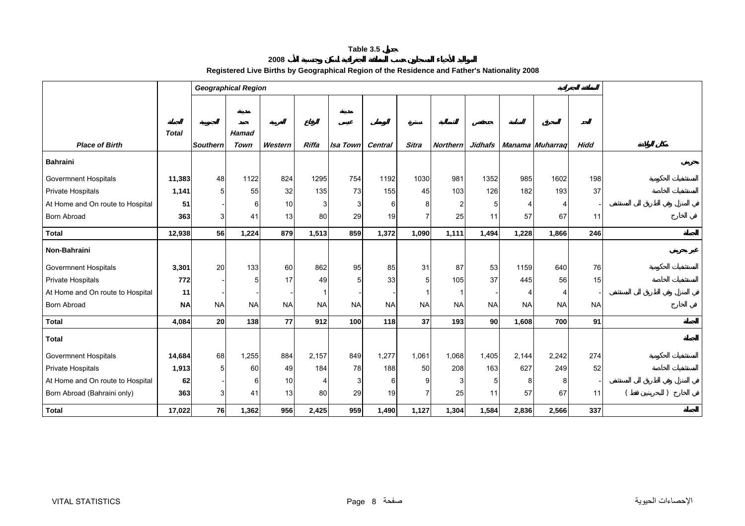# Table 3.5 جدول

## المواليد الأحياء المسجلون حسب المنطقة الجغرافية لمسكن الأم وجنسية الأب 2008

## Registered Live Births by Geographical Region of the Residence and Father's Nationality 2008

| Place of Birth | Total المجموع | Southern الجنوبية | Hamad Town مدينة حمد | Western الغربية | Riffa الرفاع | Isa Town مدينة عيسى | Central الوسطى | Sitra سترة | Northern الشمالية | Jidhafs جدحفص | Manama المنامة | Muharraq المحرق | Hidd الحد | مكان الولادة |
|---|---|---|---|---|---|---|---|---|---|---|---|---|---|---|
| | | **Geographical Region المنطقة الجغرافية** | | | | | | | | | | | | |
| **Bahraini** | | | | | | | | | | | | | | **بحريني** |
| Govermnent Hospitals | **11,383** | 48 | 1122 | 824 | 1295 | 754 | 1192 | 1030 | 981 | 1352 | 985 | 1602 | 198 | المستشفيات الحكومية |
| Private Hospitals | **1,141** | 5 | 55 | 32 | 135 | 73 | 155 | 45 | 103 | 126 | 182 | 193 | 37 | المستشفيات الخاصة |
| At Home and On route to Hospital | **51** | - | 6 | 10 | 3 | 3 | 6 | 8 | 2 | 5 | 4 | 4 | - | في المنزل وفي الطريق الى المستشفى |
| Born Abroad | **363** | 3 | 41 | 13 | 80 | 29 | 19 | 7 | 25 | 11 | 57 | 67 | 11 | في الخارج |
| **Total** | **12,938** | **56** | **1,224** | **879** | **1,513** | **859** | **1,372** | **1,090** | **1,111** | **1,494** | **1,228** | **1,866** | **246** | **المجموع** |
| **Non-Bahraini** | | | | | | | | | | | | | | **غير بحريني** |
| Govermnent Hospitals | **3,301** | 20 | 133 | 60 | 862 | 95 | 85 | 31 | 87 | 53 | 1159 | 640 | 76 | المستشفيات الحكومية |
| Private Hospitals | **772** | - | 5 | 17 | 49 | 5 | 33 | 5 | 105 | 37 | 445 | 56 | 15 | المستشفيات الخاصة |
| At Home and On route to Hospital | **11** | - | - | - | 1 | - | - | 1 | 1 | - | 4 | 4 | - | في المنزل وفي الطريق الى المستشفى |
| Born Abroad | **NA** | NA | NA | NA | NA | NA | NA | NA | NA | NA | NA | NA | NA | في الخارج |
| **Total** | **4,084** | **20** | **138** | **77** | **912** | **100** | **118** | **37** | **193** | **90** | **1,608** | **700** | **91** | **المجموع** |
| **Total** | | | | | | | | | | | | | | **المجموع** |
| Govermnent Hospitals | **14,684** | 68 | 1,255 | 884 | 2,157 | 849 | 1,277 | 1,061 | 1,068 | 1,405 | 2,144 | 2,242 | 274 | المستشفيات الحكومية |
| Private Hospitals | **1,913** | 5 | 60 | 49 | 184 | 78 | 188 | 50 | 208 | 163 | 627 | 249 | 52 | المستشفيات الخاصة |
| At Home and On route to Hospital | **62** | - | 6 | 10 | 4 | 3 | 6 | 9 | 3 | 5 | 8 | 8 | - | في المنزل وفي الطريق الى المستشفى |
| Born Abroad (Bahraini only) | **363** | 3 | 41 | 13 | 80 | 29 | 19 | 7 | 25 | 11 | 57 | 67 | 11 | في الخارج ( للبحرينيين فقط ) |
| **Total** | **17,022** | **76** | **1,362** | **956** | **2,425** | **959** | **1,490** | **1,127** | **1,304** | **1,584** | **2,836** | **2,566** | **337** | **المجموع** |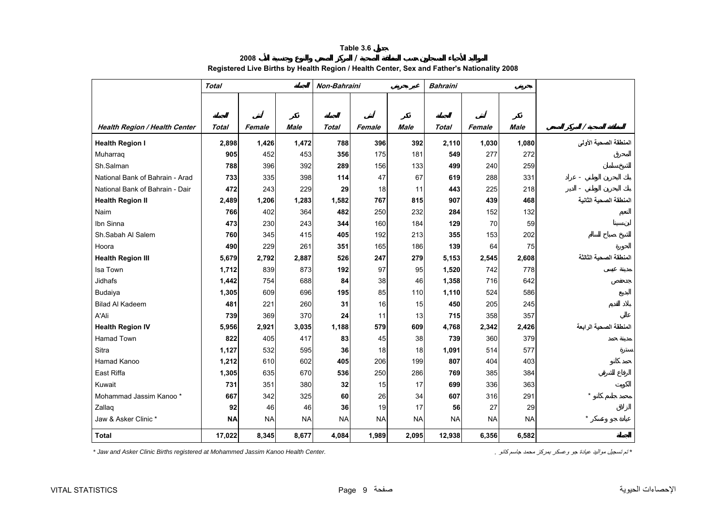**Table 3.6 جدول**

**المواليد الأحياء المسجلون حسب المنطقة الصحية / المركز الصحي والنوع وجنسية الأب 2008**

**Registered Live Births by Health Region / Health Center, Sex and Father's Nationality 2008**

| | *Total* | | *المجموع* | *Non-Bahraini* | | *غير بحريني* | *Bahraini* | | *بحريني* | |
|---|---|---|---|---|---|---|---|---|---|---|
| ***Health Region / Health Center*** | ***Total*** المجموع | ***Female*** أنثى | ***Male*** ذكر | ***Total*** المجموع | ***Female*** أنثى | ***Male*** ذكر | ***Total*** المجموع | ***Female*** أنثى | ***Male*** ذكر | ***المنطقة الصحية / المركز الصحي*** |
| **Health Region I** | **2,898** | **1,426** | **1,472** | **788** | **396** | **392** | **2,110** | **1,030** | **1,080** | المنطقة الصحية الأولى |
| Muharraq | **905** | 452 | 453 | **356** | 175 | 181 | **549** | 277 | 272 | المحرق |
| Sh.Salman | **788** | 396 | 392 | **289** | 156 | 133 | **499** | 240 | 259 | الشيخ سلمان |
| National Bank of Bahrain - Arad | **733** | 335 | 398 | **114** | 47 | 67 | **619** | 288 | 331 | بنك البحرين الوطني - عراد |
| National Bank of Bahrain - Dair | **472** | 243 | 229 | **29** | 18 | 11 | **443** | 225 | 218 | بنك البحرين الوطني - الدير |
| **Health Region II** | **2,489** | **1,206** | **1,283** | **1,582** | **767** | **815** | **907** | **439** | **468** | المنطقة الصحية الثانية |
| Naim | **766** | 402 | 364 | **482** | 250 | 232 | **284** | 152 | 132 | النعيم |
| Ibn Sinna | **473** | 230 | 243 | **344** | 160 | 184 | **129** | 70 | 59 | ابن سينا |
| Sh.Sabah Al Salem | **760** | 345 | 415 | **405** | 192 | 213 | **355** | 153 | 202 | الشيخ صباح السالم |
| Hoora | **490** | 229 | 261 | **351** | 165 | 186 | **139** | 64 | 75 | الحورة |
| **Health Region III** | **5,679** | **2,792** | **2,887** | **526** | **247** | **279** | **5,153** | **2,545** | **2,608** | المنطقة الصحية الثالثة |
| Isa Town | **1,712** | 839 | 873 | **192** | 97 | 95 | **1,520** | 742 | 778 | مدينة عيسى |
| Jidhafs | **1,442** | 754 | 688 | **84** | 38 | 46 | **1,358** | 716 | 642 | جدحفص |
| Budaiya | **1,305** | 609 | 696 | **195** | 85 | 110 | **1,110** | 524 | 586 | البديع |
| Bilad Al Kadeem | **481** | 221 | 260 | **31** | 16 | 15 | **450** | 205 | 245 | بلاد القديم |
| A'Ali | **739** | 369 | 370 | **24** | 11 | 13 | **715** | 358 | 357 | عالي |
| **Health Region IV** | **5,956** | **2,921** | **3,035** | **1,188** | **579** | **609** | **4,768** | **2,342** | **2,426** | المنطقة الصحية الرابعة |
| Hamad Town | **822** | 405 | 417 | **83** | 45 | 38 | **739** | 360 | 379 | مدينة حمد |
| Sitra | **1,127** | 532 | 595 | **36** | 18 | 18 | **1,091** | 514 | 577 | سترة |
| Hamad Kanoo | **1,212** | 610 | 602 | **405** | 206 | 199 | **807** | 404 | 403 | حمد كانو |
| East Riffa | **1,305** | 635 | 670 | **536** | 250 | 286 | **769** | 385 | 384 | الرفاع الشرقي |
| Kuwait | **731** | 351 | 380 | **32** | 15 | 17 | **699** | 336 | 363 | الكويت |
| Mohammad Jassim Kanoo * | **667** | 342 | 325 | **60** | 26 | 34 | **607** | 316 | 291 | محمد جاسم كانو * |
| Zallaq | **92** | 46 | 46 | **36** | 19 | 17 | **56** | 27 | 29 | الزلاق |
| Jaw & Asker Clinic * | **NA** | NA | NA | NA | NA | NA | NA | NA | NA | عيادة جو وعسكر * |
| **Total** | **17,022** | **8,345** | **8,677** | **4,084** | **1,989** | **2,095** | **12,938** | **6,356** | **6,582** | المجموع |

*\* Jaw and Asker Clinic Births registered at Mohammed Jassim Kanoo Health Center.*

*\* تم تسجيل مواليد عيادة جو وعسكر بمركز محمد جاسم كانو .*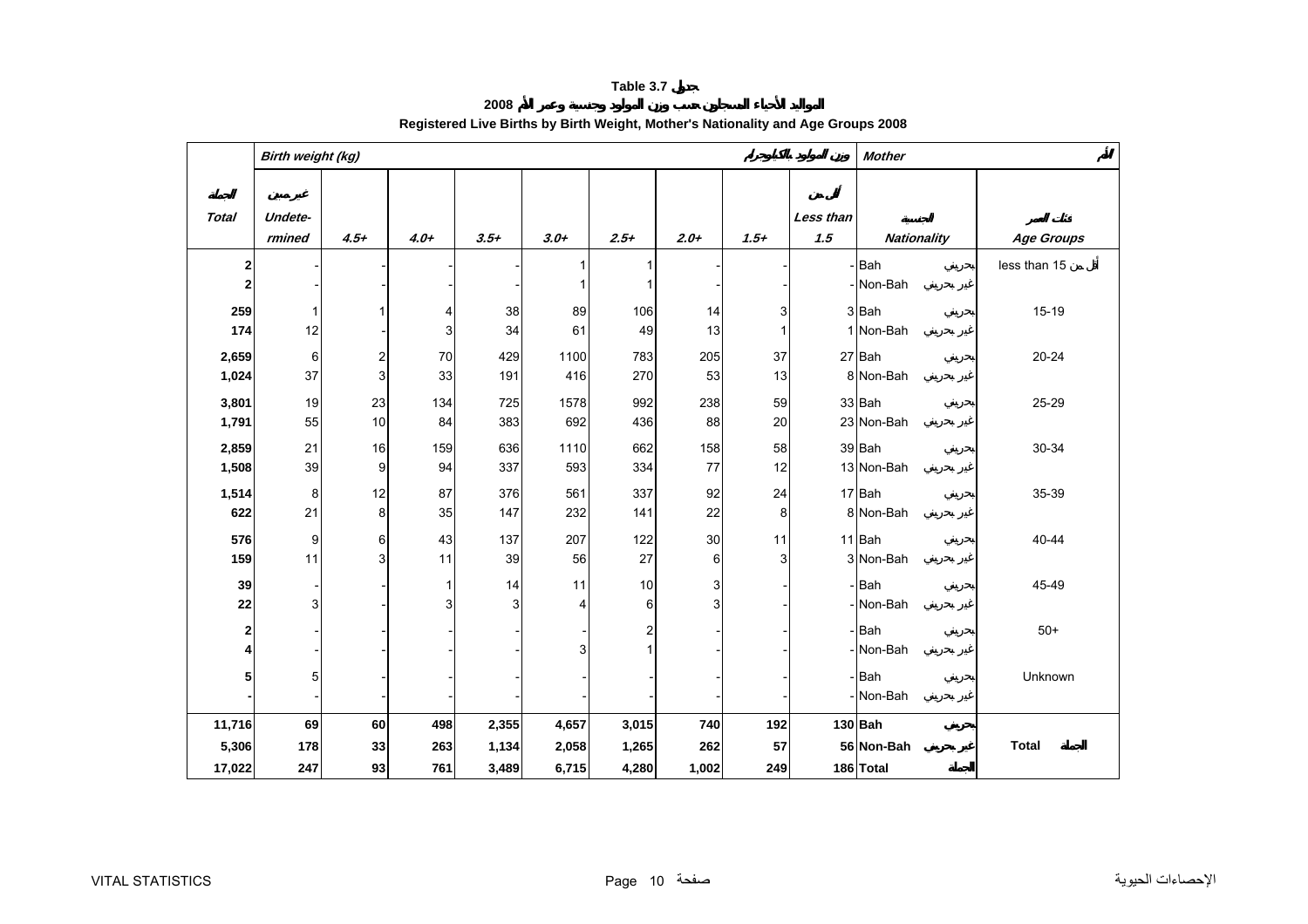**Table 3.7 جدول**

**المواليد الأحياء المسجلون حسب وزن المولود وجنسية وعمر الأم 2008**

**Registered Live Births by Birth Weight, Mother's Nationality and Age Groups 2008**

| Birth weight (kg) | | | | | | | | | وزن المولود بالكيلوجرام | Mother | الأم |
|---|---|---|---|---|---|---|---|---|---|---|---|
| الجملة Total | غير مبين Undetermined | 4.5+ | 4.0+ | 3.5+ | 3.0+ | 2.5+ | 2.0+ | 1.5+ | أقل من Less than 1.5 | الجنسية Nationality | فئات العمر Age Groups |
| **2** | - | - | - | - | 1 | 1 | - | - | - | Bah بحريني | less than 15 أقل من |
| **2** | - | - | - | - | 1 | 1 | - | - | - | Non-Bah غير بحريني | |
| **259** | 1 | 1 | 4 | 38 | 89 | 106 | 14 | 3 | 3 | Bah بحريني | 15-19 |
| **174** | 12 | - | 3 | 34 | 61 | 49 | 13 | 1 | 1 | Non-Bah غير بحريني | |
| **2,659** | 6 | 2 | 70 | 429 | 1100 | 783 | 205 | 37 | 27 | Bah بحريني | 20-24 |
| **1,024** | 37 | 3 | 33 | 191 | 416 | 270 | 53 | 13 | 8 | Non-Bah غير بحريني | |
| **3,801** | 19 | 23 | 134 | 725 | 1578 | 992 | 238 | 59 | 33 | Bah بحريني | 25-29 |
| **1,791** | 55 | 10 | 84 | 383 | 692 | 436 | 88 | 20 | 23 | Non-Bah غير بحريني | |
| **2,859** | 21 | 16 | 159 | 636 | 1110 | 662 | 158 | 58 | 39 | Bah بحريني | 30-34 |
| **1,508** | 39 | 9 | 94 | 337 | 593 | 334 | 77 | 12 | 13 | Non-Bah غير بحريني | |
| **1,514** | 8 | 12 | 87 | 376 | 561 | 337 | 92 | 24 | 17 | Bah بحريني | 35-39 |
| **622** | 21 | 8 | 35 | 147 | 232 | 141 | 22 | 8 | 8 | Non-Bah غير بحريني | |
| **576** | 9 | 6 | 43 | 137 | 207 | 122 | 30 | 11 | 11 | Bah بحريني | 40-44 |
| **159** | 11 | 3 | 11 | 39 | 56 | 27 | 6 | 3 | 3 | Non-Bah غير بحريني | |
| **39** | - | - | 1 | 14 | 11 | 10 | 3 | - | - | Bah بحريني | 45-49 |
| **22** | 3 | - | 3 | 3 | 4 | 6 | 3 | - | - | Non-Bah غير بحريني | |
| **2** | - | - | - | - | - | 2 | - | - | - | Bah بحريني | 50+ |
| **4** | - | - | - | - | 3 | 1 | - | - | - | Non-Bah غير بحريني | |
| **5** | 5 | - | - | - | - | - | - | - | - | Bah بحريني | Unknown |
| **-** | - | - | - | - | - | - | - | - | - | Non-Bah غير بحريني | |
| **11,716** | **69** | **60** | **498** | **2,355** | **4,657** | **3,015** | **740** | **192** | **130** | **Bah بحريني** | |
| **5,306** | **178** | **33** | **263** | **1,134** | **2,058** | **1,265** | **262** | **57** | **56** | **Non-Bah غير بحريني** | **Total الجملة** |
| **17,022** | **247** | **93** | **761** | **3,489** | **6,715** | **4,280** | **1,002** | **249** | **186** | **Total الجملة** | |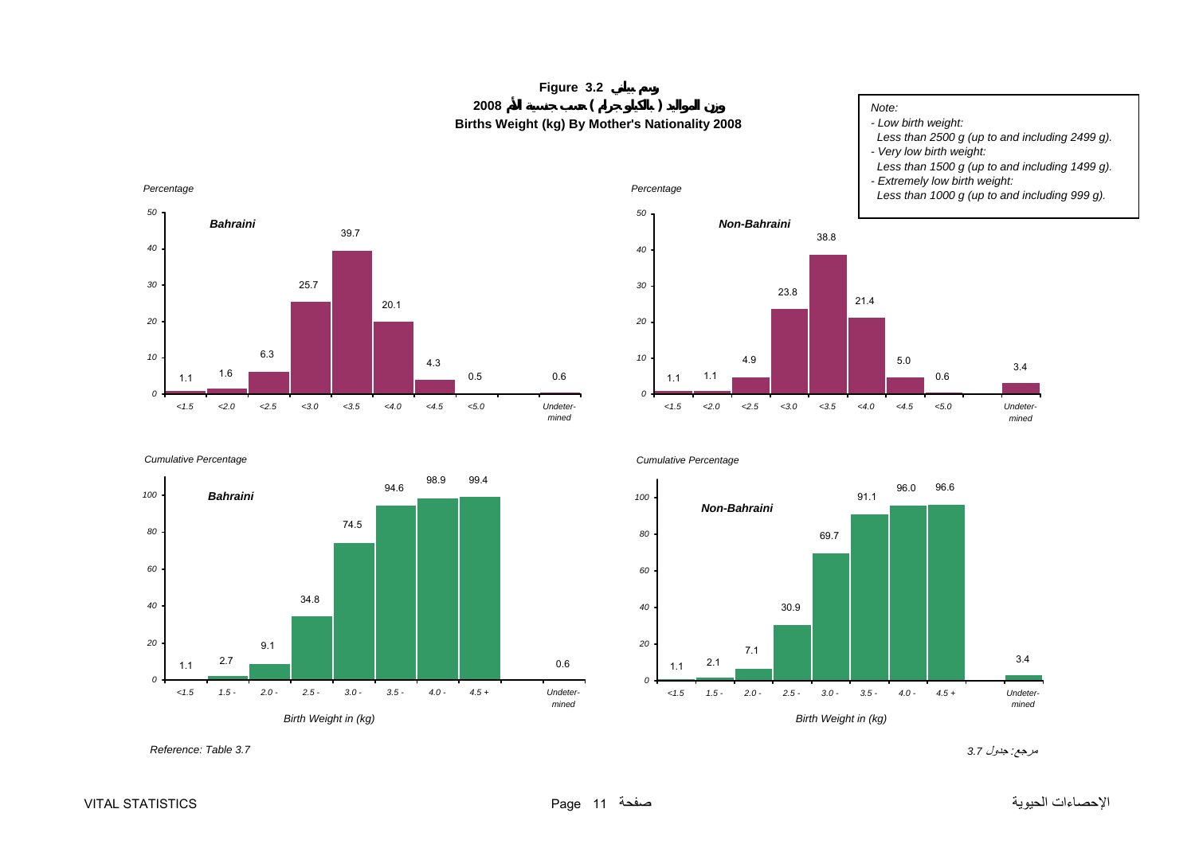# Figure 3.2 رسم بياني

## وزن المواليد ( بالكيلوجرام ) حسب جنسية الأم 2008

## Births Weight (kg) By Mother's Nationality 2008

*Note:*

*- Low birth weight:*
*Less than 2500 g (up to and including 2499 g).*

*- Very low birth weight:*
*Less than 1500 g (up to and including 1499 g).*

*- Extremely low birth weight:*
*Less than 1000 g (up to and including 999 g).*

**Percentage**

| Birth Weight (kg) | Bahraini | Non-Bahraini |
|---|---|---|
| <1.5 | 1.1 | 1.1 |
| <2.0 | 1.6 | 1.1 |
| <2.5 | 6.3 | 4.9 |
| <3.0 | 25.7 | 23.8 |
| <3.5 | 39.7 | 38.8 |
| <4.0 | 20.1 | 21.4 |
| <4.5 | 4.3 | 5.0 |
| <5.0 | 0.5 | 0.6 |
| Undetermined | 0.6 | 3.4 |

**Cumulative Percentage**

| Birth Weight in (kg) | Bahraini | Non-Bahraini |
|---|---|---|
| <1.5 | 1.1 | 1.1 |
| 1.5 - | 2.7 | 2.1 |
| 2.0 - | 9.1 | 7.1 |
| 2.5 - | 34.8 | 30.9 |
| 3.0 - | 74.5 | 69.7 |
| 3.5 - | 94.6 | 91.1 |
| 4.0 - | 98.9 | 96.0 |
| 4.5 + | 99.4 | 96.6 |
| Undetermined | 0.6 | 3.4 |

*Reference: Table 3.7*

مرجع: جدول 3.7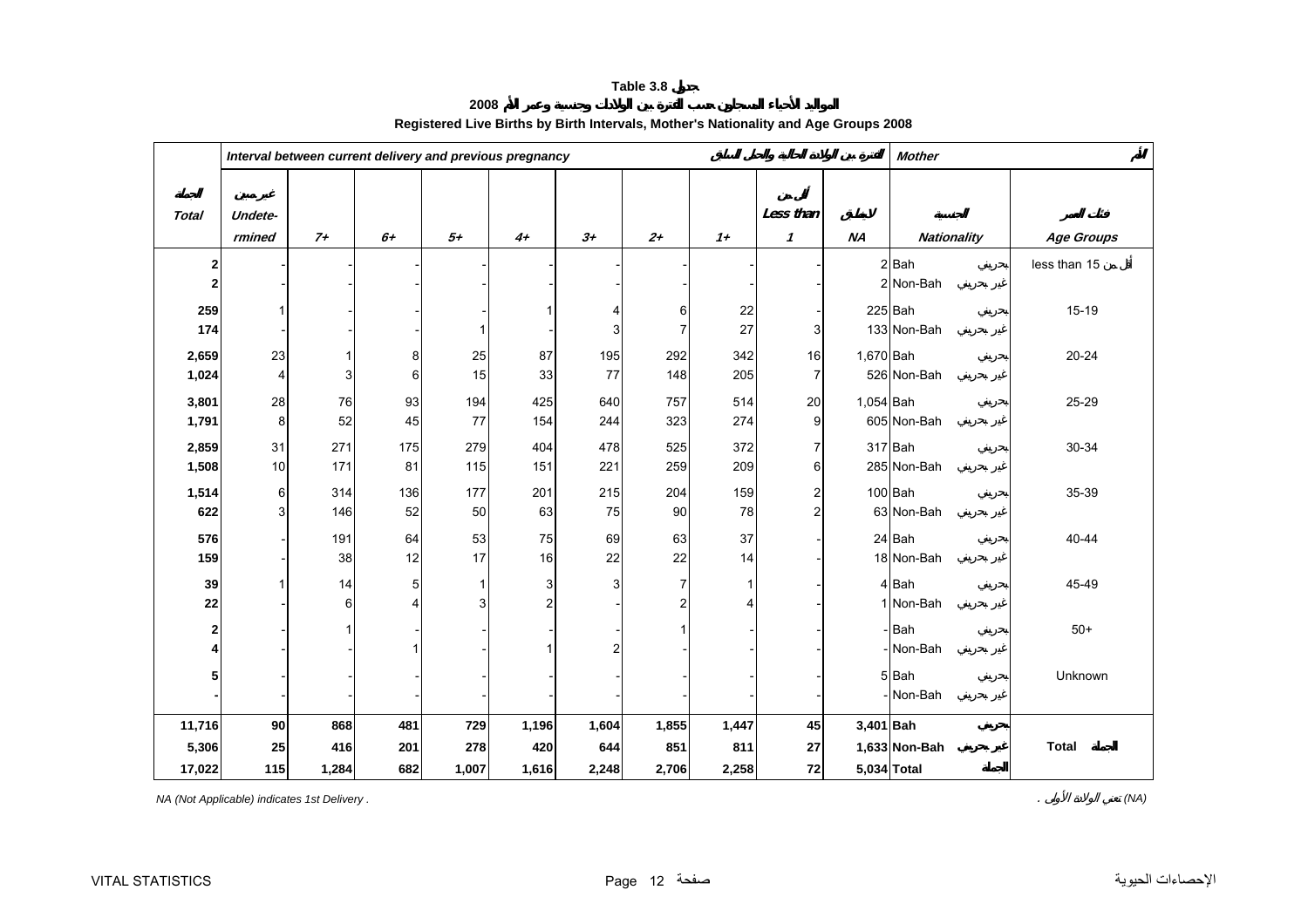**Table 3.8 جدول**

**المواليد الأحياء المسجلون حسب الفترة بين الولادات وجنسية وعمر الأم 2008**

**Registered Live Births by Birth Intervals, Mother's Nationality and Age Groups 2008**

| الجملة Total | Interval between current delivery and previous pregnancy الفترة بين الولادة الحالية والحمل السابق | | | | | | | | | | Mother الأم | |
|---|---|---|---|---|---|---|---|---|---|---|---|---|
| | غير معين Undetermined | 7+ | 6+ | 5+ | 4+ | 3+ | 2+ | 1+ | أقل من Less than 1 | لا ينطبق NA | الجنسية Nationality | فئات العمر Age Groups |
| 2 | - | - | - | - | - | - | - | - | - | 2 | Bah بحريني | less than 15 أقل من |
| 2 | - | - | - | - | - | - | - | - | - | 2 | Non-Bah غير بحريني | |
| 259 | 1 | - | - | - | 1 | 4 | 6 | 22 | - | 225 | Bah بحريني | 15-19 |
| 174 | - | - | - | 1 | - | 3 | 7 | 27 | 3 | 133 | Non-Bah غير بحريني | |
| 2,659 | 23 | 1 | 8 | 25 | 87 | 195 | 292 | 342 | 16 | 1,670 | Bah بحريني | 20-24 |
| 1,024 | 4 | 3 | 6 | 15 | 33 | 77 | 148 | 205 | 7 | 526 | Non-Bah غير بحريني | |
| 3,801 | 28 | 76 | 93 | 194 | 425 | 640 | 757 | 514 | 20 | 1,054 | Bah بحريني | 25-29 |
| 1,791 | 8 | 52 | 45 | 77 | 154 | 244 | 323 | 274 | 9 | 605 | Non-Bah غير بحريني | |
| 2,859 | 31 | 271 | 175 | 279 | 404 | 478 | 525 | 372 | 7 | 317 | Bah بحريني | 30-34 |
| 1,508 | 10 | 171 | 81 | 115 | 151 | 221 | 259 | 209 | 6 | 285 | Non-Bah غير بحريني | |
| 1,514 | 6 | 314 | 136 | 177 | 201 | 215 | 204 | 159 | 2 | 100 | Bah بحريني | 35-39 |
| 622 | 3 | 146 | 52 | 50 | 63 | 75 | 90 | 78 | 2 | 63 | Non-Bah غير بحريني | |
| 576 | - | 191 | 64 | 53 | 75 | 69 | 63 | 37 | - | 24 | Bah بحريني | 40-44 |
| 159 | - | 38 | 12 | 17 | 16 | 22 | 22 | 14 | - | 18 | Non-Bah غير بحريني | |
| 39 | 1 | 14 | 5 | 1 | 3 | 3 | 7 | 1 | - | 4 | Bah بحريني | 45-49 |
| 22 | - | 6 | 4 | 3 | 2 | - | 2 | 4 | - | 1 | Non-Bah غير بحريني | |
| 2 | - | 1 | - | - | - | - | 1 | - | - | - | Bah بحريني | 50+ |
| 4 | - | - | 1 | - | 1 | 2 | - | - | - | - | Non-Bah غير بحريني | |
| 5 | - | - | - | - | - | - | - | - | - | 5 | Bah بحريني | Unknown |
| - | - | - | - | - | - | - | - | - | - | - | Non-Bah غير بحريني | |
| **11,716** | **90** | **868** | **481** | **729** | **1,196** | **1,604** | **1,855** | **1,447** | **45** | **3,401** | **Bah بحريني** | |
| **5,306** | **25** | **416** | **201** | **278** | **420** | **644** | **851** | **811** | **27** | **1,633** | **Non-Bah غير بحريني** | **Total الجملة** |
| **17,022** | **115** | **1,284** | **682** | **1,007** | **1,616** | **2,248** | **2,706** | **2,258** | **72** | **5,034** | **Total الجملة** | |

*NA (Not Applicable) indicates 1st Delivery .* — *(NA) تعني الولادة الأولى .*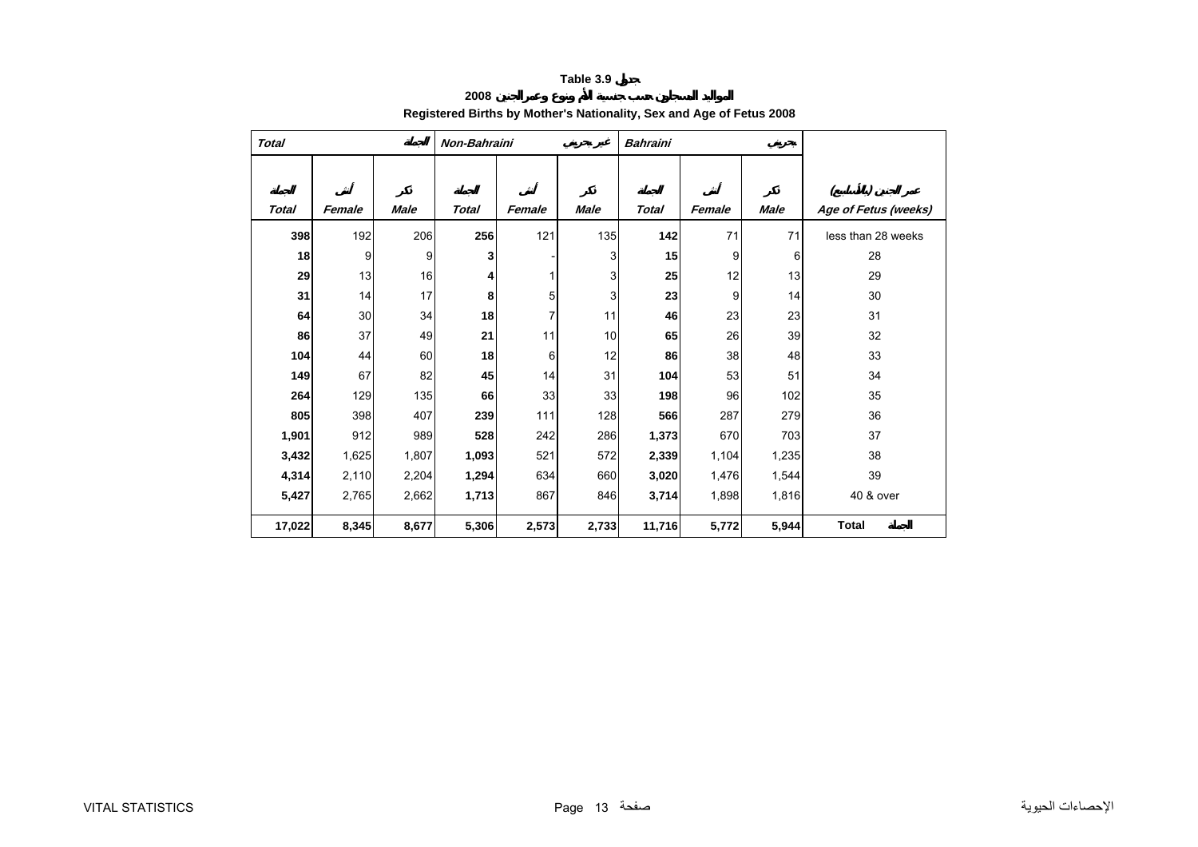**Table 3.9 جدول**

**2008 المواليد المسجلون حسب جنسية الأم ونوع وعمر الجنين**

**Registered Births by Mother's Nationality, Sex and Age of Fetus 2008**

| *Total* الجملة | | | *Non-Bahraini* غير بحريني | | | *Bahraini* بحريني | | | |
|---|---|---|---|---|---|---|---|---|---|
| الجملة *Total* | أنثى *Female* | ذكر *Male* | الجملة *Total* | أنثى *Female* | ذكر *Male* | الجملة *Total* | أنثى *Female* | ذكر *Male* | عمر الجنين (بالأسابيع) *Age of Fetus (weeks)* |
| **398** | 192 | 206 | **256** | 121 | 135 | **142** | 71 | 71 | less than 28 weeks |
| **18** | 9 | 9 | **3** | - | 3 | **15** | 9 | 6 | 28 |
| **29** | 13 | 16 | **4** | 1 | 3 | **25** | 12 | 13 | 29 |
| **31** | 14 | 17 | **8** | 5 | 3 | **23** | 9 | 14 | 30 |
| **64** | 30 | 34 | **18** | 7 | 11 | **46** | 23 | 23 | 31 |
| **86** | 37 | 49 | **21** | 11 | 10 | **65** | 26 | 39 | 32 |
| **104** | 44 | 60 | **18** | 6 | 12 | **86** | 38 | 48 | 33 |
| **149** | 67 | 82 | **45** | 14 | 31 | **104** | 53 | 51 | 34 |
| **264** | 129 | 135 | **66** | 33 | 33 | **198** | 96 | 102 | 35 |
| **805** | 398 | 407 | **239** | 111 | 128 | **566** | 287 | 279 | 36 |
| **1,901** | 912 | 989 | **528** | 242 | 286 | **1,373** | 670 | 703 | 37 |
| **3,432** | 1,625 | 1,807 | **1,093** | 521 | 572 | **2,339** | 1,104 | 1,235 | 38 |
| **4,314** | 2,110 | 2,204 | **1,294** | 634 | 660 | **3,020** | 1,476 | 1,544 | 39 |
| **5,427** | 2,765 | 2,662 | **1,713** | 867 | 846 | **3,714** | 1,898 | 1,816 | 40 & over |
| **17,022** | **8,345** | **8,677** | **5,306** | **2,573** | **2,733** | **11,716** | **5,772** | **5,944** | **Total الجملة** |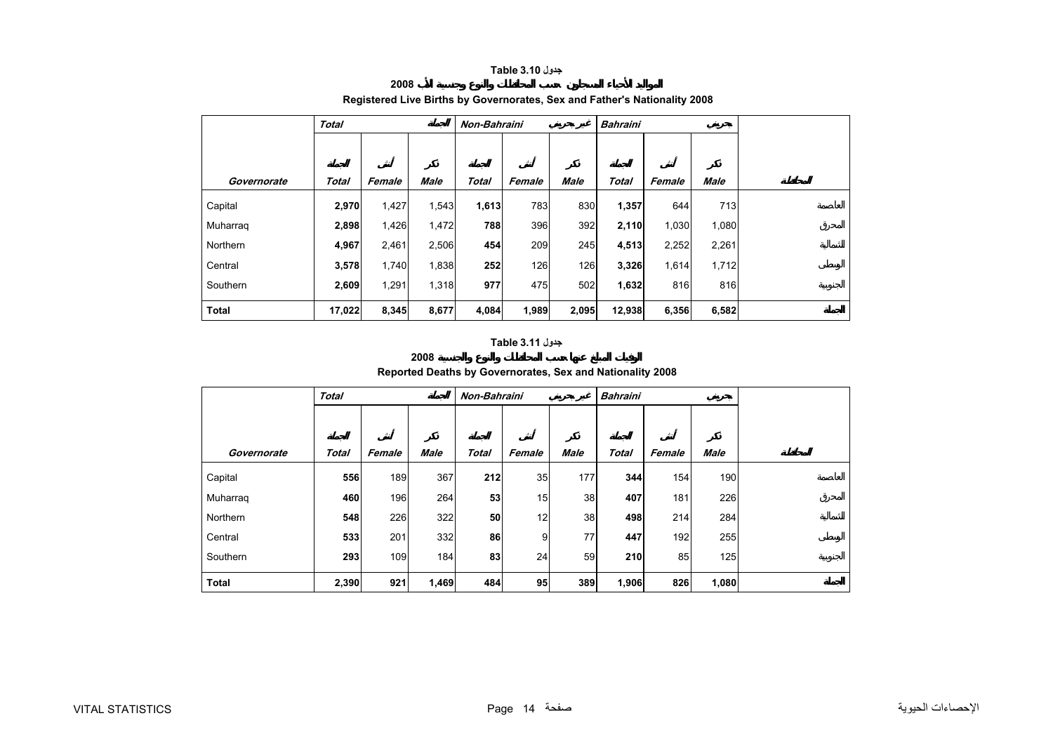## Table 3.10 جدول

## المواليد الأحياء المسجلين حسب المحافظات والنوع وجنسية الأب 2008

## Registered Live Births by Governorates, Sex and Father's Nationality 2008

| | Total | | الجملة | Non-Bahraini | | غير بحريني | Bahraini | | بحريني | |
|---|---|---|---|---|---|---|---|---|---|---|
| | الجملة | أنثى | ذكر | الجملة | أنثى | ذكر | الجملة | أنثى | ذكر | |
| Governorate | Total | Female | Male | Total | Female | Male | Total | Female | Male | المحافظة |
| Capital | **2,970** | 1,427 | 1,543 | **1,613** | 783 | 830 | **1,357** | 644 | 713 | العاصمة |
| Muharraq | **2,898** | 1,426 | 1,472 | **788** | 396 | 392 | **2,110** | 1,030 | 1,080 | المحرق |
| Northern | **4,967** | 2,461 | 2,506 | **454** | 209 | 245 | **4,513** | 2,252 | 2,261 | الشمالية |
| Central | **3,578** | 1,740 | 1,838 | **252** | 126 | 126 | **3,326** | 1,614 | 1,712 | الوسطى |
| Southern | **2,609** | 1,291 | 1,318 | **977** | 475 | 502 | **1,632** | 816 | 816 | الجنوبية |
| **Total** | **17,022** | **8,345** | **8,677** | **4,084** | **1,989** | **2,095** | **12,938** | **6,356** | **6,582** | **الجملة** |

## Table 3.11 جدول

## الوفيات المبلغ عنها حسب المحافظات والنوع والجنسية 2008

## Reported Deaths by Governorates, Sex and Nationality 2008

| | Total | | الجملة | Non-Bahraini | | غير بحريني | Bahraini | | بحريني | |
|---|---|---|---|---|---|---|---|---|---|---|
| | الجملة | أنثى | ذكر | الجملة | أنثى | ذكر | الجملة | أنثى | ذكر | |
| Governorate | Total | Female | Male | Total | Female | Male | Total | Female | Male | المحافظة |
| Capital | **556** | 189 | 367 | **212** | 35 | 177 | **344** | 154 | 190 | العاصمة |
| Muharraq | **460** | 196 | 264 | **53** | 15 | 38 | **407** | 181 | 226 | المحرق |
| Northern | **548** | 226 | 322 | **50** | 12 | 38 | **498** | 214 | 284 | الشمالية |
| Central | **533** | 201 | 332 | **86** | 9 | 77 | **447** | 192 | 255 | الوسطى |
| Southern | **293** | 109 | 184 | **83** | 24 | 59 | **210** | 85 | 125 | الجنوبية |
| **Total** | **2,390** | **921** | **1,469** | **484** | **95** | **389** | **1,906** | **826** | **1,080** | **الجملة** |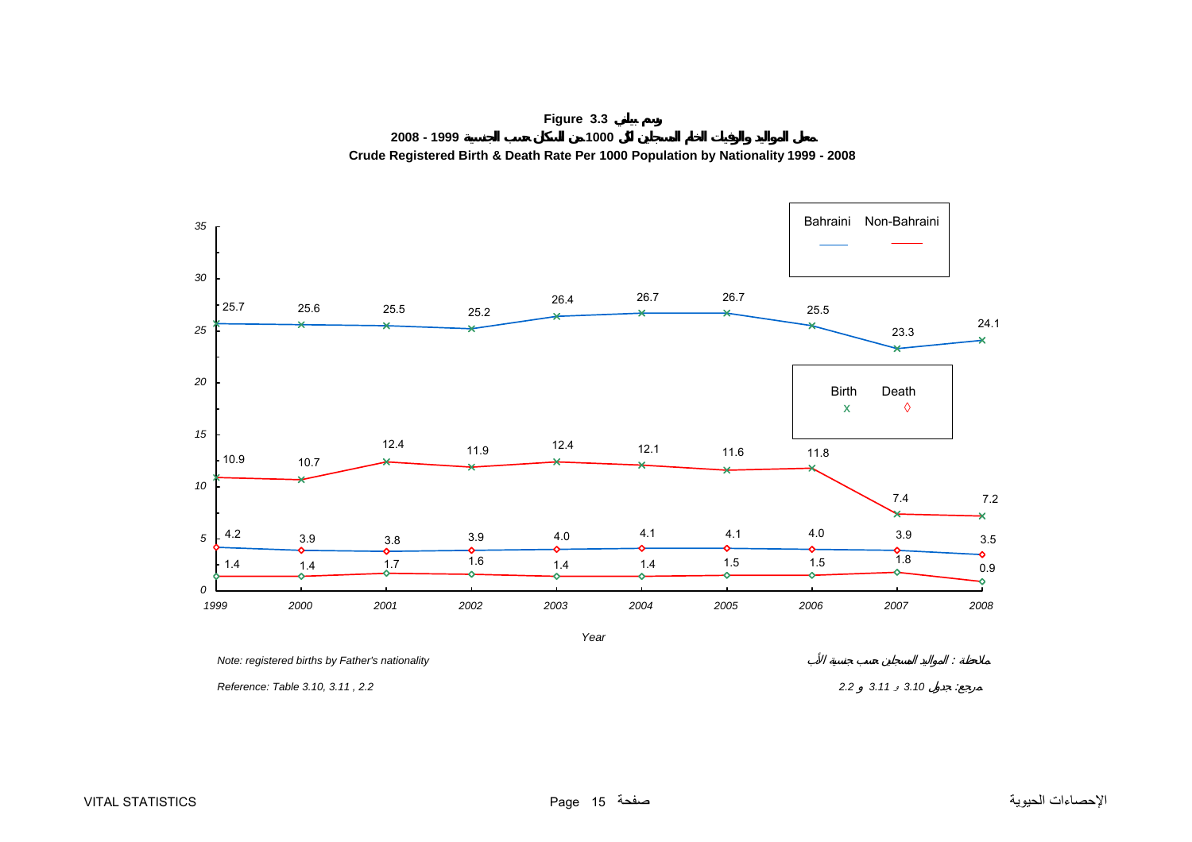**Figure 3.3 رسم بياني**

**معدل المواليد والوفيات الخام المسجلين لكل 1000 من السكان حسب الجنسية 1999 - 2008**

**Crude Registered Birth & Death Rate Per 1000 Population by Nationality 1999 - 2008**

| Year | Bahraini Birth | Bahraini Death | Non-Bahraini Birth | Non-Bahraini Death |
|---|---|---|---|---|
| 1999 | 25.7 | 4.2 | 10.9 | 1.4 |
| 2000 | 25.6 | 3.9 | 10.7 | 1.4 |
| 2001 | 25.5 | 3.8 | 12.4 | 1.7 |
| 2002 | 25.2 | 3.9 | 11.9 | 1.6 |
| 2003 | 26.4 | 4.0 | 12.4 | 1.4 |
| 2004 | 26.7 | 4.1 | 12.1 | 1.4 |
| 2005 | 26.7 | 4.1 | 11.6 | 1.5 |
| 2006 | 25.5 | 4.0 | 11.8 | 1.5 |
| 2007 | 23.3 | 3.9 | 7.4 | 1.8 |
| 2008 | 24.1 | 3.5 | 7.2 | 0.9 |

*Note: registered births by Father's nationality*

*ملاحظة : المواليد المسجلين حسب جنسية الأب*

*Reference: Table 3.10, 3.11 , 2.2*

*مرجع: جدول 3.10 و 3.11 و 2.2*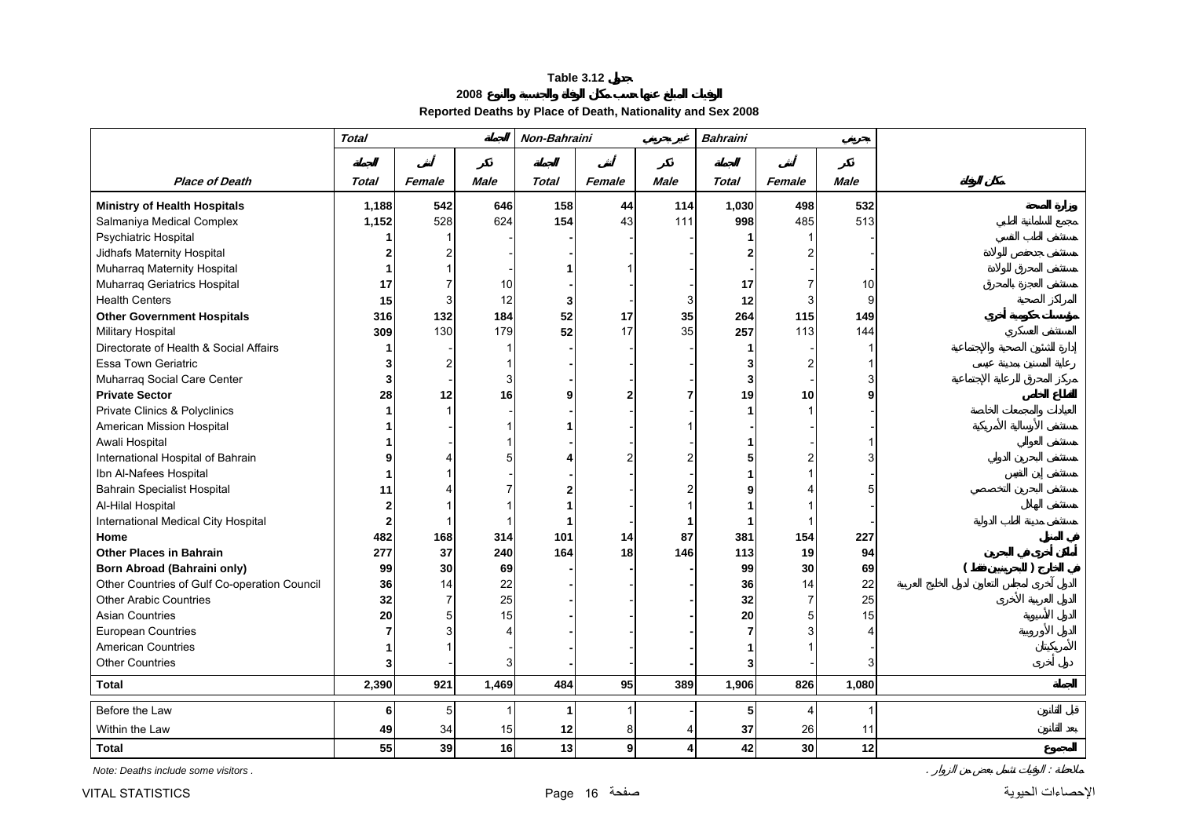**Table 3.12 جدول**

**2008 الوفيات المبلغ عنها حسب مكان الوفاة والجنسية والنوع**

**Reported Deaths by Place of Death, Nationality and Sex 2008**

| | Total | | الجملة | Non-Bahraini | | غير بحريني | Bahraini | | بحريني | |
|---|---|---|---|---|---|---|---|---|---|---|
| | الجملة | أنثى | ذكر | الجملة | أنثى | ذكر | الجملة | أنثى | ذكر | |
| **Place of Death** | **Total** | **Female** | **Male** | **Total** | **Female** | **Male** | **Total** | **Female** | **Male** | **مكان الوفاة** |
| **Ministry of Health Hospitals** | **1,188** | **542** | **646** | **158** | **44** | **114** | **1,030** | **498** | **532** | **وزارة الصحة** |
| Salmaniya Medical Complex | 1,152 | 528 | 624 | 154 | 43 | 111 | 998 | 485 | 513 | مجمع السلمانية الطبي |
| Psychiatric Hospital | 1 | 1 | - | - | - | - | 1 | 1 | - | مستشفى الطب النفسي |
| Jidhafs Maternity Hospital | 2 | 2 | - | - | - | - | 2 | 2 | - | مستشفى جدحفص للولادة |
| Muharraq Maternity Hospital | 1 | 1 | - | 1 | 1 | - | - | - | - | مستشفى المحرق للولادة |
| Muharraq Geriatrics Hospital | 17 | 7 | 10 | - | - | - | 17 | 7 | 10 | مستشفى العجزة بالمحرق |
| Health Centers | 15 | 3 | 12 | 3 | - | 3 | 12 | 3 | 9 | المراكز الصحية |
| **Other Government Hospitals** | **316** | **132** | **184** | **52** | **17** | **35** | **264** | **115** | **149** | **مؤسسات حكومية أخرى** |
| Military Hospital | 309 | 130 | 179 | 52 | 17 | 35 | 257 | 113 | 144 | المستشفى العسكري |
| Directorate of Health & Social Affairs | 1 | - | 1 | - | - | - | 1 | - | 1 | إدارة الشئون الصحية والإجتماعية |
| Essa Town Geriatric | 3 | 2 | 1 | - | - | - | 3 | 2 | 1 | رعاية المسنين بمدينة عيسى |
| Muharraq Social Care Center | 3 | - | 3 | - | - | - | 3 | - | 3 | مركز المحرق للرعاية الإجتماعية |
| **Private Sector** | **28** | **12** | **16** | **9** | **2** | **7** | **19** | **10** | **9** | **القطاع الخاص** |
| Private Clinics & Polyclinics | 1 | 1 | - | - | - | - | 1 | 1 | - | العيادات والمجمعات الخاصة |
| American Mission Hospital | 1 | - | 1 | 1 | - | 1 | - | - | - | مستشفى الأرسالية الأمريكية |
| Awali Hospital | 1 | - | 1 | - | - | - | 1 | - | 1 | مستشفى العوالي |
| International Hospital of Bahrain | 9 | 4 | 5 | 4 | 2 | 2 | 5 | 2 | 3 | مستشفى البحرين الدولي |
| Ibn Al-Nafees Hospital | 1 | 1 | - | - | - | - | 1 | 1 | - | مستشفى إبن النفيس |
| Bahrain Specialist Hospital | 11 | 4 | 7 | 2 | - | 2 | 9 | 4 | 5 | مستشفى البحرين التخصصي |
| Al-Hilal Hospital | 2 | 1 | 1 | 1 | - | 1 | 1 | 1 | - | مستشفى الهلال |
| International Medical City Hospital | 2 | 1 | 1 | 1 | - | 1 | 1 | 1 | - | مستشفى مدينة الطب الدولية |
| **Home** | **482** | **168** | **314** | **101** | **14** | **87** | **381** | **154** | **227** | **في المنزل** |
| **Other Places in Bahrain** | **277** | **37** | **240** | **164** | **18** | **146** | **113** | **19** | **94** | **أماكن أخرى في البحرين** |
| **Born Abroad (Bahraini only)** | **99** | **30** | **69** | - | - | - | **99** | **30** | **69** | **في الخارج ( للبحرينيين فقط )** |
| Other Countries of Gulf Co-operation Council | 36 | 14 | 22 | - | - | - | 36 | 14 | 22 | الدول أخرى لمجلس التعاون لدول الخليج العربية |
| Other Arabic Countries | 32 | 7 | 25 | - | - | - | 32 | 7 | 25 | الدول العربية الأخرى |
| Asian Countries | 20 | 5 | 15 | - | - | - | 20 | 5 | 15 | الدول الأسيوية |
| European Countries | 7 | 3 | 4 | - | - | - | 7 | 3 | 4 | الدول الأوروبية |
| American Countries | 1 | 1 | - | - | - | - | 1 | 1 | - | الأمريكيتان |
| Other Countries | 3 | - | 3 | - | - | - | 3 | - | 3 | دول أخرى |
| **Total** | **2,390** | **921** | **1,469** | **484** | **95** | **389** | **1,906** | **826** | **1,080** | **الجملة** |
| Before the Law | 6 | 5 | 1 | 1 | 1 | - | 5 | 4 | 1 | قبل القانون |
| Within the Law | 49 | 34 | 15 | 12 | 8 | 4 | 37 | 26 | 11 | بعد القانون |
| **Total** | **55** | **39** | **16** | **13** | **9** | **4** | **42** | **30** | **12** | **المجموع** |

*Note: Deaths include some visitors .* ملاحظة : الوفيات تشمل بعض من الزوار .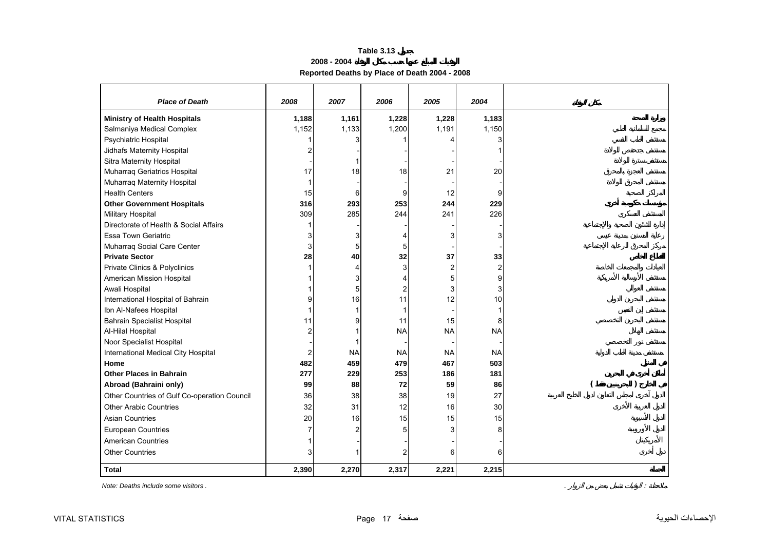**Table 3.13 جدول**

**الوفيات المبلغ عنها حسب مكان الوفاة 2004 - 2008**

**Reported Deaths by Place of Death 2004 - 2008**

| *Place of Death* | *2008* | *2007* | *2006* | *2005* | *2004* | *مكان الوفاة* |
|---|---|---|---|---|---|---|
| **Ministry of Health Hospitals** | **1,188** | **1,161** | **1,228** | **1,228** | **1,183** | **وزارة الصحة** |
| Salmaniya Medical Complex | 1,152 | 1,133 | 1,200 | 1,191 | 1,150 | مجمع السلمانية الطبي |
| Psychiatric Hospital | 1 | 3 | 1 | 4 | 3 | مستشفى الطب النفسي |
| Jidhafs Maternity Hospital | 2 | - | - | - | 1 | مستشفى جدحفص للولادة |
| Sitra Maternity Hospital | - | 1 | - | - | - | مستشفى سترة للولادة |
| Muharraq Geriatrics Hospital | 17 | 18 | 18 | 21 | 20 | مستشفى العجزة بالمحرق |
| Muharraq Maternity Hospital | 1 | - | - | - | - | مستشفى المحرق للولادة |
| Health Centers | 15 | 6 | 9 | 12 | 9 | المراكز الصحية |
| **Other Government Hospitals** | **316** | **293** | **253** | **244** | **229** | **مؤسسات حكومية أخرى** |
| Military Hospital | 309 | 285 | 244 | 241 | 226 | المستشفى العسكري |
| Directorate of Health & Social Affairs | 1 | - | - | - | - | إدارة الشئون الصحية والاجتماعية |
| Essa Town Geriatric | 3 | 3 | 4 | 3 | 3 | رعاية المسنين بمدينة عيسى |
| Muharraq Social Care Center | 3 | 5 | 5 | - | - | مركز المحرق للرعاية الاجتماعية |
| **Private Sector** | **28** | **40** | **32** | **37** | **33** | **القطاع الخاص** |
| Private Clinics & Polyclinics | 1 | 4 | 3 | 2 | 2 | العيادات والمجمعات الخاصة |
| American Mission Hospital | 1 | 3 | 4 | 5 | 9 | مستشفى الإرسالية الأمريكية |
| Awali Hospital | 1 | 5 | 2 | 3 | 3 | مستشفى العوالي |
| International Hospital of Bahrain | 9 | 16 | 11 | 12 | 10 | مستشفى البحرين الدولي |
| Ibn Al-Nafees Hospital | 1 | 1 | 1 | - | 1 | مستشفى إبن النفيس |
| Bahrain Specialist Hospital | 11 | 9 | 11 | 15 | 8 | مستشفى البحرين التخصصي |
| Al-Hilal Hospital | 2 | 1 | NA | NA | NA | مستشفى الهلال |
| Noor Specialist Hospital | - | 1 | - | - | - | مستشفى نور التخصصي |
| International Medical City Hospital | 2 | NA | NA | NA | NA | مستشفى مدينة الطب الدولية |
| **Home** | **482** | **459** | **479** | **467** | **503** | **في المنزل** |
| **Other Places in Bahrain** | **277** | **229** | **253** | **186** | **181** | **أماكن أخرى في البحرين** |
| **Abroad (Bahraini only)** | **99** | **88** | **72** | **59** | **86** | **في الخارج ( للبحرينيين فقط )** |
| Other Countries of Gulf Co-operation Council | 36 | 38 | 38 | 19 | 27 | الدول آخرى لمجلس التعاون لدول الخليج العربية |
| Other Arabic Countries | 32 | 31 | 12 | 16 | 30 | الدول العربية الأخرى |
| Asian Countries | 20 | 16 | 15 | 15 | 15 | الدول الأسيوية |
| European Countries | 7 | 2 | 5 | 3 | 8 | الدول الأوروبية |
| American Countries | 1 | - | - | - | - | الأمريكيتان |
| Other Countries | 3 | 1 | 2 | 6 | 6 | دول أخرى |
| **Total** | **2,390** | **2,270** | **2,317** | **2,221** | **2,215** | **الجملة** |

*Note: Deaths include some visitors .*

ملاحظة : الوفيات تشمل بعض من الزوار .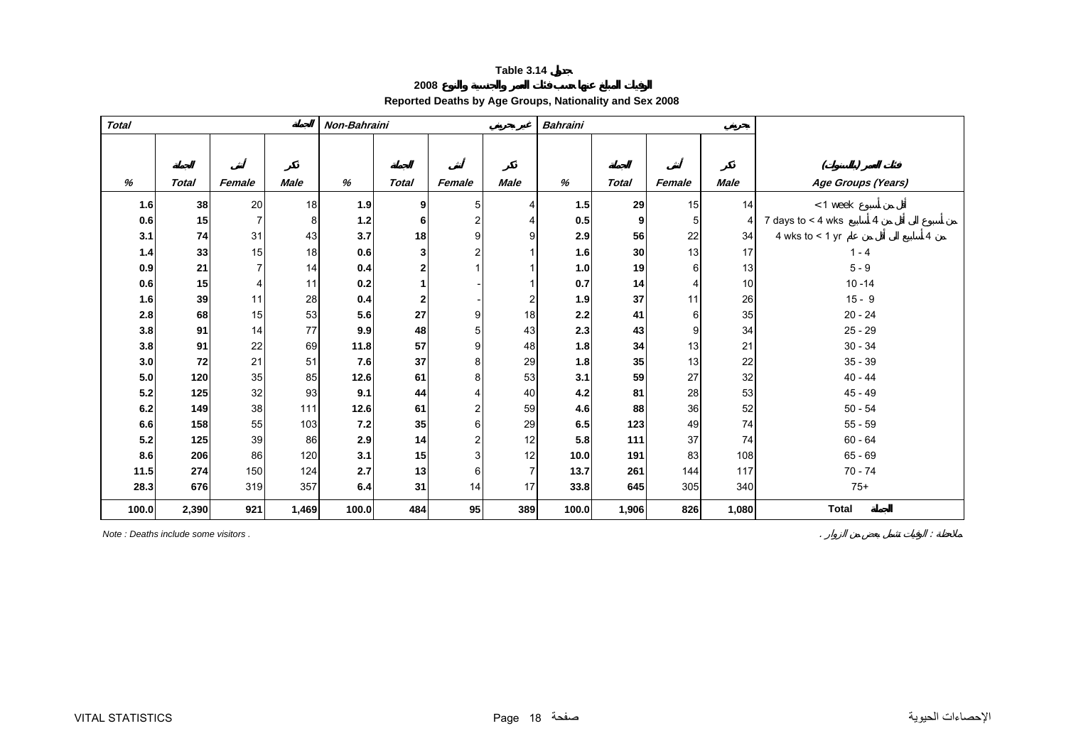**Table 3.14 جدول**

**الوفيات المبلغ عنها حسب فئات العمر والجنسية والنوع 2008**

**Reported Deaths by Age Groups, Nationality and Sex 2008**

| *Total* | | | الجملة | *Non-Bahraini* | | | غير بحريني | *Bahraini* | | | بحريني | |
|---|---|---|---|---|---|---|---|---|---|---|---|---|
| | الجملة | أنثى | ذكر | | الجملة | أنثى | ذكر | | الجملة | أنثى | ذكر | فئات العمر (بالسنوات) |
| *%* | *Total* | *Female* | *Male* | *%* | *Total* | *Female* | *Male* | *%* | *Total* | *Female* | *Male* | *Age Groups (Years)* |
| **1.6** | **38** | 20 | 18 | **1.9** | **9** | 5 | 4 | **1.5** | **29** | 15 | 14 | < 1 week أقل من أسبوع |
| **0.6** | **15** | 7 | 8 | **1.2** | **6** | 2 | 4 | **0.5** | **9** | 5 | 4 | 7 days to < 4 wks من أسبوع الى أقل من 4 أسابيع |
| **3.1** | **74** | 31 | 43 | **3.7** | **18** | 9 | 9 | **2.9** | **56** | 22 | 34 | 4 wks to < 1 yr من 4 أسابيع الى أقل من عام |
| **1.4** | **33** | 15 | 18 | **0.6** | **3** | 2 | 1 | **1.6** | **30** | 13 | 17 | 1 - 4 |
| **0.9** | **21** | 7 | 14 | **0.4** | **2** | 1 | 1 | **1.0** | **19** | 6 | 13 | 5 - 9 |
| **0.6** | **15** | 4 | 11 | **0.2** | **1** | - | 1 | **0.7** | **14** | 4 | 10 | 10 -14 |
| **1.6** | **39** | 11 | 28 | **0.4** | **2** | - | 2 | **1.9** | **37** | 11 | 26 | 15 - 9 |
| **2.8** | **68** | 15 | 53 | **5.6** | **27** | 9 | 18 | **2.2** | **41** | 6 | 35 | 20 - 24 |
| **3.8** | **91** | 14 | 77 | **9.9** | **48** | 5 | 43 | **2.3** | **43** | 9 | 34 | 25 - 29 |
| **3.8** | **91** | 22 | 69 | **11.8** | **57** | 9 | 48 | **1.8** | **34** | 13 | 21 | 30 - 34 |
| **3.0** | **72** | 21 | 51 | **7.6** | **37** | 8 | 29 | **1.8** | **35** | 13 | 22 | 35 - 39 |
| **5.0** | **120** | 35 | 85 | **12.6** | **61** | 8 | 53 | **3.1** | **59** | 27 | 32 | 40 - 44 |
| **5.2** | **125** | 32 | 93 | **9.1** | **44** | 4 | 40 | **4.2** | **81** | 28 | 53 | 45 - 49 |
| **6.2** | **149** | 38 | 111 | **12.6** | **61** | 2 | 59 | **4.6** | **88** | 36 | 52 | 50 - 54 |
| **6.6** | **158** | 55 | 103 | **7.2** | **35** | 6 | 29 | **6.5** | **123** | 49 | 74 | 55 - 59 |
| **5.2** | **125** | 39 | 86 | **2.9** | **14** | 2 | 12 | **5.8** | **111** | 37 | 74 | 60 - 64 |
| **8.6** | **206** | 86 | 120 | **3.1** | **15** | 3 | 12 | **10.0** | **191** | 83 | 108 | 65 - 69 |
| **11.5** | **274** | 150 | 124 | **2.7** | **13** | 6 | 7 | **13.7** | **261** | 144 | 117 | 70 - 74 |
| **28.3** | **676** | 319 | 357 | **6.4** | **31** | 14 | 17 | **33.8** | **645** | 305 | 340 | 75+ |
| **100.0** | **2,390** | **921** | **1,469** | **100.0** | **484** | **95** | **389** | **100.0** | **1,906** | **826** | **1,080** | **Total الجملة** |

*Note : Deaths include some visitors .*

ملاحظة : الوفيات تشمل بعض من الزوار .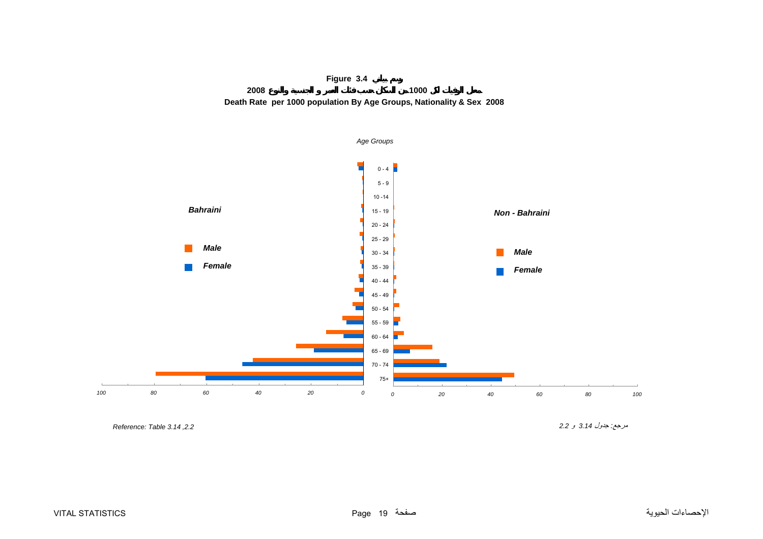**Figure 3.4 رسم بياني**

**معدل الوفيات لكل 1000 من السكان حسب فئات العمر و الجنسية والنوع 2008**

**Death Rate per 1000 population By Age Groups, Nationality & Sex 2008**

*Age Groups*

***Bahraini***

***Male***

***Female***

***Non - Bahraini***

***Male***

***Female***

0 - 4
5 - 9
10 -14
15 - 19
20 - 24
25 - 29
30 - 34
35 - 39
40 - 44
45 - 49
50 - 54
55 - 59
60 - 64
65 - 69
70 - 74
75+

*100 80 60 40 20 0*

*0 20 40 60 80 100*

*Reference: Table 3.14 ,2.2*

مرجع: جدول 3.14 و 2.2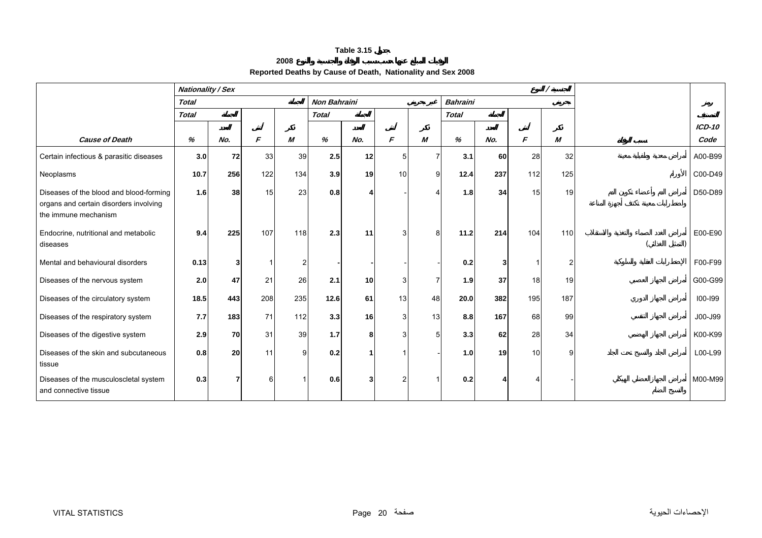# Table 3.15 جدول

## 2008 الوفيات المبلغ عنها حسب سبب الوفاة والجنسية والنوع

### Reported Deaths by Cause of Death, Nationality and Sex 2008

| Cause of Death | Nationality / Sex |  |  |  |  |  |  |  |  |  |  | الجنسية / النوع | سبب الوفاة | رمز التصنيف ICD-10 Code |
|---|---|---|---|---|---|---|---|---|---|---|---|---|---|---|
|  | Total |  |  | الجملة | Non Bahraini |  |  | غير بحريني | Bahraini |  |  | بحريني |  |  |
|  | Total | الجملة |  |  | Total | الجملة |  |  | Total | الجملة |  |  |  |  |
|  |  | العدد | أنثى | ذكر |  | العدد | أنثى | ذكر |  | العدد | أنثى | ذكر |  |  |
|  | % | No. | F | M | % | No. | F | M | % | No. | F | M |  |  |
| Certain infectious & parasitic diseases | **3.0** | **72** | 33 | 39 | **2.5** | **12** | 5 | 7 | **3.1** | **60** | 28 | 32 | أمراض معدية وطفيلية معينة | A00-B99 |
| Neoplasms | **10.7** | **256** | 122 | 134 | **3.9** | **19** | 10 | 9 | **12.4** | **237** | 112 | 125 | الأورام | C00-D49 |
| Diseases of the blood and blood-forming organs and certain disorders involving the immune mechanism | **1.6** | **38** | 15 | 23 | **0.8** | **4** | - | 4 | **1.8** | **34** | 15 | 19 | أمراض الدم وأعضاء تكوين الدم واضطرابات معينة تكتنف أجهزة المناعة | D50-D89 |
| Endocrine, nutritional and metabolic diseases | **9.4** | **225** | 107 | 118 | **2.3** | **11** | 3 | 8 | **11.2** | **214** | 104 | 110 | أمراض الغدد الصماء والتغذية والاستقلاب (التمثيل الغذائي) | E00-E90 |
| Mental and behavioural disorders | **0.13** | **3** | 1 | 2 | **-** | **-** | - | - | **0.2** | **3** | 1 | 2 | الإضطرابات العقلية والسلوكية | F00-F99 |
| Diseases of the nervous system | **2.0** | **47** | 21 | 26 | **2.1** | **10** | 3 | 7 | **1.9** | **37** | 18 | 19 | أمراض الجهاز العصبي | G00-G99 |
| Diseases of the circulatory system | **18.5** | **443** | 208 | 235 | **12.6** | **61** | 13 | 48 | **20.0** | **382** | 195 | 187 | أمراض الجهاز الدوري | I00-I99 |
| Diseases of the respiratory system | **7.7** | **183** | 71 | 112 | **3.3** | **16** | 3 | 13 | **8.8** | **167** | 68 | 99 | أمراض الجهاز التنفسي | J00-J99 |
| Diseases of the digestive system | **2.9** | **70** | 31 | 39 | **1.7** | **8** | 3 | 5 | **3.3** | **62** | 28 | 34 | أمراض الجهاز الهضمي | K00-K99 |
| Diseases of the skin and subcutaneous tissue | **0.8** | **20** | 11 | 9 | **0.2** | **1** | 1 | - | **1.0** | **19** | 10 | 9 | أمراض الجلد والنسيج تحت الجلد | L00-L99 |
| Diseases of the musculoscletal system and connective tissue | **0.3** | **7** | 6 | 1 | **0.6** | **3** | 2 | 1 | **0.2** | **4** | 4 | - | أمراض الجهازالعضلي الهيكلي والنسيج الضام | M00-M99 |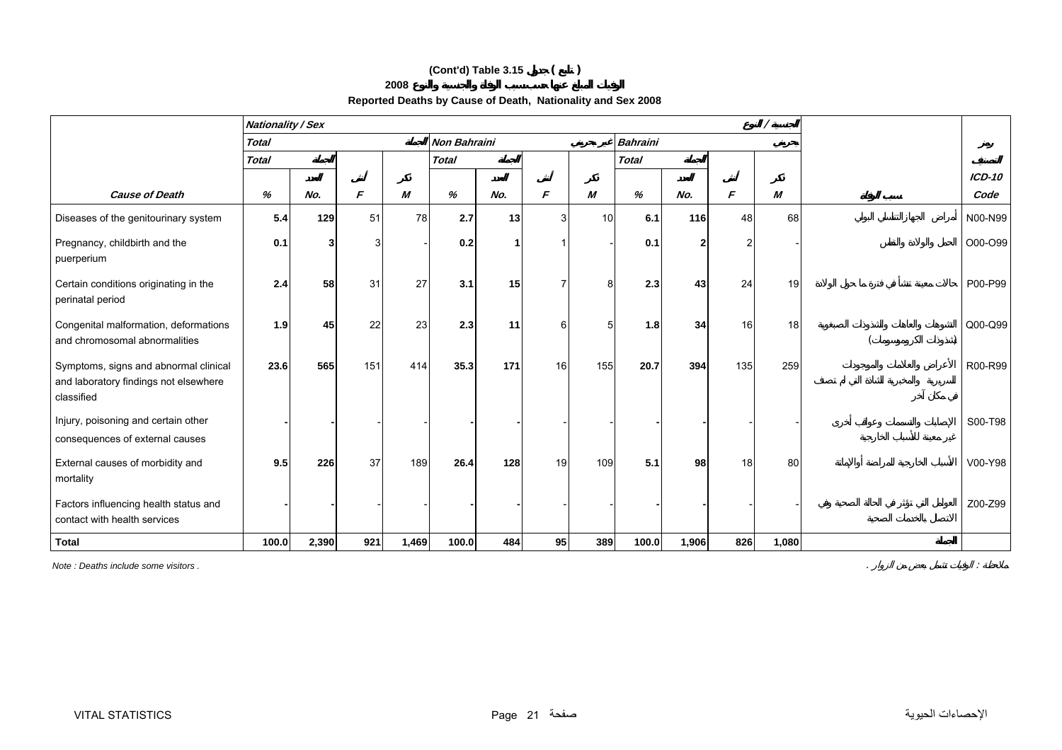# (Cont'd) Table 3.15 جدول ( تابع )

## 2008 الوفيات المبلغ عنها حسب سبب الوفاة والجنسية والنوع

### Reported Deaths by Cause of Death, Nationality and Sex 2008

| | Nationality / Sex الجنسية / النوع | | | | | | | | | | | | | |
|---|---|---|---|---|---|---|---|---|---|---|---|---|---|---|
| | Total الجملة | | | | Non Bahraini غير بحريني | | | | Bahraini بحريني | | | | | رموز التصنيف |
| | Total الجملة | | | | Total الجملة | | | | Total الجملة | | | | | |
| | | العدد | أنثى | ذكر | | العدد | أنثى | ذكر | | العدد | أنثى | ذكر | | ICD-10 |
| **Cause of Death** | % | No. | F | M | % | No. | F | M | % | No. | F | M | سبب الوفاة | Code |
| Diseases of the genitourinary system | **5.4** | **129** | 51 | 78 | **2.7** | **13** | 3 | 10 | **6.1** | **116** | 48 | 68 | أمراض الجهاز التناسلي البولي | N00-N99 |
| Pregnancy, childbirth and the puerperium | **0.1** | **3** | 3 | - | **0.2** | **1** | 1 | - | **0.1** | **2** | 2 | - | الحمل والولادة والنفاس | O00-O99 |
| Certain conditions originating in the perinatal period | **2.4** | **58** | 31 | 27 | **3.1** | **15** | 7 | 8 | **2.3** | **43** | 24 | 19 | حالات معينة تنشأ في فترة ما حول الولادة | P00-P99 |
| Congenital malformation, deformations and chromosomal abnormalities | **1.9** | **45** | 22 | 23 | **2.3** | **11** | 6 | 5 | **1.8** | **34** | 16 | 18 | التشوهات والعاهات والشذوذات الصبغوية (شذوذات الكروموسومات) | Q00-Q99 |
| Symptoms, signs and abnormal clinical and laboratory findings not elsewhere classified | **23.6** | **565** | 151 | 414 | **35.3** | **171** | 16 | 155 | **20.7** | **394** | 135 | 259 | الأعراض والعلامات والموجودات السريرية والمخبرية الشاذة التي لم تصنف في مكان آخر | R00-R99 |
| Injury, poisoning and certain other consequences of external causes | **-** | **-** | - | - | **-** | **-** | - | - | **-** | **-** | - | - | الإصابات والتسممات وعواقب أخرى غير معينة للأسباب الخارجية | S00-T98 |
| External causes of morbidity and mortality | **9.5** | **226** | 37 | 189 | **26.4** | **128** | 19 | 109 | **5.1** | **98** | 18 | 80 | الأسباب الخارجية للمراضة أو الإماتة | V00-Y98 |
| Factors influencing health status and contact with health services | **-** | **-** | - | - | **-** | **-** | - | - | **-** | **-** | - | - | العوامل التي تؤثر في الحالة الصحية وفي الاتصال بالخدمات الصحية | Z00-Z99 |
| **Total** | **100.0** | **2,390** | **921** | **1,469** | **100.0** | **484** | **95** | **389** | **100.0** | **1,906** | **826** | **1,080** | **الجملة** | |

*Note : Deaths include some visitors .* ملاحظة : الوفيات تشمل بعض من الزوار .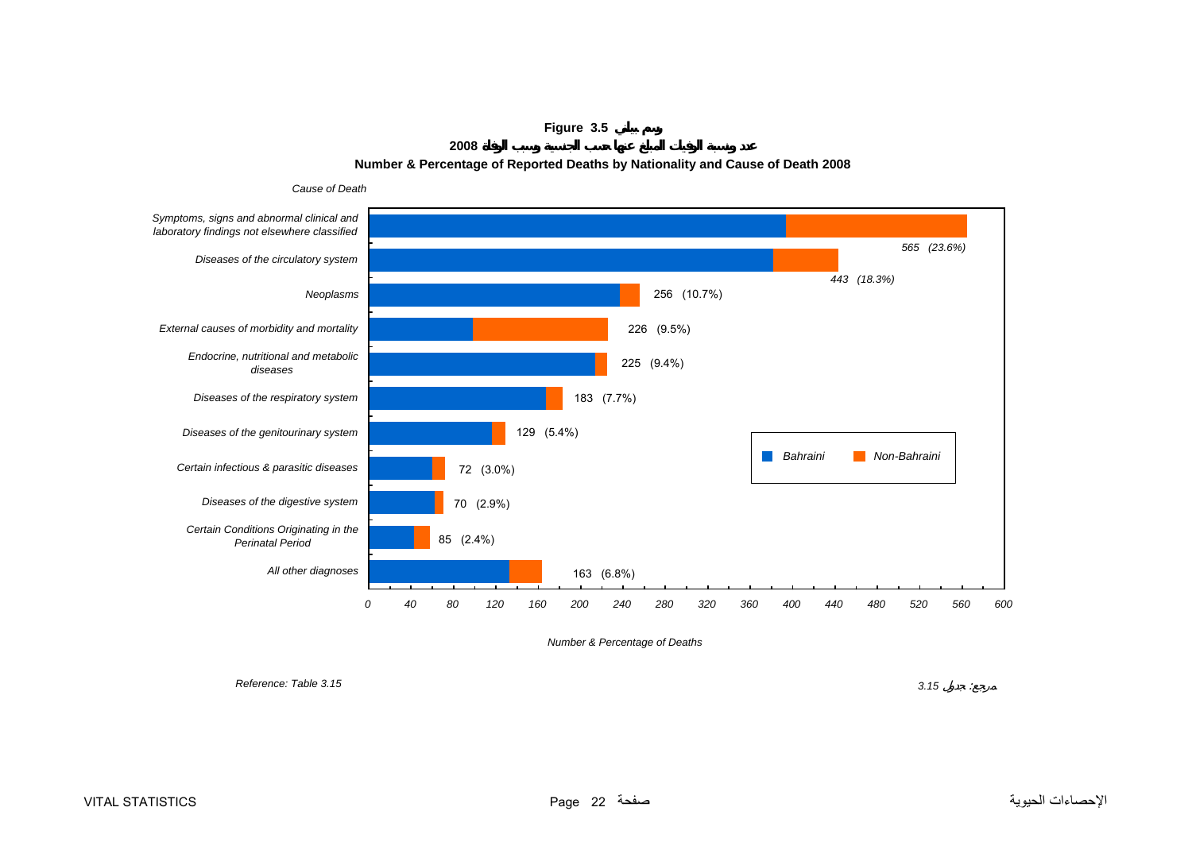**Figure 3.5 رسم بياني**

**عدد ونسبة الوفيات المبلغ عنها حسب الجنسية وسبب الوفاة 2008**

**Number & Percentage of Reported Deaths by Nationality and Cause of Death 2008**

| *Cause of Death* | *Number & Percentage of Deaths* |
|---|---|
| *Symptoms, signs and abnormal clinical and laboratory findings not elsewhere classified* | *565 (23.6%)* |
| *Diseases of the circulatory system* | *443 (18.3%)* |
| *Neoplasms* | 256 (10.7%) |
| *External causes of morbidity and mortality* | 226 (9.5%) |
| *Endocrine, nutritional and metabolic diseases* | 225 (9.4%) |
| *Diseases of the respiratory system* | 183 (7.7%) |
| *Diseases of the genitourinary system* | 129 (5.4%) |
| *Certain infectious & parasitic diseases* | 72 (3.0%) |
| *Diseases of the digestive system* | 70 (2.9%) |
| *Certain Conditions Originating in the Perinatal Period* | 85 (2.4%) |
| *All other diagnoses* | 163 (6.8%) |

*Bahraini* / *Non-Bahraini*

*Reference: Table 3.15*

مرجع: جدول *3.15*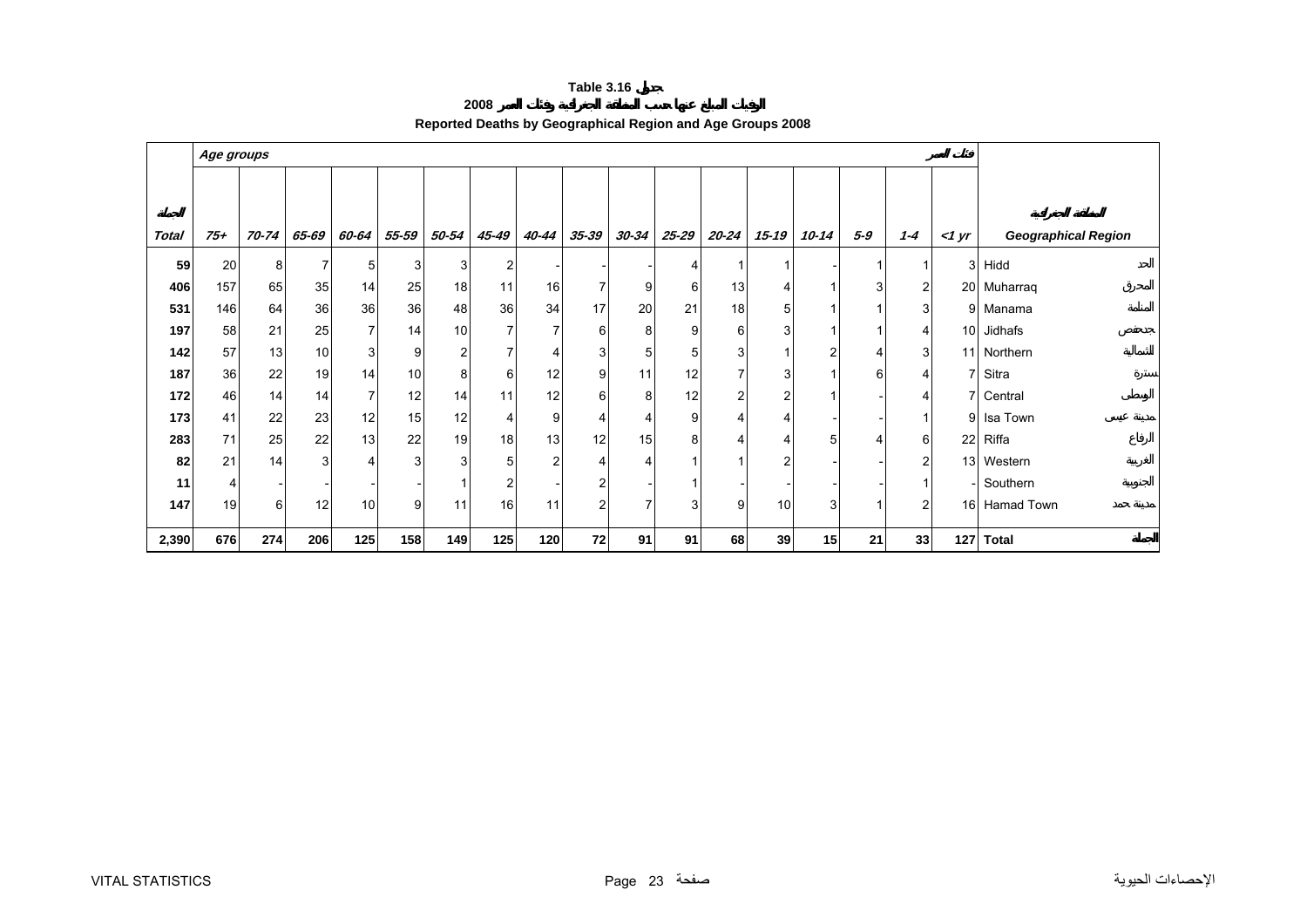# Table 3.16 جدول

## الوفيات المبلغ عنها حسب المنطقة الجغرافية وفئات العمر 2008

## Reported Deaths by Geographical Region and Age Groups 2008

| المجموع Total | Age groups 75+ | 70-74 | 65-69 | 60-64 | 55-59 | 50-54 | 45-49 | 40-44 | 35-39 | 30-34 | 25-29 | 20-24 | 15-19 | 10-14 | 5-9 | 1-4 | <1 yr فئات العمر | Geographical Region | المنطقة الجغرافية |
|---|---|---|---|---|---|---|---|---|---|---|---|---|---|---|---|---|---|---|---|
| **59** | 20 | 8 | 7 | 5 | 3 | 3 | 2 | - | - | - | 4 | 1 | 1 | - | 1 | 1 | 3 | Hidd | الحد |
| **406** | 157 | 65 | 35 | 14 | 25 | 18 | 11 | 16 | 7 | 9 | 6 | 13 | 4 | 1 | 3 | 2 | 20 | Muharraq | المحرق |
| **531** | 146 | 64 | 36 | 36 | 36 | 48 | 36 | 34 | 17 | 20 | 21 | 18 | 5 | 1 | 1 | 3 | 9 | Manama | المنامة |
| **197** | 58 | 21 | 25 | 7 | 14 | 10 | 7 | 7 | 6 | 8 | 9 | 6 | 3 | 1 | 1 | 4 | 10 | Jidhafs | جدحفص |
| **142** | 57 | 13 | 10 | 3 | 9 | 2 | 7 | 4 | 3 | 5 | 5 | 3 | 1 | 2 | 4 | 3 | 11 | Northern | الشمالية |
| **187** | 36 | 22 | 19 | 14 | 10 | 8 | 6 | 12 | 9 | 11 | 12 | 7 | 3 | 1 | 6 | 4 | 7 | Sitra | سترة |
| **172** | 46 | 14 | 14 | 7 | 12 | 14 | 11 | 12 | 6 | 8 | 12 | 2 | 2 | 1 | - | 4 | 7 | Central | الوسطى |
| **173** | 41 | 22 | 23 | 12 | 15 | 12 | 4 | 9 | 4 | 4 | 9 | 4 | 4 | - | - | 1 | 9 | Isa Town | مدينة عيسى |
| **283** | 71 | 25 | 22 | 13 | 22 | 19 | 18 | 13 | 12 | 15 | 8 | 4 | 4 | 5 | 4 | 6 | 22 | Riffa | الرفاع |
| **82** | 21 | 14 | 3 | 4 | 3 | 3 | 5 | 2 | 4 | 4 | 1 | 1 | 2 | - | - | 2 | 13 | Western | الغربية |
| **11** | 4 | - | - | - | - | 1 | 2 | - | 2 | - | 1 | - | - | - | - | 1 | - | Southern | الجنوبية |
| **147** | 19 | 6 | 12 | 10 | 9 | 11 | 16 | 11 | 2 | 7 | 3 | 9 | 10 | 3 | 1 | 2 | 16 | Hamad Town | مدينة حمد |
| **2,390** | **676** | **274** | **206** | **125** | **158** | **149** | **125** | **120** | **72** | **91** | **91** | **68** | **39** | **15** | **21** | **33** | **127** | **Total** | **الجملة** |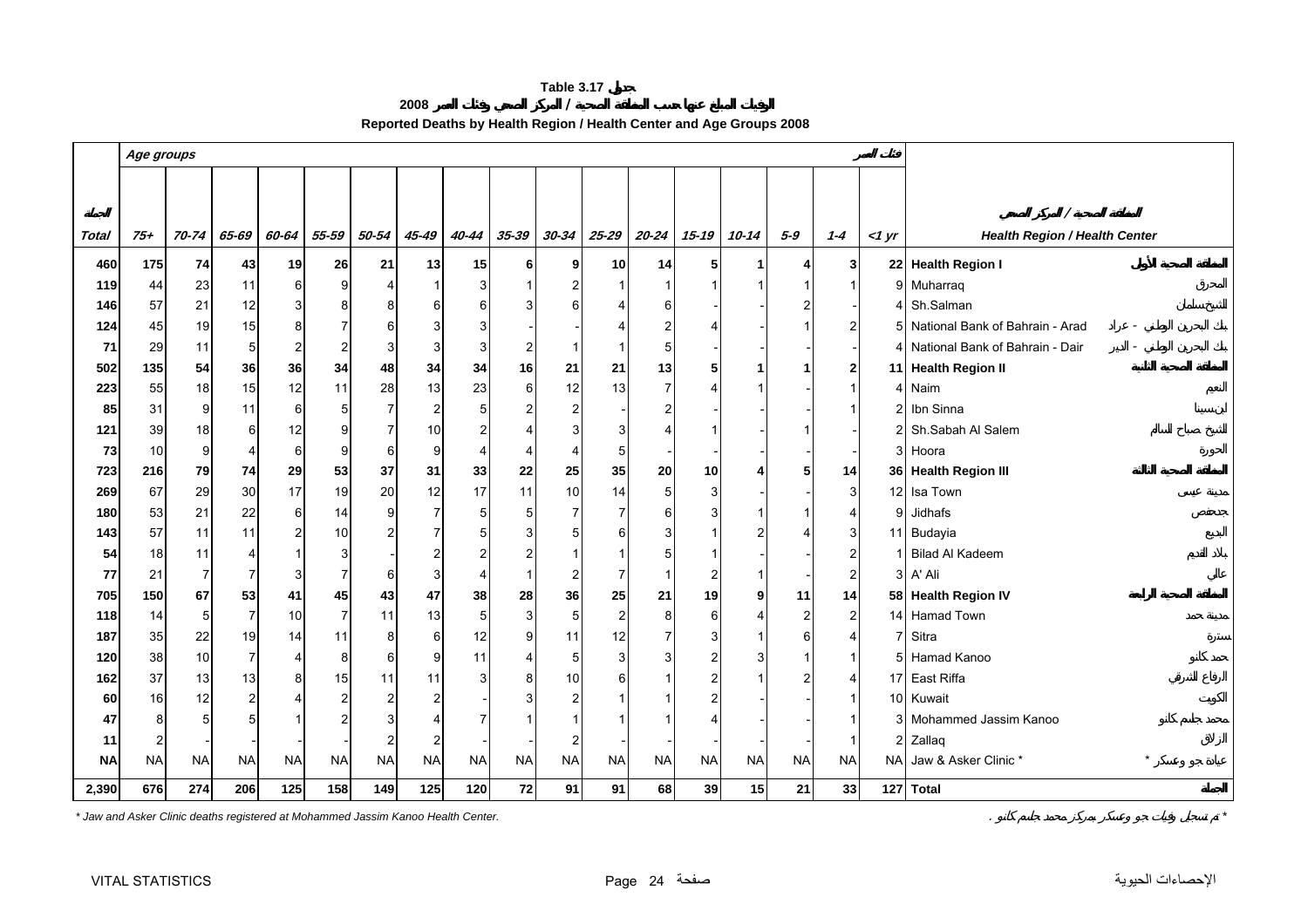**Table 3.17 جدول**

**2008 الوفيات المبلغ عنها حسب المنطقة الصحية / المركز الصحي وفئات العمر**

**Reported Deaths by Health Region / Health Center and Age Groups 2008**

| الجملة Total | Age groups 75+ | 70-74 | 65-69 | 60-64 | 55-59 | 50-54 | 45-49 | 40-44 | 35-39 | 30-34 | 25-29 | 20-24 | 15-19 | 10-14 | 5-9 | 1-4 | فئات العمر <1 yr | Health Region / Health Center | المنطقة الصحية / المركز الصحي |
|---|---|---|---|---|---|---|---|---|---|---|---|---|---|---|---|---|---|---|---|
| **460** | **175** | **74** | **43** | **19** | **26** | **21** | **13** | **15** | **6** | **9** | **10** | **14** | **5** | **1** | **4** | **3** | **22** | **Health Region I** | **المنطقة الصحية الأولى** |
| 119 | 44 | 23 | 11 | 6 | 9 | 4 | 1 | 3 | 1 | 2 | 1 | 1 | 1 | 1 | 1 | 1 | 9 | Muharraq | المحرق |
| 146 | 57 | 21 | 12 | 3 | 8 | 8 | 6 | 6 | 3 | 6 | 4 | 6 | - | - | 2 | - | 4 | Sh.Salman | الشيخ سلمان |
| 124 | 45 | 19 | 15 | 8 | 7 | 6 | 3 | 3 | - | - | 4 | 2 | 4 | - | 1 | 2 | 5 | National Bank of Bahrain - Arad | بنك البحرين الوطني - عراد |
| 71 | 29 | 11 | 5 | 2 | 2 | 3 | 3 | 3 | 2 | 1 | 1 | 5 | - | - | - | - | 4 | National Bank of Bahrain - Dair | بنك البحرين الوطني - الدير |
| **502** | **135** | **54** | **36** | **36** | **34** | **48** | **34** | **34** | **16** | **21** | **21** | **13** | **5** | **1** | **1** | **2** | **11** | **Health Region II** | **المنطقة الصحية الثانية** |
| 223 | 55 | 18 | 15 | 12 | 11 | 28 | 13 | 23 | 6 | 12 | 13 | 7 | 4 | 1 | - | 1 | 4 | Naim | النعيم |
| 85 | 31 | 9 | 11 | 6 | 5 | 7 | 2 | 5 | 2 | 2 | - | 2 | - | - | - | 1 | 2 | Ibn Sinna | ابن سينا |
| 121 | 39 | 18 | 6 | 12 | 9 | 7 | 10 | 2 | 4 | 3 | 3 | 4 | 1 | - | 1 | - | 2 | Sh.Sabah Al Salem | الشيخ صباح السالم |
| 73 | 10 | 9 | 4 | 6 | 9 | 6 | 9 | 4 | 4 | 4 | 5 | - | - | - | - | - | 3 | Hoora | الحورة |
| **723** | **216** | **79** | **74** | **29** | **53** | **37** | **31** | **33** | **22** | **25** | **35** | **20** | **10** | **4** | **5** | **14** | **36** | **Health Region III** | **المنطقة الصحية الثالثة** |
| 269 | 67 | 29 | 30 | 17 | 19 | 20 | 12 | 17 | 11 | 10 | 14 | 5 | 3 | - | - | 3 | 12 | Isa Town | مدينة عيسى |
| 180 | 53 | 21 | 22 | 6 | 14 | 9 | 7 | 5 | 5 | 7 | 7 | 6 | 3 | 1 | 1 | 4 | 9 | Jidhafs | جدحفص |
| 143 | 57 | 11 | 11 | 2 | 10 | 2 | 7 | 5 | 3 | 5 | 6 | 3 | 1 | 2 | 4 | 3 | 11 | Budayia | البديع |
| 54 | 18 | 11 | 4 | 1 | 3 | - | 2 | 2 | 2 | 1 | 1 | 5 | 1 | - | - | 2 | 1 | Bilad Al Kadeem | بلاد القديم |
| 77 | 21 | 7 | 7 | 3 | 7 | 6 | 3 | 4 | 1 | 2 | 7 | 1 | 2 | 1 | - | 2 | 3 | A' Ali | عالي |
| **705** | **150** | **67** | **53** | **41** | **45** | **43** | **47** | **38** | **28** | **36** | **25** | **21** | **19** | **9** | **11** | **14** | **58** | **Health Region IV** | **المنطقة الصحية الرابعة** |
| 118 | 14 | 5 | 7 | 10 | 7 | 11 | 13 | 5 | 3 | 5 | 2 | 8 | 6 | 4 | 2 | 2 | 14 | Hamad Town | مدينة حمد |
| 187 | 35 | 22 | 19 | 14 | 11 | 8 | 6 | 12 | 9 | 11 | 12 | 7 | 3 | 1 | 6 | 4 | 7 | Sitra | سترة |
| 120 | 38 | 10 | 7 | 4 | 8 | 6 | 9 | 11 | 4 | 5 | 3 | 3 | 2 | 3 | 1 | 1 | 5 | Hamad Kanoo | حمد كانو |
| 162 | 37 | 13 | 13 | 8 | 15 | 11 | 11 | 3 | 8 | 10 | 6 | 1 | 2 | 1 | 2 | 4 | 17 | East Riffa | الرفاع الشرقي |
| 60 | 16 | 12 | 2 | 4 | 2 | 2 | 2 | - | 3 | 2 | 1 | 1 | 2 | - | - | 1 | 10 | Kuwait | الكويت |
| 47 | 8 | 5 | 5 | 1 | 2 | 3 | 4 | 7 | 1 | 1 | 1 | 1 | 4 | - | - | 1 | 3 | Mohammed Jassim Kanoo | محمد جاسم كانو |
| 11 | 2 | - | - | - | - | 2 | 2 | - | - | 2 | - | - | - | - | - | 1 | 2 | Zallaq | الزلاق |
| NA | NA | NA | NA | NA | NA | NA | NA | NA | NA | NA | NA | NA | NA | NA | NA | NA | NA | Jaw & Asker Clinic * | عيادة جو وعسكر * |
| **2,390** | **676** | **274** | **206** | **125** | **158** | **149** | **125** | **120** | **72** | **91** | **91** | **68** | **39** | **15** | **21** | **33** | **127** | **Total** | **الجملة** |

*\* Jaw and Asker Clinic deaths registered at Mohammed Jassim Kanoo Health Center.*

\* تم تسجيل وفيات جو وعسكر بمركز محمد جاسم كانو.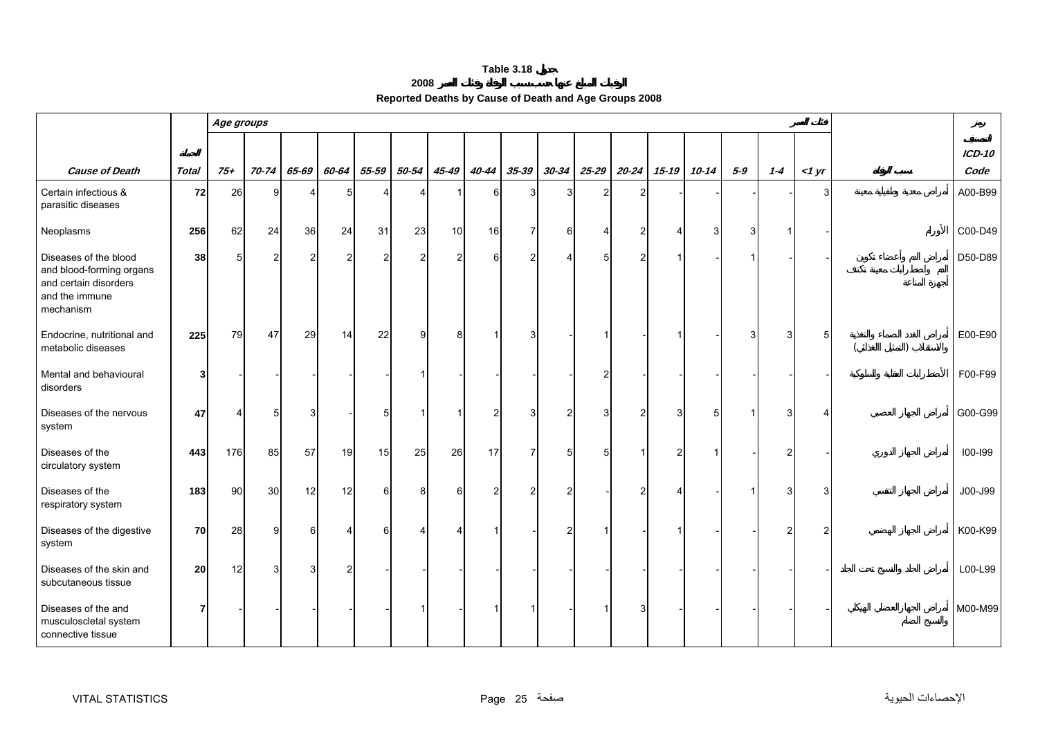**Table 3.18 جدول**

**الوفيات المبلغ عنها حسب سبب الوفاة وفئات العمر 2008**

**Reported Deaths by Cause of Death and Age Groups 2008**

| Cause of Death | الجملة Total | Age groups 75+ | 70-74 | 65-69 | 60-64 | 55-59 | 50-54 | 45-49 | 40-44 | 35-39 | 30-34 | 25-29 | 20-24 | 15-19 | 10-14 | 5-9 | 1-4 | <1 yr فئات العمر | سبب الوفاة | رمز التصنيف ICD-10 Code |
|---|---|---|---|---|---|---|---|---|---|---|---|---|---|---|---|---|---|---|---|---|
| Certain infectious & parasitic diseases | 72 | 26 | 9 | 4 | 5 | 4 | 4 | 1 | 6 | 3 | 3 | 2 | 2 | - | - | - | - | 3 | أمراض معدية وطفيلية معينة | A00-B99 |
| Neoplasms | 256 | 62 | 24 | 36 | 24 | 31 | 23 | 10 | 16 | 7 | 6 | 4 | 2 | 4 | 3 | 3 | 1 | - | الأورام | C00-D49 |
| Diseases of the blood and blood-forming organs and certain disorders and the immune mechanism | 38 | 5 | 2 | 2 | 2 | 2 | 2 | 2 | 6 | 2 | 4 | 5 | 2 | 1 | - | 1 | - | - | أمراض الدم وأعضاء تكوين الدم واضطرابات معينة تكتنف أجهزة المناعة | D50-D89 |
| Endocrine, nutritional and metabolic diseases | 225 | 79 | 47 | 29 | 14 | 22 | 9 | 8 | 1 | 3 | - | 1 | - | 1 | - | 3 | 3 | 5 | أمراض الغدد الصماء والتغذية والاستقلاب (التمثيل الغذائي) | E00-E90 |
| Mental and behavioural disorders | 3 | - | - | - | - | - | 1 | - | - | - | - | 2 | - | - | - | - | - | - | الأضطرابات العقلية والسلوكية | F00-F99 |
| Diseases of the nervous system | 47 | 4 | 5 | 3 | - | 5 | 1 | 1 | 2 | 3 | 2 | 3 | 2 | 3 | 5 | 1 | 3 | 4 | أمراض الجهاز العصبي | G00-G99 |
| Diseases of the circulatory system | 443 | 176 | 85 | 57 | 19 | 15 | 25 | 26 | 17 | 7 | 5 | 5 | 1 | 2 | 1 | - | 2 | - | أمراض الجهاز الدوري | I00-I99 |
| Diseases of the respiratory system | 183 | 90 | 30 | 12 | 12 | 6 | 8 | 6 | 2 | 2 | 2 | - | 2 | 4 | - | 1 | 3 | 3 | أمراض الجهاز التنفسي | J00-J99 |
| Diseases of the digestive system | 70 | 28 | 9 | 6 | 4 | 6 | 4 | 4 | 1 | - | 2 | 1 | - | 1 | - | - | 2 | 2 | أمراض الجهاز الهضمي | K00-K99 |
| Diseases of the skin and subcutaneous tissue | 20 | 12 | 3 | 3 | 2 | - | - | - | - | - | - | - | - | - | - | - | - | - | أمراض الجلد والنسيج تحت الجلد | L00-L99 |
| Diseases of the and musculoscletal system connective tissue | 7 | - | - | - | - | - | 1 | - | 1 | 1 | - | 1 | 3 | - | - | - | - | - | أمراض الجهازالعضلي الهيكلي والنسيج الضام | M00-M99 |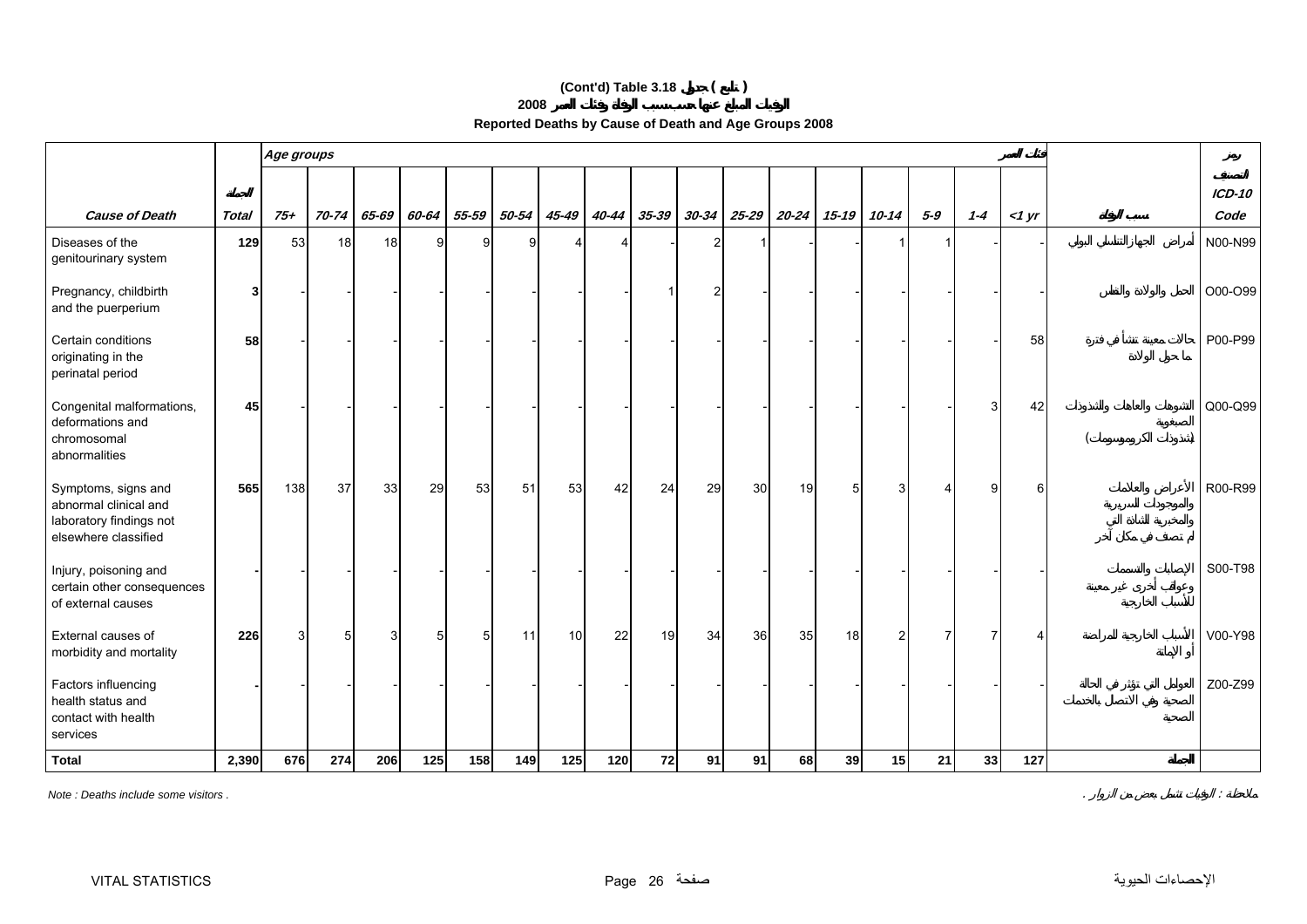# (Cont'd) Table 3.18 جدول ( تابع )

## 2008 الوفيات المبلغ عنها حسب سبب الوفاة وفئات العمر

## Reported Deaths by Cause of Death and Age Groups 2008

| Cause of Death | الجملة Total | Age groups 75+ | 70-74 | 65-69 | 60-64 | 55-59 | 50-54 | 45-49 | 40-44 | 35-39 | 30-34 | 25-29 | 20-24 | 15-19 | 10-14 | 5-9 | 1-4 | <1 yr فئات العمر | سبب الوفاة | رمز التصنيف ICD-10 Code |
|---|---|---|---|---|---|---|---|---|---|---|---|---|---|---|---|---|---|---|---|---|
| Diseases of the genitourinary system | **129** | 53 | 18 | 18 | 9 | 9 | 9 | 4 | 4 | - | 2 | 1 | - | - | 1 | 1 | - | - | أمراض الجهاز التناسلي البولي | N00-N99 |
| Pregnancy, childbirth and the puerperium | **3** | - | - | - | - | - | - | - | - | 1 | 2 | - | - | - | - | - | - | - | الحمل والولادة والنفاس | O00-O99 |
| Certain conditions originating in the perinatal period | **58** | - | - | - | - | - | - | - | - | - | - | - | - | - | - | - | - | 58 | حالات معينة تنشأ في فترة ما حول الولادة | P00-P99 |
| Congenital malformations, deformations and chromosomal abnormalities | **45** | - | - | - | - | - | - | - | - | - | - | - | - | - | - | - | 3 | 42 | التشوهات والعاهات والشذوذات الصبغوية (شذوذات الكروموسومات) | Q00-Q99 |
| Symptoms, signs and abnormal clinical and laboratory findings not elsewhere classified | **565** | 138 | 37 | 33 | 29 | 53 | 51 | 53 | 42 | 24 | 29 | 30 | 19 | 5 | 3 | 4 | 9 | 6 | الأعراض والعلامات والموجودات السريرية والمخبرية الشاذة التي لم تصنف في مكان آخر | R00-R99 |
| Injury, poisoning and certain other consequences of external causes | **-** | - | - | - | - | - | - | - | - | - | - | - | - | - | - | - | - | - | الإصابات والتسممات وعواقب أخرى غير معينة للأسباب الخارجية | S00-T98 |
| External causes of morbidity and mortality | **226** | 3 | 5 | 3 | 5 | 5 | 11 | 10 | 22 | 19 | 34 | 36 | 35 | 18 | 2 | 7 | 7 | 4 | الأسباب الخارجية للمراضة أو الإماتة | V00-Y98 |
| Factors influencing health status and contact with health services | **-** | - | - | - | - | - | - | - | - | - | - | - | - | - | - | - | - | - | العوامل التي تؤثر في الحالة الصحية وفي الاتصال بالخدمات الصحية | Z00-Z99 |
| **Total** | **2,390** | **676** | **274** | **206** | **125** | **158** | **149** | **125** | **120** | **72** | **91** | **91** | **68** | **39** | **15** | **21** | **33** | **127** | **الجملة** | |

*Note : Deaths include some visitors .* ملاحظة : الوفيات تشتمل بعض من الزوار .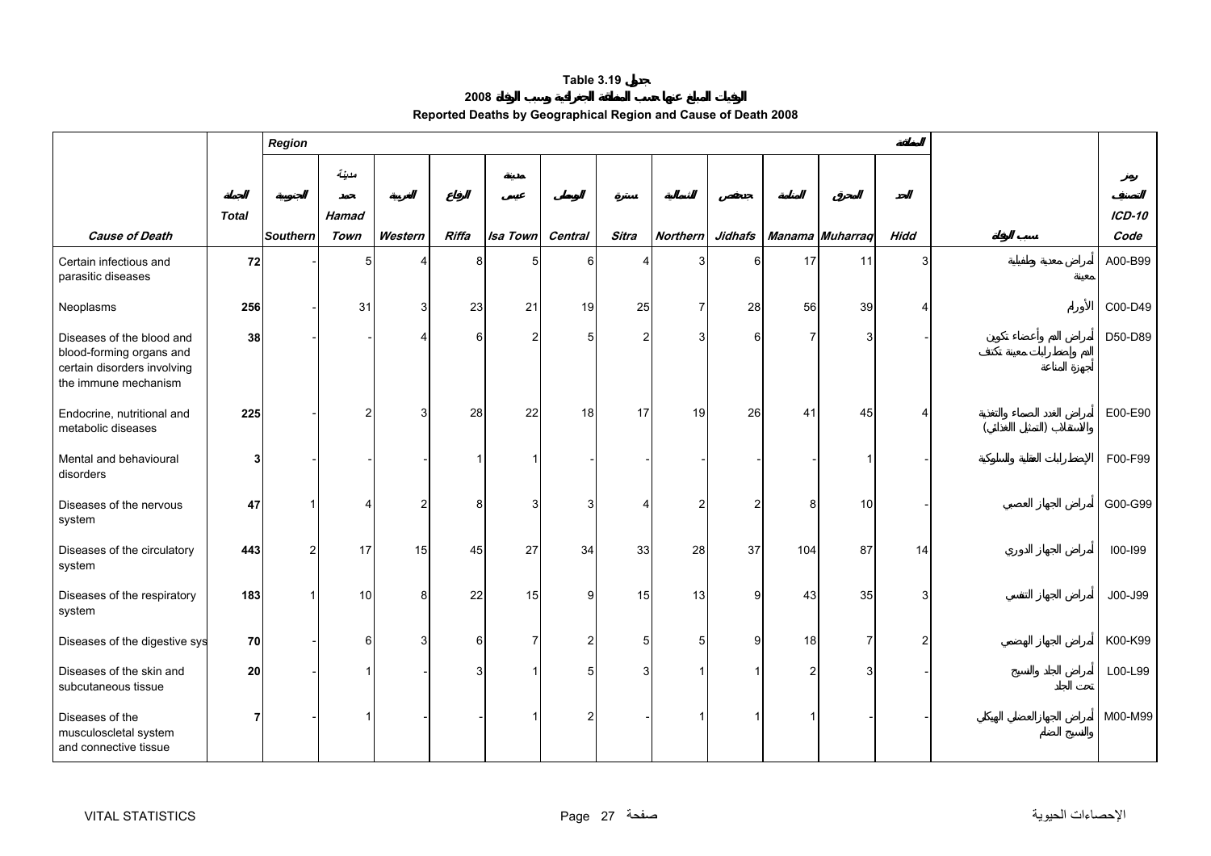**Table 3.19 جدول**

**الوفيات المبلغ عنها حسب المنطقة الجغرافية وسبب الوفاة 2008**

**Reported Deaths by Geographical Region and Cause of Death 2008**

| | | Region | | | | | | | | | | | | المنطقة | |
|---|---|---|---|---|---|---|---|---|---|---|---|---|---|---|---|
| **Cause of Death** | الجملة **Total** | الجنوبية **Southern** | مدينة حمد **Hamad Town** | الغربية **Western** | الرفاع **Riffa** | مدينة عيسى **Isa Town** | الوسطى **Central** | سترة **Sitra** | الشمالية **Northern** | جدحفص **Jidhafs** | المنامة **Manama** | المحرق **Muharraq** | الحد **Hidd** | **سبب الوفاة** | رمز التصنيف **ICD-10 Code** |
| Certain infectious and parasitic diseases | **72** | - | 5 | 4 | 8 | 5 | 6 | 4 | 3 | 6 | 17 | 11 | 3 | أمراض معدية وطفيلية معينة | A00-B99 |
| Neoplasms | **256** | - | 31 | 3 | 23 | 21 | 19 | 25 | 7 | 28 | 56 | 39 | 4 | الأورام | C00-D49 |
| Diseases of the blood and blood-forming organs and certain disorders involving the immune mechanism | **38** | - | - | 4 | 6 | 2 | 5 | 2 | 3 | 6 | 7 | 3 | - | أمراض الدم وأعضاء تكوين الدم واضطرابات معينة تكتنف أجهزة المناعة | D50-D89 |
| Endocrine, nutritional and metabolic diseases | **225** | - | 2 | 3 | 28 | 22 | 18 | 17 | 19 | 26 | 41 | 45 | 4 | أمراض الغدد الصماء والتغذية والاستقلاب (التمثيل الغذائي) | E00-E90 |
| Mental and behavioural disorders | **3** | - | - | - | 1 | 1 | - | - | - | - | - | 1 | - | الاضطرابات العقلية والسلوكية | F00-F99 |
| Diseases of the nervous system | **47** | 1 | 4 | 2 | 8 | 3 | 3 | 4 | 2 | 2 | 8 | 10 | - | أمراض الجهاز العصبي | G00-G99 |
| Diseases of the circulatory system | **443** | 2 | 17 | 15 | 45 | 27 | 34 | 33 | 28 | 37 | 104 | 87 | 14 | أمراض الجهاز الدوري | I00-I99 |
| Diseases of the respiratory system | **183** | 1 | 10 | 8 | 22 | 15 | 9 | 15 | 13 | 9 | 43 | 35 | 3 | أمراض الجهاز التنفسي | J00-J99 |
| Diseases of the digestive sys | **70** | - | 6 | 3 | 6 | 7 | 2 | 5 | 5 | 9 | 18 | 7 | 2 | أمراض الجهاز الهضمي | K00-K99 |
| Diseases of the skin and subcutaneous tissue | **20** | - | 1 | - | 3 | 1 | 5 | 3 | 1 | 1 | 2 | 3 | - | أمراض الجلد والنسيج تحت الجلد | L00-L99 |
| Diseases of the musculoscletal system and connective tissue | **7** | - | 1 | - | - | 1 | 2 | - | 1 | 1 | 1 | - | - | أمراض الجهاز العضلي الهيكلي والنسيج الضام | M00-M99 |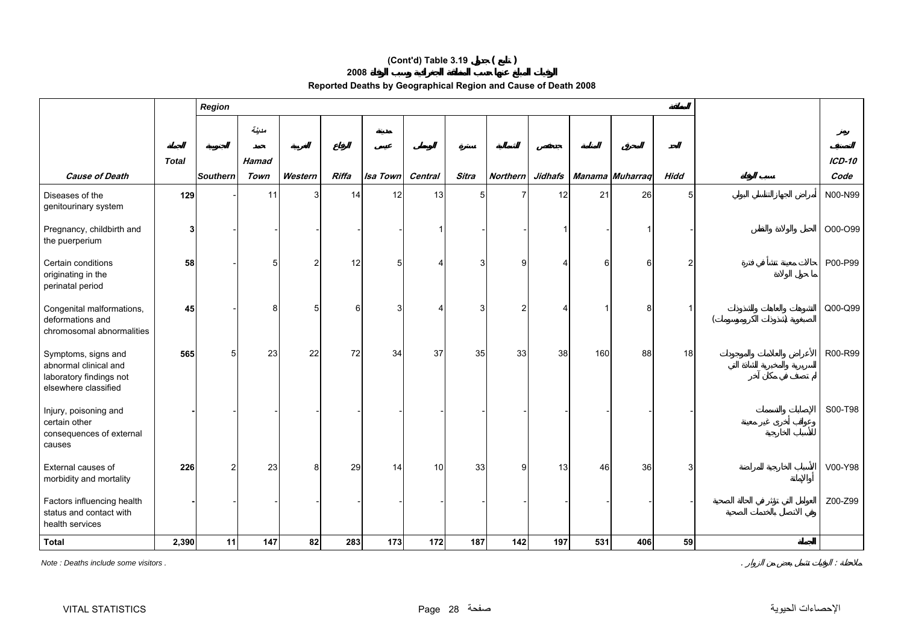**(Cont'd) Table 3.19 جدول ( تابع )**

**الوفيات المبلغ عنها حسب المنطقة الجغرافية وسبب الوفاة 2008**

**Reported Deaths by Geographical Region and Cause of Death 2008**

| Cause of Death | الجملة Total | Region الجنوبية Southern | مدينة حمد Hamad Town | الغربية Western | الرفاع Riffa | مدينة عيسى Isa Town | الوسطى Central | سترة Sitra | الشمالية Northern | جدحفص Jidhafs | المنامة Manama | المحرق Muharraq | الحد Hidd المنطقة | سبب الوفاة | رمز التصنيف ICD-10 Code |
|---|---|---|---|---|---|---|---|---|---|---|---|---|---|---|---|
| Diseases of the genitourinary system | 129 | - | 11 | 3 | 14 | 12 | 13 | 5 | 7 | 12 | 21 | 26 | 5 | أمراض الجهاز التناسلي البولي | N00-N99 |
| Pregnancy, childbirth and the puerperium | 3 | - | - | - | - | - | 1 | - | - | 1 | - | 1 | - | الحمل والولادة والنفاس | O00-O99 |
| Certain conditions originating in the perinatal period | 58 | - | 5 | 2 | 12 | 5 | 4 | 3 | 9 | 4 | 6 | 6 | 2 | حالات معينة تنشأ في فترة ما حول الولادة | P00-P99 |
| Congenital malformations, deformations and chromosomal abnormalities | 45 | - | 8 | 5 | 6 | 3 | 4 | 3 | 2 | 4 | 1 | 8 | 1 | التشوهات والعاهات والشذوذات الصبغوية (شذوذات الكروموسومات) | Q00-Q99 |
| Symptoms, signs and abnormal clinical and laboratory findings not elsewhere classified | 565 | 5 | 23 | 22 | 72 | 34 | 37 | 35 | 33 | 38 | 160 | 88 | 18 | الأعراض والعلامات والموجودات السريرية والمخبرية الشاذة التي لم تصنف في مكان آخر | R00-R99 |
| Injury, poisoning and certain other consequences of external causes | - | - | - | - | - | - | - | - | - | - | - | - | - | الإصابات والتسممات وعواقب أخرى غير معينة للأسباب الخارجية | S00-T98 |
| External causes of morbidity and mortality | 226 | 2 | 23 | 8 | 29 | 14 | 10 | 33 | 9 | 13 | 46 | 36 | 3 | الأسباب الخارجية للمراضة أو الإماتة | V00-Y98 |
| Factors influencing health status and contact with health services | - | - | - | - | - | - | - | - | - | - | - | - | - | العوامل التي تؤثر في الحالة الصحية وفي الاتصال بالخدمات الصحية | Z00-Z99 |
| **Total** | **2,390** | **11** | **147** | **82** | **283** | **173** | **172** | **187** | **142** | **197** | **531** | **406** | **59** | **الجملة** | |

*Note : Deaths include some visitors .*

ملاحظة : الوفيات تشمل بعض من الزوار .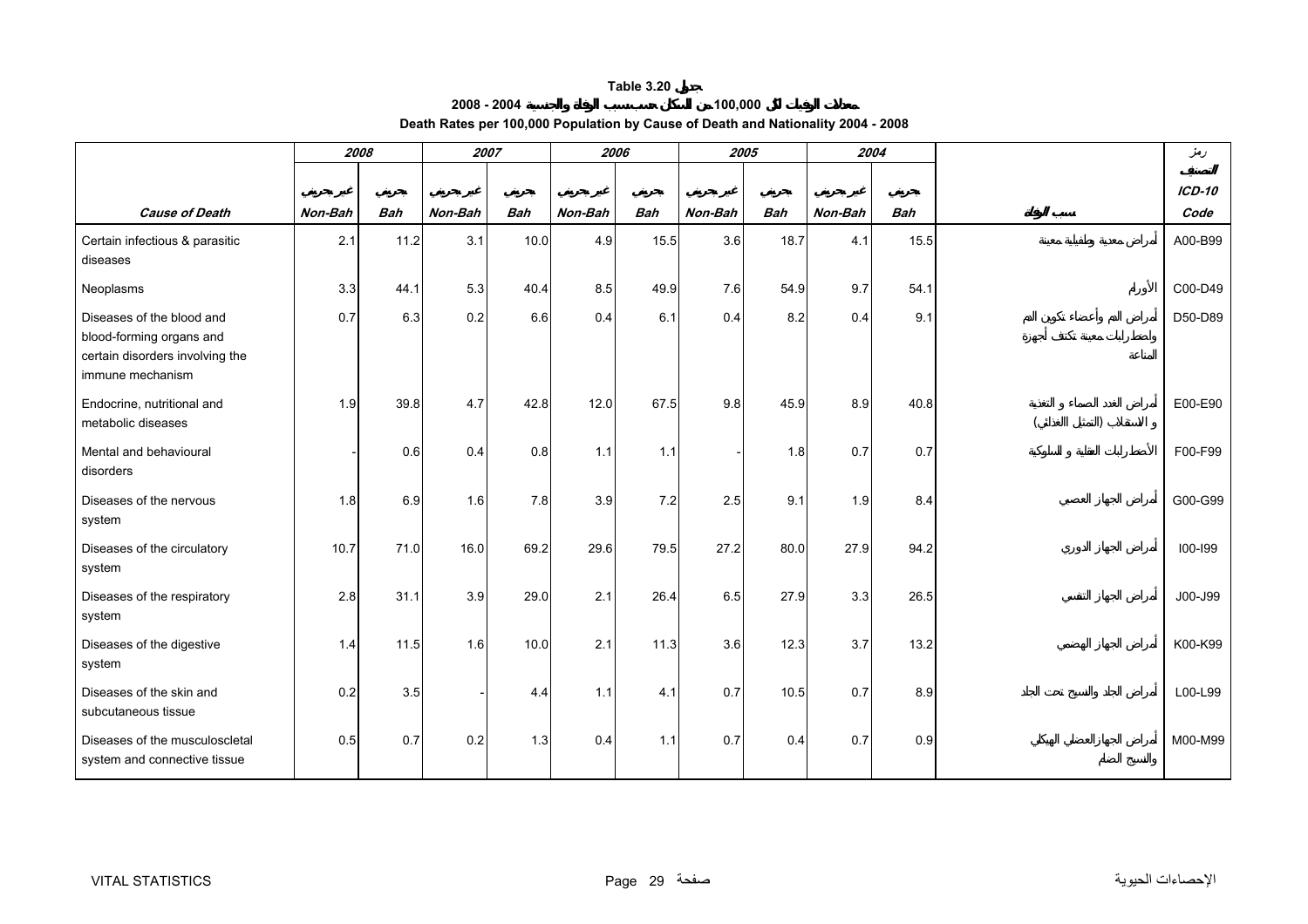# Table 3.20 جدول

## معدلات الوفيات لكل 100,000 من السكان حسب سبب الوفاة والجنسية 2004 - 2008

## Death Rates per 100,000 Population by Cause of Death and Nationality 2004 - 2008

| | 2008 | | 2007 | | 2006 | | 2005 | | 2004 | | | رمز التصنيف |
|---|---|---|---|---|---|---|---|---|---|---|---|---|
| | غير بحريني | بحريني | غير بحريني | بحريني | غير بحريني | بحريني | غير بحريني | بحريني | غير بحريني | بحريني | | ICD-10 |
| *Cause of Death* | *Non-Bah* | *Bah* | *Non-Bah* | *Bah* | *Non-Bah* | *Bah* | *Non-Bah* | *Bah* | *Non-Bah* | *Bah* | سبب الوفاة | *Code* |
| Certain infectious & parasitic diseases | 2.1 | 11.2 | 3.1 | 10.0 | 4.9 | 15.5 | 3.6 | 18.7 | 4.1 | 15.5 | أمراض معدية وطفيلية معينة | A00-B99 |
| Neoplasms | 3.3 | 44.1 | 5.3 | 40.4 | 8.5 | 49.9 | 7.6 | 54.9 | 9.7 | 54.1 | الأورام | C00-D49 |
| Diseases of the blood and blood-forming organs and certain disorders involving the immune mechanism | 0.7 | 6.3 | 0.2 | 6.6 | 0.4 | 6.1 | 0.4 | 8.2 | 0.4 | 9.1 | أمراض الدم وأعضاء تكوين الدم واضطرابات معينة تكتنف أجهزة المناعة | D50-D89 |
| Endocrine, nutritional and metabolic diseases | 1.9 | 39.8 | 4.7 | 42.8 | 12.0 | 67.5 | 9.8 | 45.9 | 8.9 | 40.8 | أمراض الغدد الصماء و التغذية و الاستقلاب (التمثيل الغذائي) | E00-E90 |
| Mental and behavioural disorders | - | 0.6 | 0.4 | 0.8 | 1.1 | 1.1 | - | 1.8 | 0.7 | 0.7 | الأضطرابات العقلية و السلوكية | F00-F99 |
| Diseases of the nervous system | 1.8 | 6.9 | 1.6 | 7.8 | 3.9 | 7.2 | 2.5 | 9.1 | 1.9 | 8.4 | أمراض الجهاز العصبي | G00-G99 |
| Diseases of the circulatory system | 10.7 | 71.0 | 16.0 | 69.2 | 29.6 | 79.5 | 27.2 | 80.0 | 27.9 | 94.2 | أمراض الجهاز الدوري | I00-I99 |
| Diseases of the respiratory system | 2.8 | 31.1 | 3.9 | 29.0 | 2.1 | 26.4 | 6.5 | 27.9 | 3.3 | 26.5 | أمراض الجهاز التنفسي | J00-J99 |
| Diseases of the digestive system | 1.4 | 11.5 | 1.6 | 10.0 | 2.1 | 11.3 | 3.6 | 12.3 | 3.7 | 13.2 | أمراض الجهاز الهضمي | K00-K99 |
| Diseases of the skin and subcutaneous tissue | 0.2 | 3.5 | - | 4.4 | 1.1 | 4.1 | 0.7 | 10.5 | 0.7 | 8.9 | أمراض الجلد والنسيج تحت الجلد | L00-L99 |
| Diseases of the musculoscletal system and connective tissue | 0.5 | 0.7 | 0.2 | 1.3 | 0.4 | 1.1 | 0.7 | 0.4 | 0.7 | 0.9 | أمراض الجهازالعضلي الهيكلي والنسيج الضام | M00-M99 |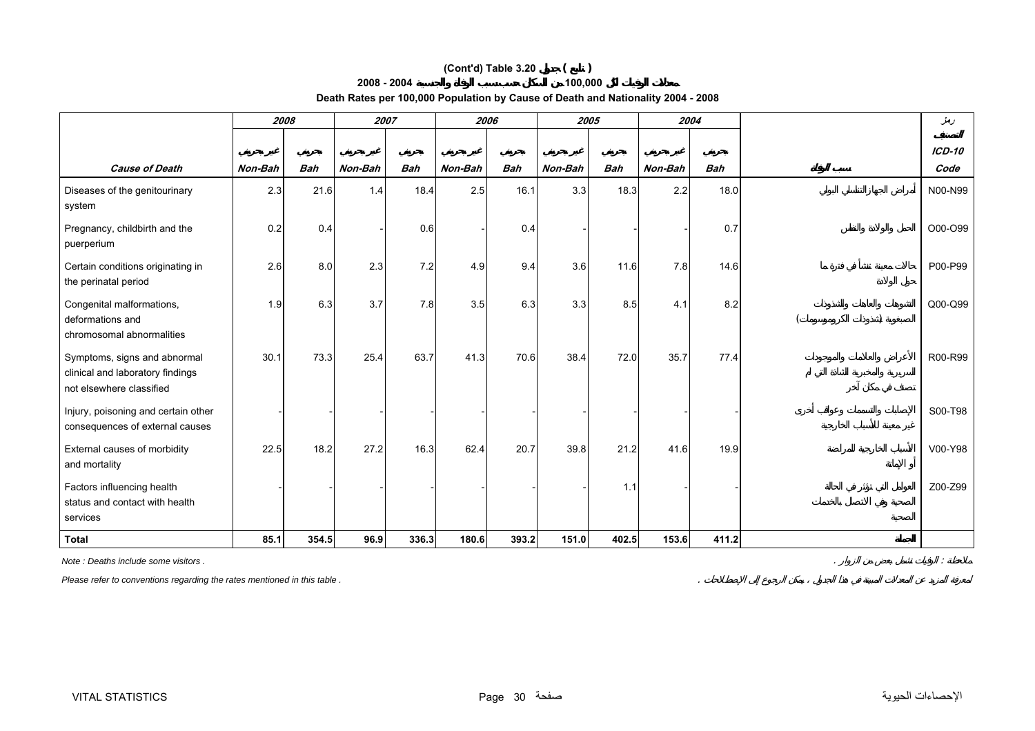# (Cont'd) Table 3.20 جدول ( تابع )

## معدلات الوفيات لكل 100,000 من السكان حسب سبب الوفاة والجنسية 2004 - 2008

## Death Rates per 100,000 Population by Cause of Death and Nationality 2004 - 2008

| | 2008 | | 2007 | | 2006 | | 2005 | | 2004 | | | رمز التصنيف |
|---|---|---|---|---|---|---|---|---|---|---|---|---|
| | غير بحريني | بحريني | غير بحريني | بحريني | غير بحريني | بحريني | غير بحريني | بحريني | غير بحريني | بحريني | | ICD-10 |
| ***Cause of Death*** | ***Non-Bah*** | ***Bah*** | ***Non-Bah*** | ***Bah*** | ***Non-Bah*** | ***Bah*** | ***Non-Bah*** | ***Bah*** | ***Non-Bah*** | ***Bah*** | **سبب الوفاة** | ***Code*** |
| Diseases of the genitourinary system | 2.3 | 21.6 | 1.4 | 18.4 | 2.5 | 16.1 | 3.3 | 18.3 | 2.2 | 18.0 | أمراض الجهاز التناسلي البولي | N00-N99 |
| Pregnancy, childbirth and the puerperium | 0.2 | 0.4 | - | 0.6 | - | 0.4 | - | - | - | 0.7 | الحمل والولادة والنفاس | O00-O99 |
| Certain conditions originating in the perinatal period | 2.6 | 8.0 | 2.3 | 7.2 | 4.9 | 9.4 | 3.6 | 11.6 | 7.8 | 14.6 | حالات معينة تنشأ في فترة ما حول الولادة | P00-P99 |
| Congenital malformations, deformations and chromosomal abnormalities | 1.9 | 6.3 | 3.7 | 7.8 | 3.5 | 6.3 | 3.3 | 8.5 | 4.1 | 8.2 | التشوهات والعاهات والشذوذات الصبغوية (شذوذات الكروموسومات) | Q00-Q99 |
| Symptoms, signs and abnormal clinical and laboratory findings not elsewhere classified | 30.1 | 73.3 | 25.4 | 63.7 | 41.3 | 70.6 | 38.4 | 72.0 | 35.7 | 77.4 | الأعراض والعلامات والموجودات السريرية والمخبرية الشاذة التي لم تصنف في مكان آخر | R00-R99 |
| Injury, poisoning and certain other consequences of external causes | - | - | - | - | - | - | - | - | - | - | الإصابات والتسممات وعواقب أخرى غير معينة للأسباب الخارجية | S00-T98 |
| External causes of morbidity and mortality | 22.5 | 18.2 | 27.2 | 16.3 | 62.4 | 20.7 | 39.8 | 21.2 | 41.6 | 19.9 | الأسباب الخارجية للمراضة أو الإماتة | V00-Y98 |
| Factors influencing health status and contact with health services | - | - | - | - | - | - | - | 1.1 | - | - | العوامل التي تؤثر في الحالة الصحية وفي الاتصال بالخدمات الصحية | Z00-Z99 |
| **Total** | **85.1** | **354.5** | **96.9** | **336.3** | **180.6** | **393.2** | **151.0** | **402.5** | **153.6** | **411.2** | **الجملة** | |

*Note : Deaths include some visitors .*

ملاحظة : الوفيات تشمل بعض من الزوار .

*Please refer to conventions regarding the rates mentioned in this table .*

لمعرفة المزيد عن المعدلات المبينة في هذا الجدول ، يمكن الرجوع إلى الاصطلاحات .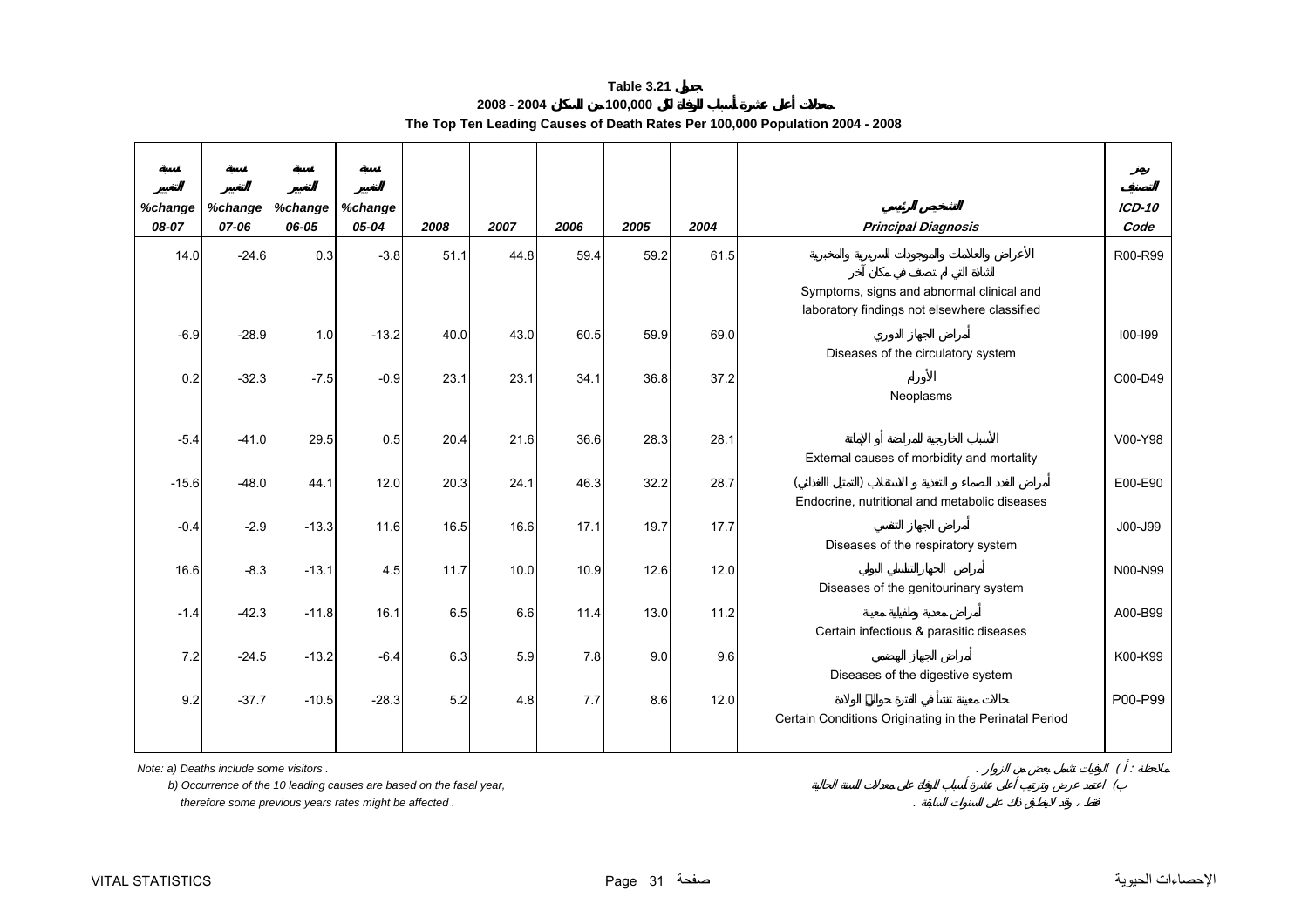**Table 3.21 جدول**

**معدلات أعلى عشرة أسباب للوفاة لكل 100,000 من السكان 2004 - 2008**

**The Top Ten Leading Causes of Death Rates Per 100,000 Population 2004 - 2008**

| نسبة التغير %change 08-07 | نسبة التغير %change 07-06 | نسبة التغير %change 06-05 | نسبة التغير %change 05-04 | 2008 | 2007 | 2006 | 2005 | 2004 | التشخيص الرئيسي Principal Diagnosis | رمز التصنيف ICD-10 Code |
|---|---|---|---|---|---|---|---|---|---|---|
| 14.0 | -24.6 | 0.3 | -3.8 | 51.1 | 44.8 | 59.4 | 59.2 | 61.5 | الأعراض والعلامات والموجودات السريرية والمخبرية الشاذة التي لم تصنف في مكان آخر Symptoms, signs and abnormal clinical and laboratory findings not elsewhere classified | R00-R99 |
| -6.9 | -28.9 | 1.0 | -13.2 | 40.0 | 43.0 | 60.5 | 59.9 | 69.0 | أمراض الجهاز الدوري Diseases of the circulatory system | I00-I99 |
| 0.2 | -32.3 | -7.5 | -0.9 | 23.1 | 23.1 | 34.1 | 36.8 | 37.2 | الأورام Neoplasms | C00-D49 |
| -5.4 | -41.0 | 29.5 | 0.5 | 20.4 | 21.6 | 36.6 | 28.3 | 28.1 | الأسباب الخارجية للمراضة أو الإماتة External causes of morbidity and mortality | V00-Y98 |
| -15.6 | -48.0 | 44.1 | 12.0 | 20.3 | 24.1 | 46.3 | 32.2 | 28.7 | أمراض الغدد الصماء و التغذية و الاستقلاب (التمثيل الغذائي) Endocrine, nutritional and metabolic diseases | E00-E90 |
| -0.4 | -2.9 | -13.3 | 11.6 | 16.5 | 16.6 | 17.1 | 19.7 | 17.7 | أمراض الجهاز التنفسي Diseases of the respiratory system | J00-J99 |
| 16.6 | -8.3 | -13.1 | 4.5 | 11.7 | 10.0 | 10.9 | 12.6 | 12.0 | أمراض الجهاز التناسلي البولي Diseases of the genitourinary system | N00-N99 |
| -1.4 | -42.3 | -11.8 | 16.1 | 6.5 | 6.6 | 11.4 | 13.0 | 11.2 | أمراض معدية وطفيلية معينة Certain infectious & parasitic diseases | A00-B99 |
| 7.2 | -24.5 | -13.2 | -6.4 | 6.3 | 5.9 | 7.8 | 9.0 | 9.6 | أمراض الجهاز الهضمي Diseases of the digestive system | K00-K99 |
| 9.2 | -37.7 | -10.5 | -28.3 | 5.2 | 4.8 | 7.7 | 8.6 | 12.0 | حالات معينة تنشأ في الفترة حول الولادة Certain Conditions Originating in the Perinatal Period | P00-P99 |

*Note: a) Deaths include some visitors .*

*b) Occurrence of the 10 leading causes are based on the fasal year,*

*therefore some previous years rates might be affected .*

ملاحظة : ( أ ) الوفيات تشمل بعض من الزوار .

( ب ) اعتمد عرض وترتيب أعلى عشرة أسباب للوفاة على معدلات السنة الحالية فقط ، وقد لا ينطبق ذلك على السنوات السابقة .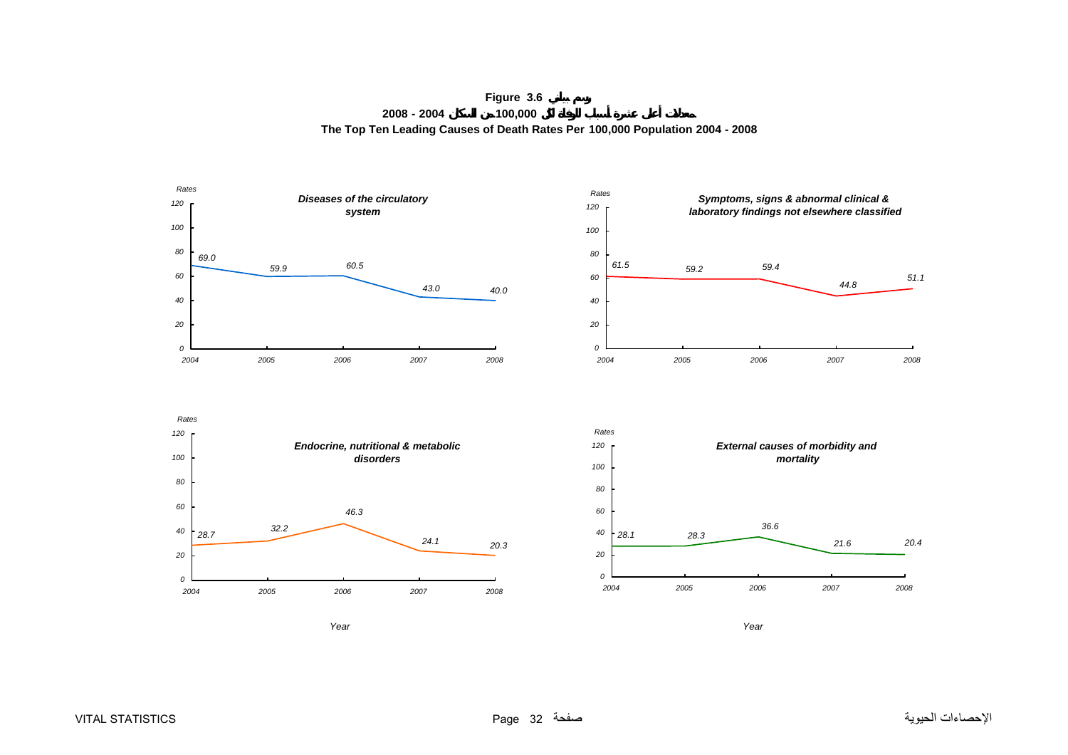**Figure 3.6 رسم بياني**

**معدلات أعلى عشرة أسباب للوفاة لكل 100,000 من السكان 2004 - 2008**

**The Top Ten Leading Causes of Death Rates Per 100,000 Population 2004 - 2008**

*Diseases of the circulatory system*

| Year | 2004 | 2005 | 2006 | 2007 | 2008 |
|---|---|---|---|---|---|
| Rates | 69.0 | 59.9 | 60.5 | 43.0 | 40.0 |

*Symptoms, signs & abnormal clinical & laboratory findings not elsewhere classified*

| Year | 2004 | 2005 | 2006 | 2007 | 2008 |
|---|---|---|---|---|---|
| Rates | 61.5 | 59.2 | 59.4 | 44.8 | 51.1 |

*Endocrine, nutritional & metabolic disorders*

| Year | 2004 | 2005 | 2006 | 2007 | 2008 |
|---|---|---|---|---|---|
| Rates | 28.7 | 32.2 | 46.3 | 24.1 | 20.3 |

*External causes of morbidity and mortality*

| Year | 2004 | 2005 | 2006 | 2007 | 2008 |
|---|---|---|---|---|---|
| Rates | 28.1 | 28.3 | 36.6 | 21.6 | 20.4 |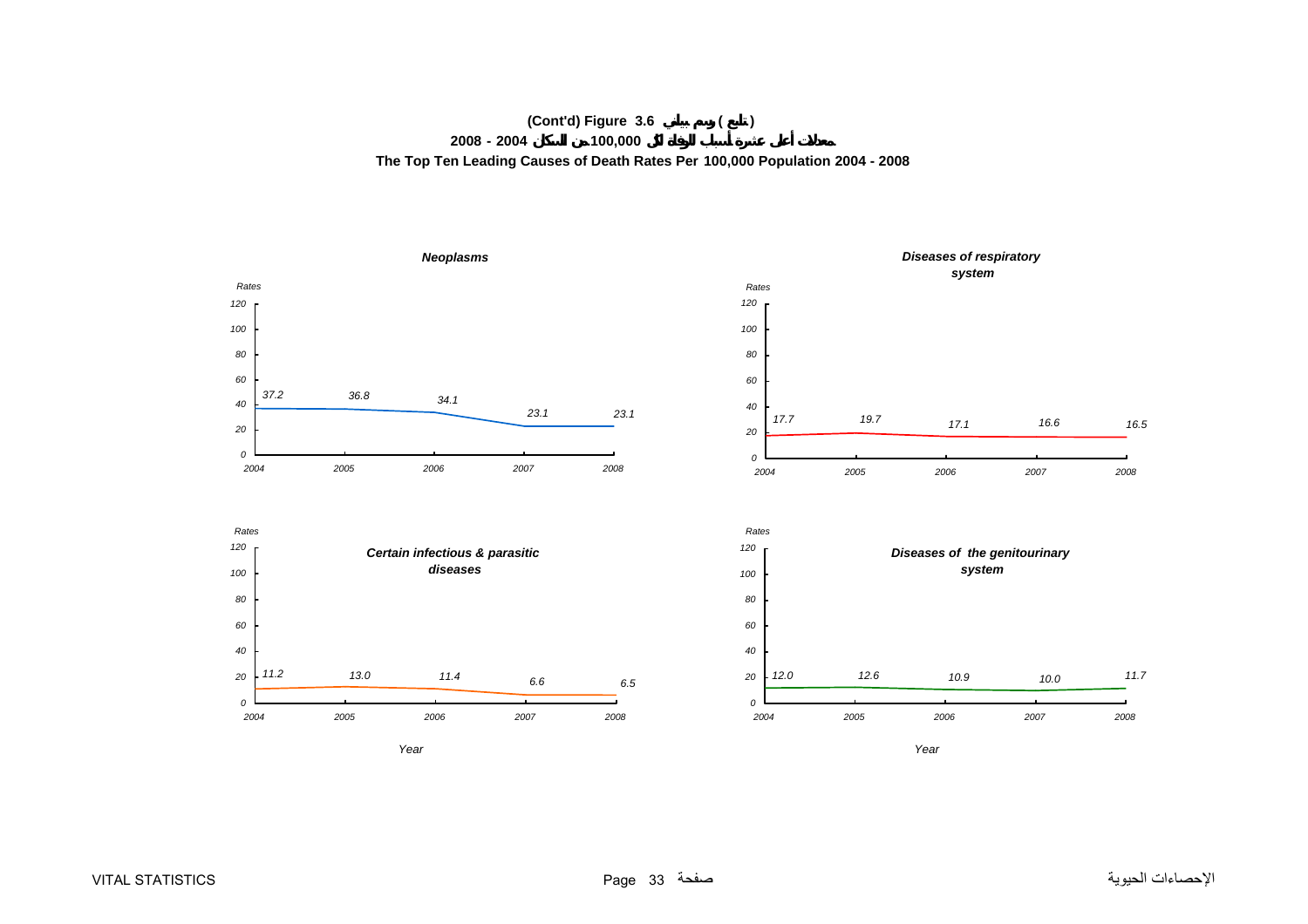**(Cont'd) Figure 3.6 (تابع ) رسم بياني**

**معدلات أعلى عشرة أسباب للوفاة لكل 100,000 من السكان 2004 - 2008**

**The Top Ten Leading Causes of Death Rates Per 100,000 Population 2004 - 2008**

***Neoplasms***

| Year | 2004 | 2005 | 2006 | 2007 | 2008 |
|---|---|---|---|---|---|
| Rates | 37.2 | 36.8 | 34.1 | 23.1 | 23.1 |

***Diseases of respiratory system***

| Year | 2004 | 2005 | 2006 | 2007 | 2008 |
|---|---|---|---|---|---|
| Rates | 17.7 | 19.7 | 17.1 | 16.6 | 16.5 |

***Certain infectious & parasitic diseases***

| Year | 2004 | 2005 | 2006 | 2007 | 2008 |
|---|---|---|---|---|---|
| Rates | 11.2 | 13.0 | 11.4 | 6.6 | 6.5 |

***Diseases of the genitourinary system***

| Year | 2004 | 2005 | 2006 | 2007 | 2008 |
|---|---|---|---|---|---|
| Rates | 12.0 | 12.6 | 10.9 | 10.0 | 11.7 |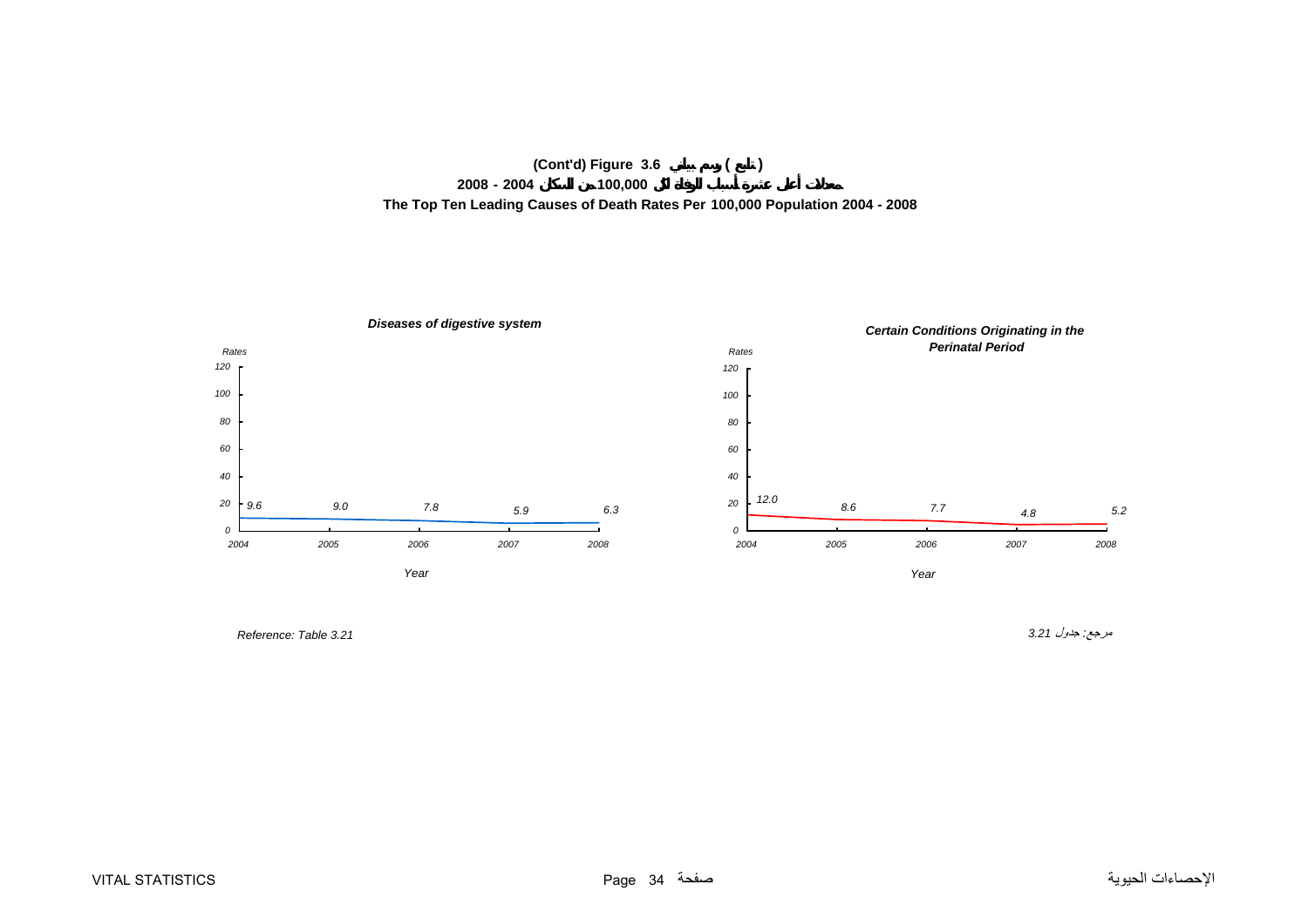**(Cont'd) Figure 3.6 تابع ( رسم بياني )**

**معدلات أعلى عشرة أسباب للوفاة لكل 100,000 من السكان 2004 - 2008**

**The Top Ten Leading Causes of Death Rates Per 100,000 Population 2004 - 2008**

***Diseases of digestive system***

| Year | 2004 | 2005 | 2006 | 2007 | 2008 |
|---|---|---|---|---|---|
| Rates | 9.6 | 9.0 | 7.8 | 5.9 | 6.3 |

***Certain Conditions Originating in the Perinatal Period***

| Year | 2004 | 2005 | 2006 | 2007 | 2008 |
|---|---|---|---|---|---|
| Rates | 12.0 | 8.6 | 7.7 | 4.8 | 5.2 |

*Reference: Table 3.21*

مرجع: جدول 3.21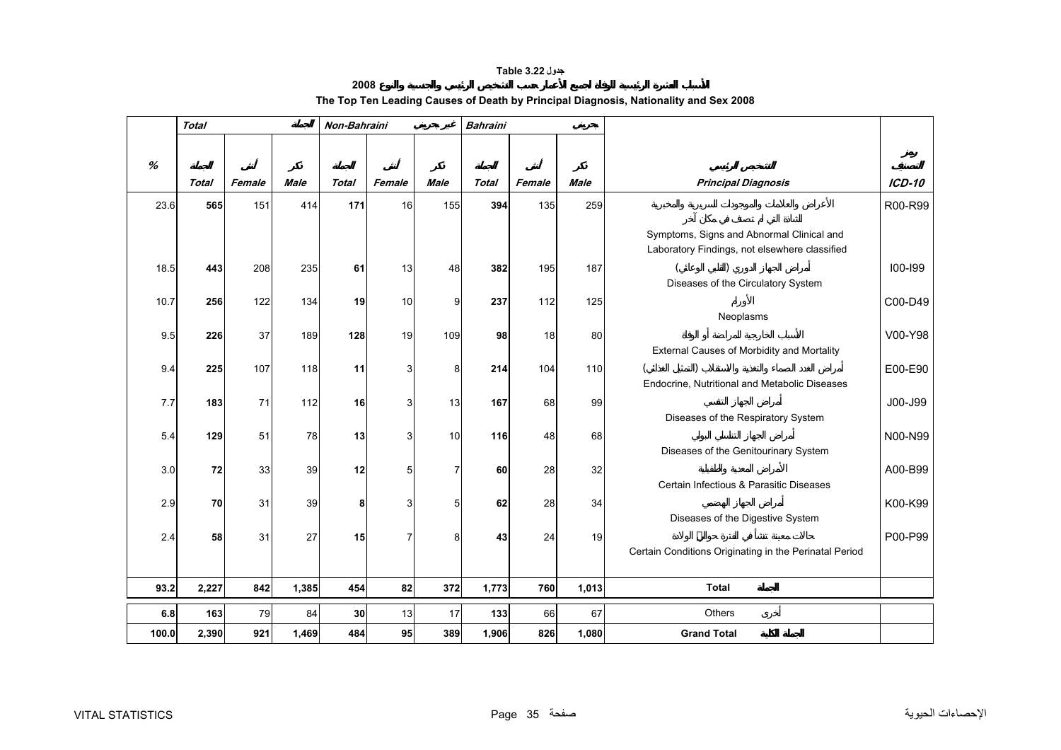**Table 3.22 جدول**

**الأسباب العشرة الرئيسية للوفاة لجميع الأعمار حسب التشخيص الرئيسي والجنسية والنوع 2008**

**The Top Ten Leading Causes of Death by Principal Diagnosis, Nationality and Sex 2008**

| | Total | | الجملة | Non-Bahraini | | غير بحريني | Bahraini | | بحريني | | |
|---|---|---|---|---|---|---|---|---|---|---|---|
| % | الجملة Total | أنثى Female | ذكر Male | الجملة Total | أنثى Female | ذكر Male | الجملة Total | أنثى Female | ذكر Male | التشخيص الرئيسي Principal Diagnosis | رمز التصنيف ICD-10 |
| 23.6 | **565** | 151 | 414 | **171** | 16 | 155 | **394** | 135 | 259 | الأعراض والعلامات والموجودات السريرية والمخبرية الشاذة التي لم تصنف في مكان آخر Symptoms, Signs and Abnormal Clinical and Laboratory Findings, not elsewhere classified | R00-R99 |
| 18.5 | **443** | 208 | 235 | **61** | 13 | 48 | **382** | 195 | 187 | أمراض الجهاز الدوري (القلبي الوعائي) Diseases of the Circulatory System | I00-I99 |
| 10.7 | **256** | 122 | 134 | **19** | 10 | 9 | **237** | 112 | 125 | الأورام Neoplasms | C00-D49 |
| 9.5 | **226** | 37 | 189 | **128** | 19 | 109 | **98** | 18 | 80 | الأسباب الخارجية للمراضة أو الوفاة External Causes of Morbidity and Mortality | V00-Y98 |
| 9.4 | **225** | 107 | 118 | **11** | 3 | 8 | **214** | 104 | 110 | أمراض الغدد الصماء والتغذية والاستقلاب (التمثيل الغذائي) Endocrine, Nutritional and Metabolic Diseases | E00-E90 |
| 7.7 | **183** | 71 | 112 | **16** | 3 | 13 | **167** | 68 | 99 | أمراض الجهاز التنفسي Diseases of the Respiratory System | J00-J99 |
| 5.4 | **129** | 51 | 78 | **13** | 3 | 10 | **116** | 48 | 68 | أمراض الجهاز التناسلي البولي Diseases of the Genitourinary System | N00-N99 |
| 3.0 | **72** | 33 | 39 | **12** | 5 | 7 | **60** | 28 | 32 | الأمراض المعدية والطفيلية Certain Infectious & Parasitic Diseases | A00-B99 |
| 2.9 | **70** | 31 | 39 | **8** | 3 | 5 | **62** | 28 | 34 | أمراض الجهاز الهضمي Diseases of the Digestive System | K00-K99 |
| 2.4 | **58** | 31 | 27 | **15** | 7 | 8 | **43** | 24 | 19 | حالات معينة تنشأ في الفترة حوالي الولادة Certain Conditions Originating in the Perinatal Period | P00-P99 |
| **93.2** | **2,227** | **842** | **1,385** | **454** | **82** | **372** | **1,773** | **760** | **1,013** | **Total الجملة** | |
| **6.8** | **163** | 79 | 84 | **30** | 13 | 17 | **133** | 66 | 67 | Others أخرى | |
| **100.0** | **2,390** | **921** | **1,469** | **484** | **95** | **389** | **1,906** | **826** | **1,080** | **Grand Total الجملة الكلية** | |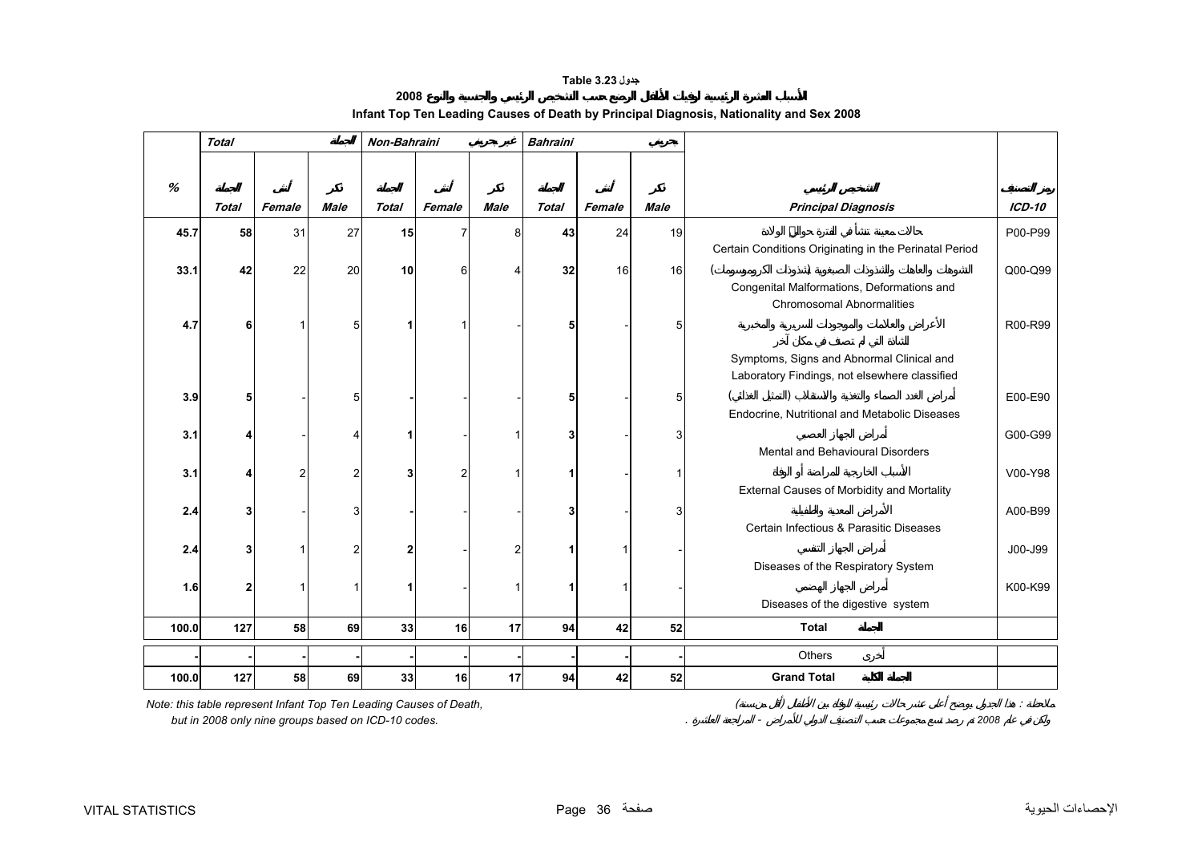# Table 3.23 جدول

## الأسباب العشرة الرئيسية لوفيات الأطفال الرضع حسب التشخيص الرئيسي والجنسية والنوع 2008

## Infant Top Ten Leading Causes of Death by Principal Diagnosis, Nationality and Sex 2008

| % | Total الجملة | | | Non-Bahraini غير بحريني | | | Bahraini بحريني | | | التشخيص الرئيسي Principal Diagnosis | رموز التصنيف ICD-10 |
|---|---|---|---|---|---|---|---|---|---|---|---|
| | الجملة Total | أنثى Female | ذكر Male | الجملة Total | أنثى Female | ذكر Male | الجملة Total | أنثى Female | ذكر Male | | |
| 45.7 | 58 | 31 | 27 | 15 | 7 | 8 | 43 | 24 | 19 | حالات معينة تنشأ في الفترة حوالي الولادة Certain Conditions Originating in the Perinatal Period | P00-P99 |
| 33.1 | 42 | 22 | 20 | 10 | 6 | 4 | 32 | 16 | 16 | التشوهات والعاهات والشذوذات الصبغوية (شذوذات الكروموسومات) Congenital Malformations, Deformations and Chromosomal Abnormalities | Q00-Q99 |
| 4.7 | 6 | 1 | 5 | 1 | 1 | - | 5 | - | 5 | الأعراض والعلامات والموجودات السريرية والمخبرية الشاذة التي لم تصنف في مكان آخر Symptoms, Signs and Abnormal Clinical and Laboratory Findings, not elsewhere classified | R00-R99 |
| 3.9 | 5 | - | 5 | - | - | - | 5 | - | 5 | أمراض الغدد الصماء والتغذية والاستقلاب (التمثيل الغذائي) Endocrine, Nutritional and Metabolic Diseases | E00-E90 |
| 3.1 | 4 | - | 4 | 1 | - | 1 | 3 | - | 3 | أمراض الجهاز العصبي Mental and Behavioural Disorders | G00-G99 |
| 3.1 | 4 | 2 | 2 | 3 | 2 | 1 | 1 | - | 1 | الأسباب الخارجية للمراضة أو الوفاة External Causes of Morbidity and Mortality | V00-Y98 |
| 2.4 | 3 | - | 3 | - | - | - | 3 | - | 3 | الأمراض المعدية والطفيلية Certain Infectious & Parasitic Diseases | A00-B99 |
| 2.4 | 3 | 1 | 2 | 2 | - | 2 | 1 | 1 | - | أمراض الجهاز التنفسي Diseases of the Respiratory System | J00-J99 |
| 1.6 | 2 | 1 | 1 | 1 | - | 1 | 1 | 1 | - | أمراض الجهاز الهضمي Diseases of the digestive system | K00-K99 |
| 100.0 | 127 | 58 | 69 | 33 | 16 | 17 | 94 | 42 | 52 | **Total الجملة** | |
| - | - | - | - | - | - | - | - | - | - | Others أخرى | |
| 100.0 | 127 | 58 | 69 | 33 | 16 | 17 | 94 | 42 | 52 | **Grand Total الجملة الكلية** | |

*Note: this table represent Infant Top Ten Leading Causes of Death, but in 2008 only nine groups based on ICD-10 codes.*

*ملاحظة : هذا الجدول يوضح أعلى عشر حالات رئيسية للوفاة بين الأطفال (أقل من سنة) ولكن في عام 2008 تم رصد تسع مجموعات حسب التصنيف الدولي للأمراض - المراجعة العاشرة .*